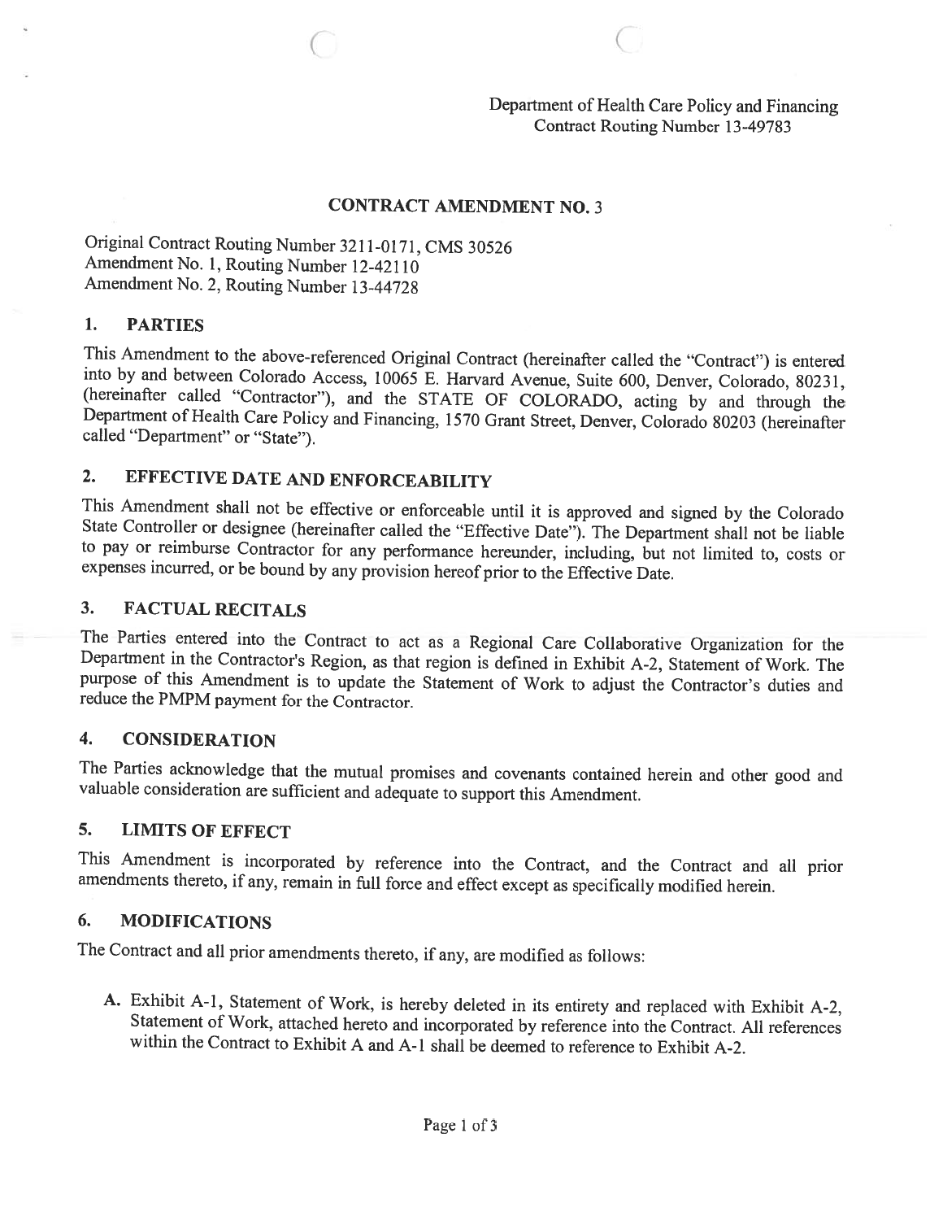Department of Health Care Policy and Financing
Contract Routing Number 13-49783

## CONTRACT AMENDMENT NO. 3

Original Contract Routing Number 3211-0171, CMS 30526
Amendment No. 1, Routing Number 12-42110
Amendment No. 2, Routing Number 13-44728

### 1. PARTIES

This Amendment to the above-referenced Original Contract (hereinafter called the "Contract") is entered into by and between Colorado Access, 10065 E. Harvard Avenue, Suite 600, Denver, Colorado, 80231, (hereinafter called "Contractor"), and the STATE OF COLORADO, acting by and through the Department of Health Care Policy and Financing, 1570 Grant Street, Denver, Colorado 80203 (hereinafter called "Department" or "State").

### 2. EFFECTIVE DATE AND ENFORCEABILITY

This Amendment shall not be effective or enforceable until it is approved and signed by the Colorado State Controller or designee (hereinafter called the "Effective Date"). The Department shall not be liable to pay or reimburse Contractor for any performance hereunder, including, but not limited to, costs or expenses incurred, or be bound by any provision hereof prior to the Effective Date.

### 3. FACTUAL RECITALS

The Parties entered into the Contract to act as a Regional Care Collaborative Organization for the Department in the Contractor's Region, as that region is defined in Exhibit A-2, Statement of Work. The purpose of this Amendment is to update the Statement of Work to adjust the Contractor's duties and reduce the PMPM payment for the Contractor.

### 4. CONSIDERATION

The Parties acknowledge that the mutual promises and covenants contained herein and other good and valuable consideration are sufficient and adequate to support this Amendment.

### 5. LIMITS OF EFFECT

This Amendment is incorporated by reference into the Contract, and the Contract and all prior amendments thereto, if any, remain in full force and effect except as specifically modified herein.

### 6. MODIFICATIONS

The Contract and all prior amendments thereto, if any, are modified as follows:

A. Exhibit A-1, Statement of Work, is hereby deleted in its entirety and replaced with Exhibit A-2, Statement of Work, attached hereto and incorporated by reference into the Contract. All references within the Contract to Exhibit A and A-1 shall be deemed to reference to Exhibit A-2.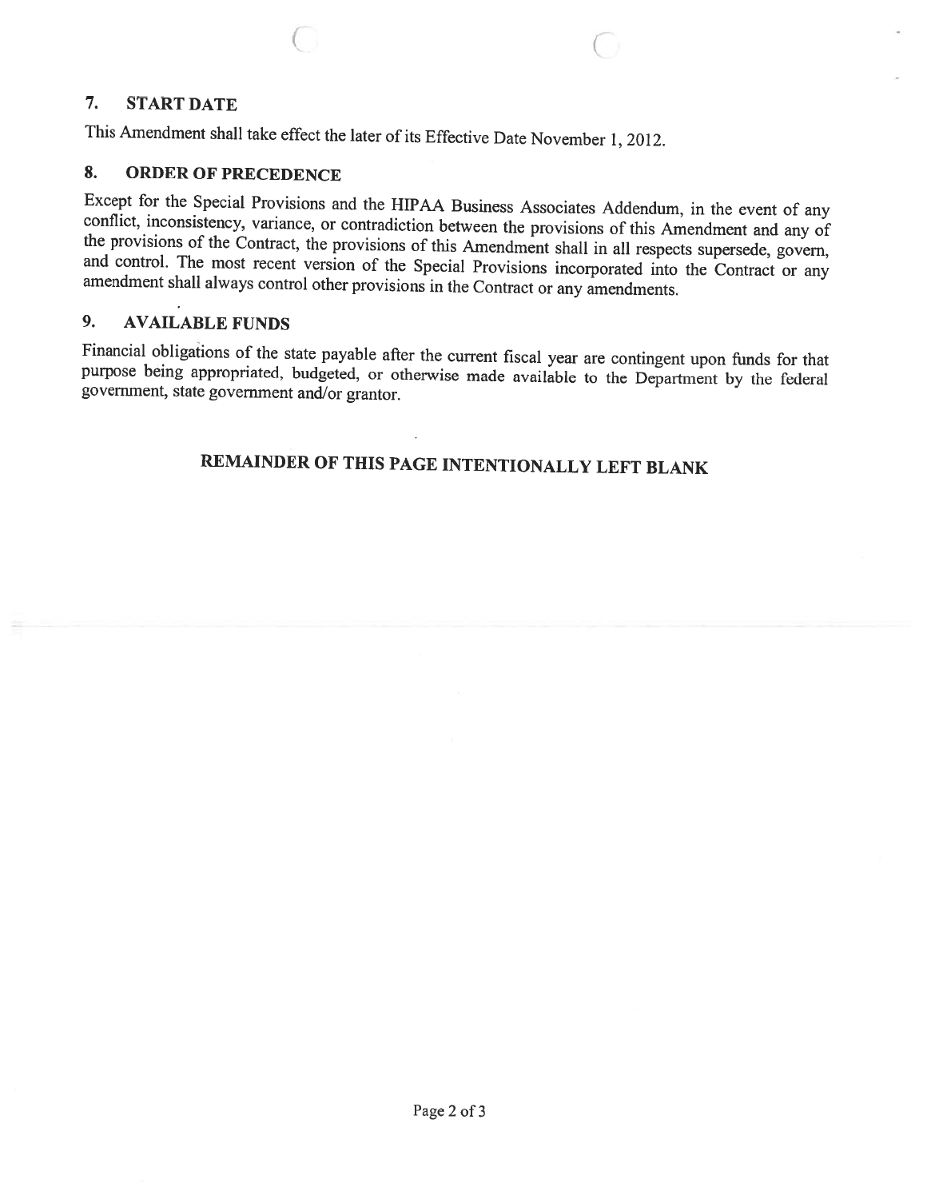## 7. START DATE

This Amendment shall take effect the later of its Effective Date November 1, 2012.

## 8. ORDER OF PRECEDENCE

Except for the Special Provisions and the HIPAA Business Associates Addendum, in the event of any conflict, inconsistency, variance, or contradiction between the provisions of this Amendment and any of the provisions of the Contract, the provisions of this Amendment shall in all respects supersede, govern, and control. The most recent version of the Special Provisions incorporated into the Contract or any amendment shall always control other provisions in the Contract or any amendments.

## 9. AVAILABLE FUNDS

Financial obligations of the state payable after the current fiscal year are contingent upon funds for that purpose being appropriated, budgeted, or otherwise made available to the Department by the federal government, state government and/or grantor.

**REMAINDER OF THIS PAGE INTENTIONALLY LEFT BLANK**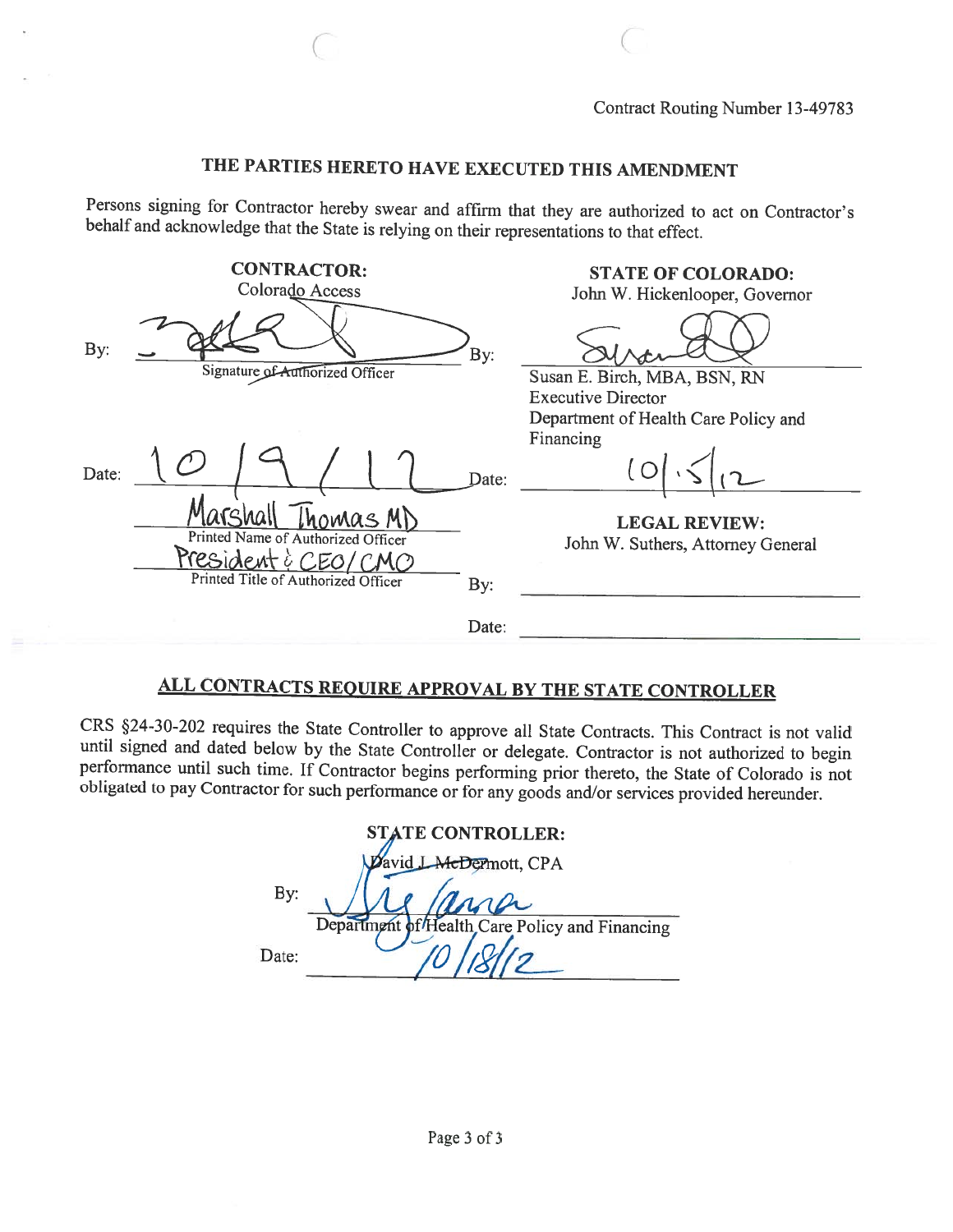Contract Routing Number 13-49783

## THE PARTIES HERETO HAVE EXECUTED THIS AMENDMENT

Persons signing for Contractor hereby swear and affirm that they are authorized to act on Contractor's behalf and acknowledge that the State is relying on their representations to that effect.

| **CONTRACTOR:** | **STATE OF COLORADO:** |
|---|---|
| Colorado Access | John W. Hickenlooper, Governor |
| By: _[signature]_ Signature of Authorized Officer | By: _[signature]_ Susan E. Birch, MBA, BSN, RN, Executive Director, Department of Health Care Policy and Financing |
| Date: 10/9/12 | Date: 10/5/12 |
| Marshall Thomas MD — Printed Name of Authorized Officer | **LEGAL REVIEW:** John W. Suthers, Attorney General |
| President & CEO/CMO — Printed Title of Authorized Officer | By: |
| | Date: |

## ALL CONTRACTS REQUIRE APPROVAL BY THE STATE CONTROLLER

CRS §24-30-202 requires the State Controller to approve all State Contracts. This Contract is not valid until signed and dated below by the State Controller or delegate. Contractor is not authorized to begin performance until such time. If Contractor begins performing prior thereto, the State of Colorado is not obligated to pay Contractor for such performance or for any goods and/or services provided hereunder.

**STATE CONTROLLER:**
David J. McDermott, CPA

By: _[signature]_
Department of Health Care Policy and Financing

Date: 10/18/12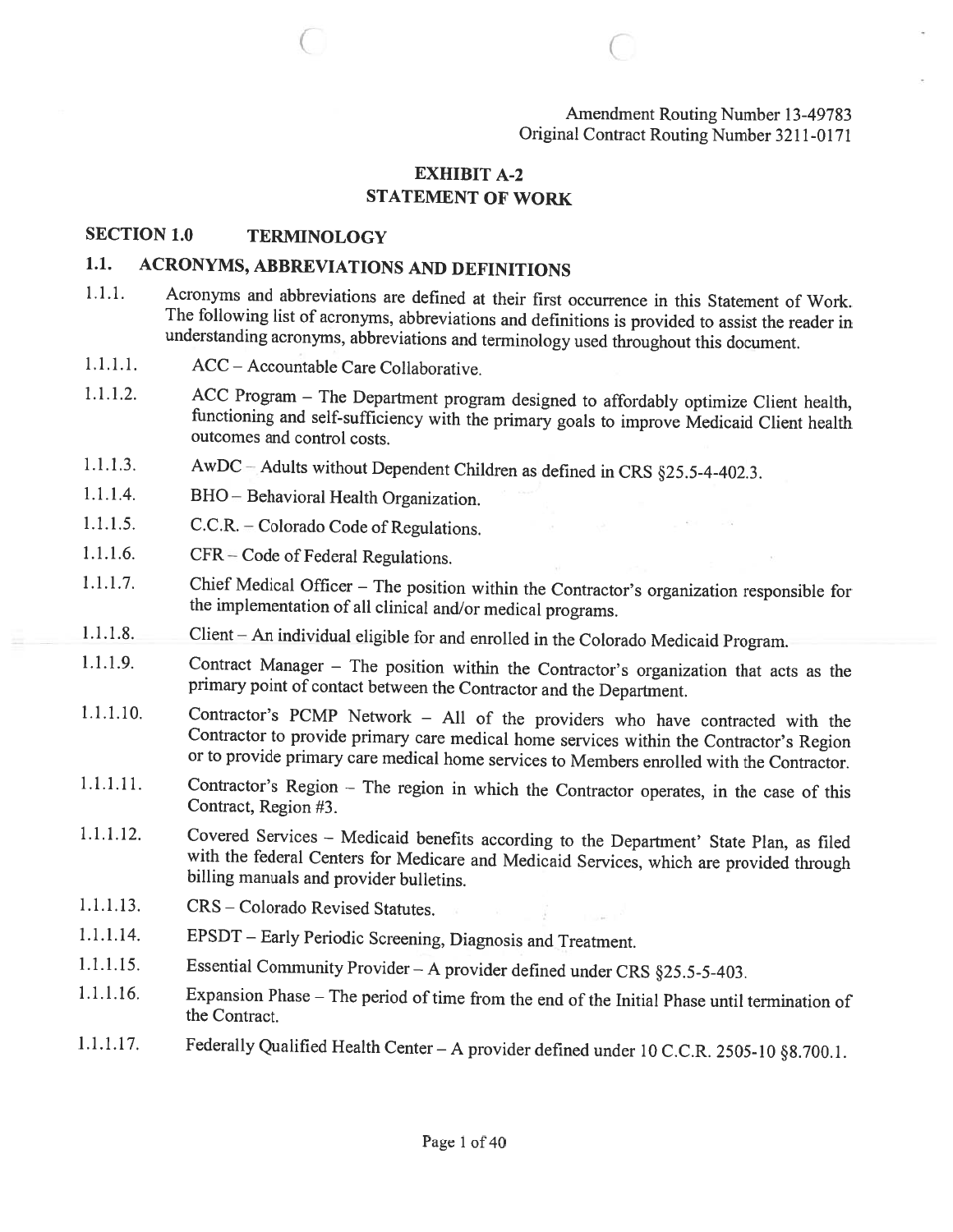Amendment Routing Number 13-49783
Original Contract Routing Number 3211-0171

# EXHIBIT A-2
# STATEMENT OF WORK

## SECTION 1.0 TERMINOLOGY

### 1.1. ACRONYMS, ABBREVIATIONS AND DEFINITIONS

1.1.1. Acronyms and abbreviations are defined at their first occurrence in this Statement of Work. The following list of acronyms, abbreviations and definitions is provided to assist the reader in understanding acronyms, abbreviations and terminology used throughout this document.

1.1.1.1. ACC – Accountable Care Collaborative.

1.1.1.2. ACC Program – The Department program designed to affordably optimize Client health, functioning and self-sufficiency with the primary goals to improve Medicaid Client health outcomes and control costs.

1.1.1.3. AwDC – Adults without Dependent Children as defined in CRS §25.5-4-402.3.

1.1.1.4. BHO – Behavioral Health Organization.

1.1.1.5. C.C.R. – Colorado Code of Regulations.

1.1.1.6. CFR – Code of Federal Regulations.

1.1.1.7. Chief Medical Officer – The position within the Contractor's organization responsible for the implementation of all clinical and/or medical programs.

1.1.1.8. Client – An individual eligible for and enrolled in the Colorado Medicaid Program.

1.1.1.9. Contract Manager – The position within the Contractor's organization that acts as the primary point of contact between the Contractor and the Department.

1.1.1.10. Contractor's PCMP Network – All of the providers who have contracted with the Contractor to provide primary care medical home services within the Contractor's Region or to provide primary care medical home services to Members enrolled with the Contractor.

1.1.1.11. Contractor's Region – The region in which the Contractor operates, in the case of this Contract, Region #3.

1.1.1.12. Covered Services – Medicaid benefits according to the Department' State Plan, as filed with the federal Centers for Medicare and Medicaid Services, which are provided through billing manuals and provider bulletins.

1.1.1.13. CRS – Colorado Revised Statutes.

1.1.1.14. EPSDT – Early Periodic Screening, Diagnosis and Treatment.

1.1.1.15. Essential Community Provider – A provider defined under CRS §25.5-5-403.

1.1.1.16. Expansion Phase – The period of time from the end of the Initial Phase until termination of the Contract.

1.1.1.17. Federally Qualified Health Center – A provider defined under 10 C.C.R. 2505-10 §8.700.1.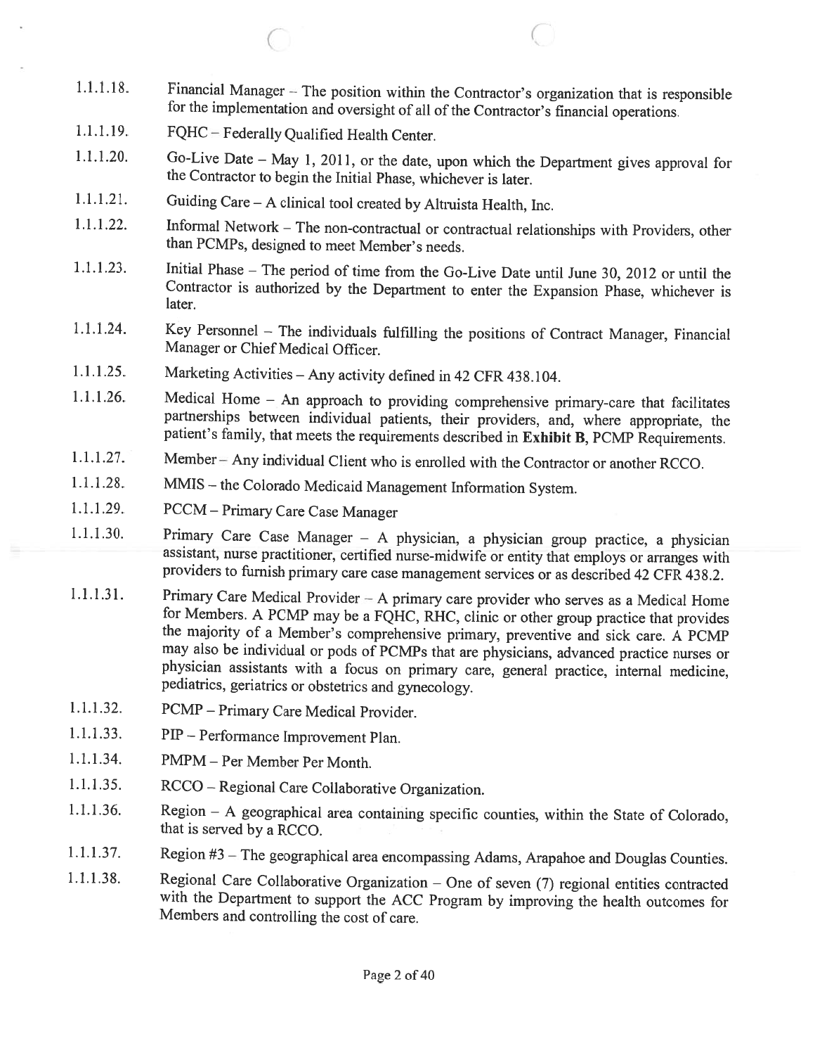1.1.1.18. Financial Manager – The position within the Contractor's organization that is responsible for the implementation and oversight of all of the Contractor's financial operations.

1.1.1.19. FQHC – Federally Qualified Health Center.

1.1.1.20. Go-Live Date – May 1, 2011, or the date, upon which the Department gives approval for the Contractor to begin the Initial Phase, whichever is later.

1.1.1.21. Guiding Care – A clinical tool created by Altruista Health, Inc.

1.1.1.22. Informal Network – The non-contractual or contractual relationships with Providers, other than PCMPs, designed to meet Member's needs.

1.1.1.23. Initial Phase – The period of time from the Go-Live Date until June 30, 2012 or until the Contractor is authorized by the Department to enter the Expansion Phase, whichever is later.

1.1.1.24. Key Personnel – The individuals fulfilling the positions of Contract Manager, Financial Manager or Chief Medical Officer.

1.1.1.25. Marketing Activities – Any activity defined in 42 CFR 438.104.

1.1.1.26. Medical Home – An approach to providing comprehensive primary-care that facilitates partnerships between individual patients, their providers, and, where appropriate, the patient's family, that meets the requirements described in **Exhibit B**, PCMP Requirements.

1.1.1.27. Member – Any individual Client who is enrolled with the Contractor or another RCCO.

1.1.1.28. MMIS – the Colorado Medicaid Management Information System.

1.1.1.29. PCCM – Primary Care Case Manager

1.1.1.30. Primary Care Case Manager – A physician, a physician group practice, a physician assistant, nurse practitioner, certified nurse-midwife or entity that employs or arranges with providers to furnish primary care case management services or as described 42 CFR 438.2.

1.1.1.31. Primary Care Medical Provider – A primary care provider who serves as a Medical Home for Members. A PCMP may be a FQHC, RHC, clinic or other group practice that provides the majority of a Member's comprehensive primary, preventive and sick care. A PCMP may also be individual or pods of PCMPs that are physicians, advanced practice nurses or physician assistants with a focus on primary care, general practice, internal medicine, pediatrics, geriatrics or obstetrics and gynecology.

1.1.1.32. PCMP – Primary Care Medical Provider.

1.1.1.33. PIP – Performance Improvement Plan.

1.1.1.34. PMPM – Per Member Per Month.

1.1.1.35. RCCO – Regional Care Collaborative Organization.

1.1.1.36. Region – A geographical area containing specific counties, within the State of Colorado, that is served by a RCCO.

1.1.1.37. Region #3 – The geographical area encompassing Adams, Arapahoe and Douglas Counties.

1.1.1.38. Regional Care Collaborative Organization – One of seven (7) regional entities contracted with the Department to support the ACC Program by improving the health outcomes for Members and controlling the cost of care.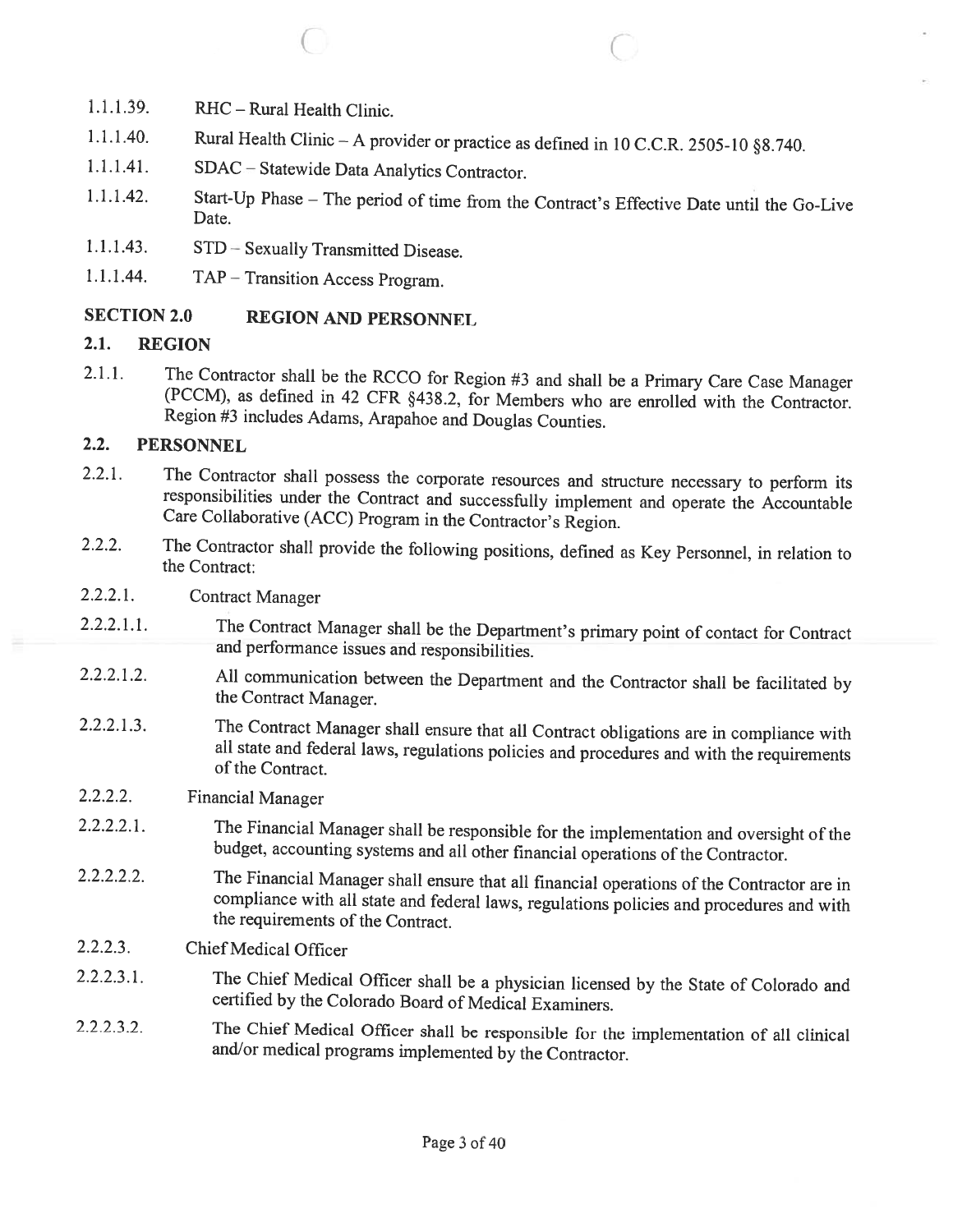1.1.1.39. RHC – Rural Health Clinic.

1.1.1.40. Rural Health Clinic – A provider or practice as defined in 10 C.C.R. 2505-10 §8.740.

1.1.1.41. SDAC – Statewide Data Analytics Contractor.

1.1.1.42. Start-Up Phase – The period of time from the Contract's Effective Date until the Go-Live Date.

1.1.1.43. STD – Sexually Transmitted Disease.

1.1.1.44. TAP – Transition Access Program.

## SECTION 2.0 REGION AND PERSONNEL

### 2.1. REGION

2.1.1. The Contractor shall be the RCCO for Region #3 and shall be a Primary Care Case Manager (PCCM), as defined in 42 CFR §438.2, for Members who are enrolled with the Contractor. Region #3 includes Adams, Arapahoe and Douglas Counties.

### 2.2. PERSONNEL

2.2.1. The Contractor shall possess the corporate resources and structure necessary to perform its responsibilities under the Contract and successfully implement and operate the Accountable Care Collaborative (ACC) Program in the Contractor's Region.

2.2.2. The Contractor shall provide the following positions, defined as Key Personnel, in relation to the Contract:

2.2.2.1. Contract Manager

2.2.2.1.1. The Contract Manager shall be the Department's primary point of contact for Contract and performance issues and responsibilities.

2.2.2.1.2. All communication between the Department and the Contractor shall be facilitated by the Contract Manager.

2.2.2.1.3. The Contract Manager shall ensure that all Contract obligations are in compliance with all state and federal laws, regulations policies and procedures and with the requirements of the Contract.

2.2.2.2. Financial Manager

2.2.2.2.1. The Financial Manager shall be responsible for the implementation and oversight of the budget, accounting systems and all other financial operations of the Contractor.

2.2.2.2.2. The Financial Manager shall ensure that all financial operations of the Contractor are in compliance with all state and federal laws, regulations policies and procedures and with the requirements of the Contract.

2.2.2.3. Chief Medical Officer

2.2.2.3.1. The Chief Medical Officer shall be a physician licensed by the State of Colorado and certified by the Colorado Board of Medical Examiners.

2.2.2.3.2. The Chief Medical Officer shall be responsible for the implementation of all clinical and/or medical programs implemented by the Contractor.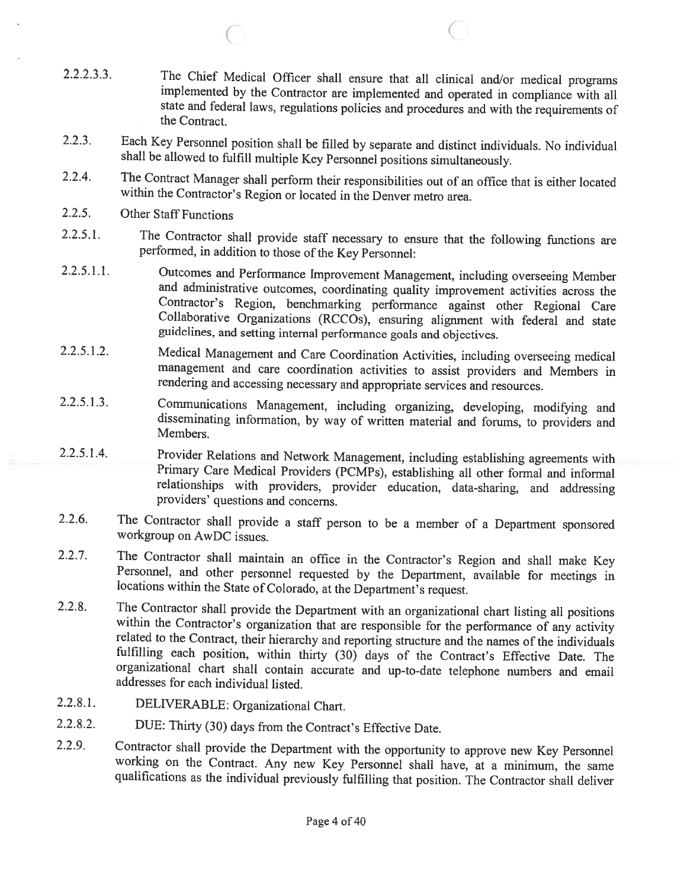2.2.2.3.3. The Chief Medical Officer shall ensure that all clinical and/or medical programs implemented by the Contractor are implemented and operated in compliance with all state and federal laws, regulations policies and procedures and with the requirements of the Contract.

2.2.3. Each Key Personnel position shall be filled by separate and distinct individuals. No individual shall be allowed to fulfill multiple Key Personnel positions simultaneously.

2.2.4. The Contract Manager shall perform their responsibilities out of an office that is either located within the Contractor's Region or located in the Denver metro area.

2.2.5. Other Staff Functions

2.2.5.1. The Contractor shall provide staff necessary to ensure that the following functions are performed, in addition to those of the Key Personnel:

2.2.5.1.1. Outcomes and Performance Improvement Management, including overseeing Member and administrative outcomes, coordinating quality improvement activities across the Contractor's Region, benchmarking performance against other Regional Care Collaborative Organizations (RCCOs), ensuring alignment with federal and state guidelines, and setting internal performance goals and objectives.

2.2.5.1.2. Medical Management and Care Coordination Activities, including overseeing medical management and care coordination activities to assist providers and Members in rendering and accessing necessary and appropriate services and resources.

2.2.5.1.3. Communications Management, including organizing, developing, modifying and disseminating information, by way of written material and forums, to providers and Members.

2.2.5.1.4. Provider Relations and Network Management, including establishing agreements with Primary Care Medical Providers (PCMPs), establishing all other formal and informal relationships with providers, provider education, data-sharing, and addressing providers' questions and concerns.

2.2.6. The Contractor shall provide a staff person to be a member of a Department sponsored workgroup on AwDC issues.

2.2.7. The Contractor shall maintain an office in the Contractor's Region and shall make Key Personnel, and other personnel requested by the Department, available for meetings in locations within the State of Colorado, at the Department's request.

2.2.8. The Contractor shall provide the Department with an organizational chart listing all positions within the Contractor's organization that are responsible for the performance of any activity related to the Contract, their hierarchy and reporting structure and the names of the individuals fulfilling each position, within thirty (30) days of the Contract's Effective Date. The organizational chart shall contain accurate and up-to-date telephone numbers and email addresses for each individual listed.

2.2.8.1. DELIVERABLE: Organizational Chart.

2.2.8.2. DUE: Thirty (30) days from the Contract's Effective Date.

2.2.9. Contractor shall provide the Department with the opportunity to approve new Key Personnel working on the Contract. Any new Key Personnel shall have, at a minimum, the same qualifications as the individual previously fulfilling that position. The Contractor shall deliver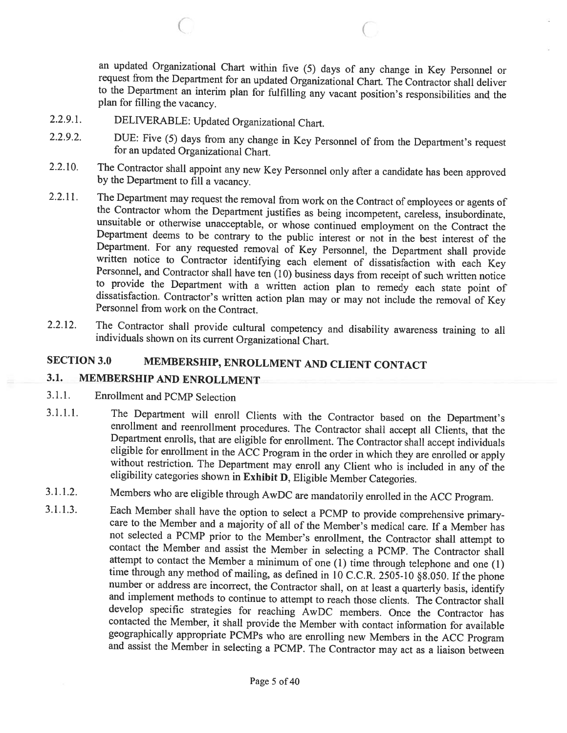an updated Organizational Chart within five (5) days of any change in Key Personnel or request from the Department for an updated Organizational Chart. The Contractor shall deliver to the Department an interim plan for fulfilling any vacant position's responsibilities and the plan for filling the vacancy.

2.2.9.1. DELIVERABLE: Updated Organizational Chart.

2.2.9.2. DUE: Five (5) days from any change in Key Personnel of from the Department's request for an updated Organizational Chart.

2.2.10. The Contractor shall appoint any new Key Personnel only after a candidate has been approved by the Department to fill a vacancy.

2.2.11. The Department may request the removal from work on the Contract of employees or agents of the Contractor whom the Department justifies as being incompetent, careless, insubordinate, unsuitable or otherwise unacceptable, or whose continued employment on the Contract the Department deems to be contrary to the public interest or not in the best interest of the Department. For any requested removal of Key Personnel, the Department shall provide written notice to Contractor identifying each element of dissatisfaction with each Key Personnel, and Contractor shall have ten (10) business days from receipt of such written notice to provide the Department with a written action plan to remedy each state point of dissatisfaction. Contractor's written action plan may or may not include the removal of Key Personnel from work on the Contract.

2.2.12. The Contractor shall provide cultural competency and disability awareness training to all individuals shown on its current Organizational Chart.

# SECTION 3.0 MEMBERSHIP, ENROLLMENT AND CLIENT CONTACT

## 3.1. MEMBERSHIP AND ENROLLMENT

3.1.1. Enrollment and PCMP Selection

3.1.1.1. The Department will enroll Clients with the Contractor based on the Department's enrollment and reenrollment procedures. The Contractor shall accept all Clients, that the Department enrolls, that are eligible for enrollment. The Contractor shall accept individuals eligible for enrollment in the ACC Program in the order in which they are enrolled or apply without restriction. The Department may enroll any Client who is included in any of the eligibility categories shown in **Exhibit D**, Eligible Member Categories.

3.1.1.2. Members who are eligible through AwDC are mandatorily enrolled in the ACC Program.

3.1.1.3. Each Member shall have the option to select a PCMP to provide comprehensive primary-care to the Member and a majority of all of the Member's medical care. If a Member has not selected a PCMP prior to the Member's enrollment, the Contractor shall attempt to contact the Member and assist the Member in selecting a PCMP. The Contractor shall attempt to contact the Member a minimum of one (1) time through telephone and one (1) time through any method of mailing, as defined in 10 C.C.R. 2505-10 §8.050. If the phone number or address are incorrect, the Contractor shall, on at least a quarterly basis, identify and implement methods to continue to attempt to reach those clients. The Contractor shall develop specific strategies for reaching AwDC members. Once the Contractor has contacted the Member, it shall provide the Member with contact information for available geographically appropriate PCMPs who are enrolling new Members in the ACC Program and assist the Member in selecting a PCMP. The Contractor may act as a liaison between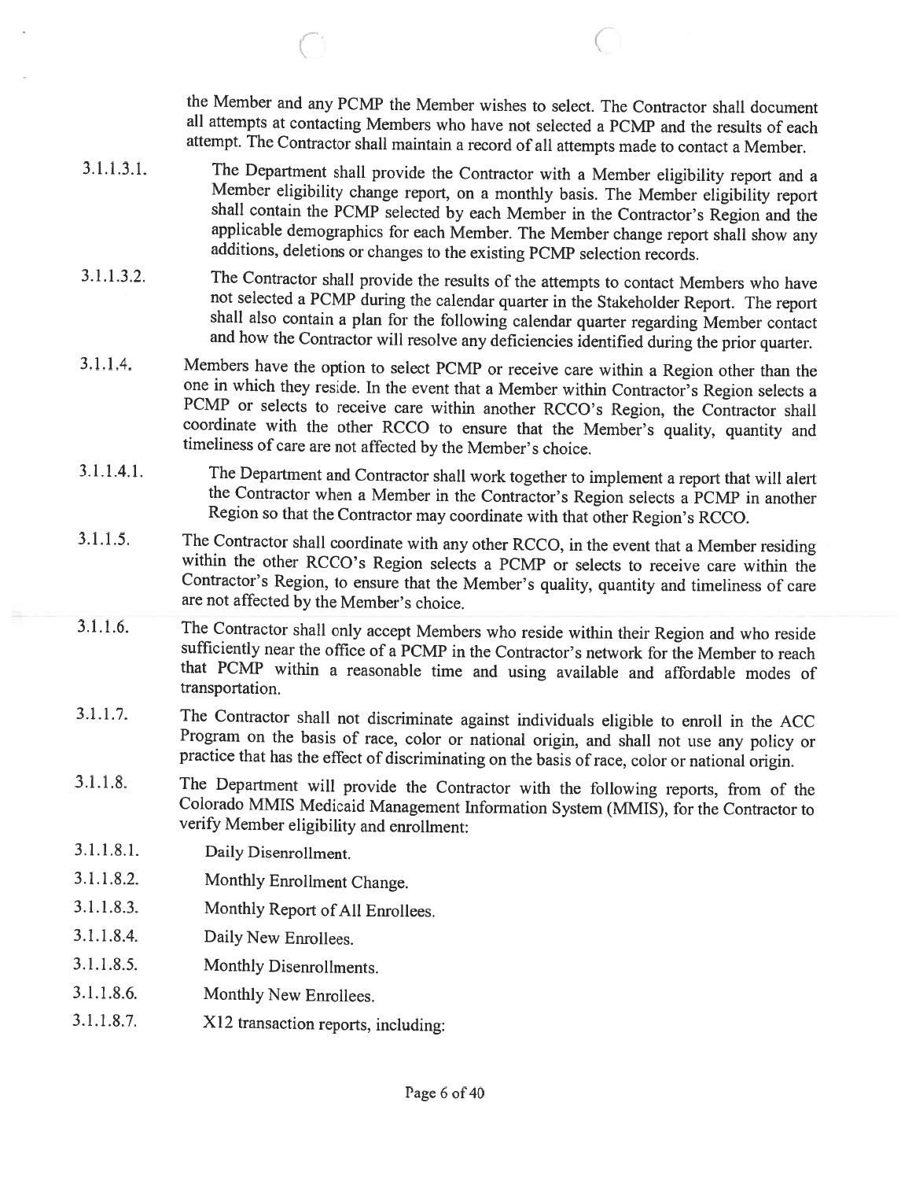the Member and any PCMP the Member wishes to select. The Contractor shall document all attempts at contacting Members who have not selected a PCMP and the results of each attempt. The Contractor shall maintain a record of all attempts made to contact a Member.

3.1.1.3.1. The Department shall provide the Contractor with a Member eligibility report and a Member eligibility change report, on a monthly basis. The Member eligibility report shall contain the PCMP selected by each Member in the Contractor's Region and the applicable demographics for each Member. The Member change report shall show any additions, deletions or changes to the existing PCMP selection records.

3.1.1.3.2. The Contractor shall provide the results of the attempts to contact Members who have not selected a PCMP during the calendar quarter in the Stakeholder Report. The report shall also contain a plan for the following calendar quarter regarding Member contact and how the Contractor will resolve any deficiencies identified during the prior quarter.

3.1.1.4. Members have the option to select PCMP or receive care within a Region other than the one in which they reside. In the event that a Member within Contractor's Region selects a PCMP or selects to receive care within another RCCO's Region, the Contractor shall coordinate with the other RCCO to ensure that the Member's quality, quantity and timeliness of care are not affected by the Member's choice.

3.1.1.4.1. The Department and Contractor shall work together to implement a report that will alert the Contractor when a Member in the Contractor's Region selects a PCMP in another Region so that the Contractor may coordinate with that other Region's RCCO.

3.1.1.5. The Contractor shall coordinate with any other RCCO, in the event that a Member residing within the other RCCO's Region selects a PCMP or selects to receive care within the Contractor's Region, to ensure that the Member's quality, quantity and timeliness of care are not affected by the Member's choice.

3.1.1.6. The Contractor shall only accept Members who reside within their Region and who reside sufficiently near the office of a PCMP in the Contractor's network for the Member to reach that PCMP within a reasonable time and using available and affordable modes of transportation.

3.1.1.7. The Contractor shall not discriminate against individuals eligible to enroll in the ACC Program on the basis of race, color or national origin, and shall not use any policy or practice that has the effect of discriminating on the basis of race, color or national origin.

3.1.1.8. The Department will provide the Contractor with the following reports, from of the Colorado MMIS Medicaid Management Information System (MMIS), for the Contractor to verify Member eligibility and enrollment:

3.1.1.8.1. Daily Disenrollment.

3.1.1.8.2. Monthly Enrollment Change.

3.1.1.8.3. Monthly Report of All Enrollees.

3.1.1.8.4. Daily New Enrollees.

3.1.1.8.5. Monthly Disenrollments.

3.1.1.8.6. Monthly New Enrollees.

3.1.1.8.7. X12 transaction reports, including: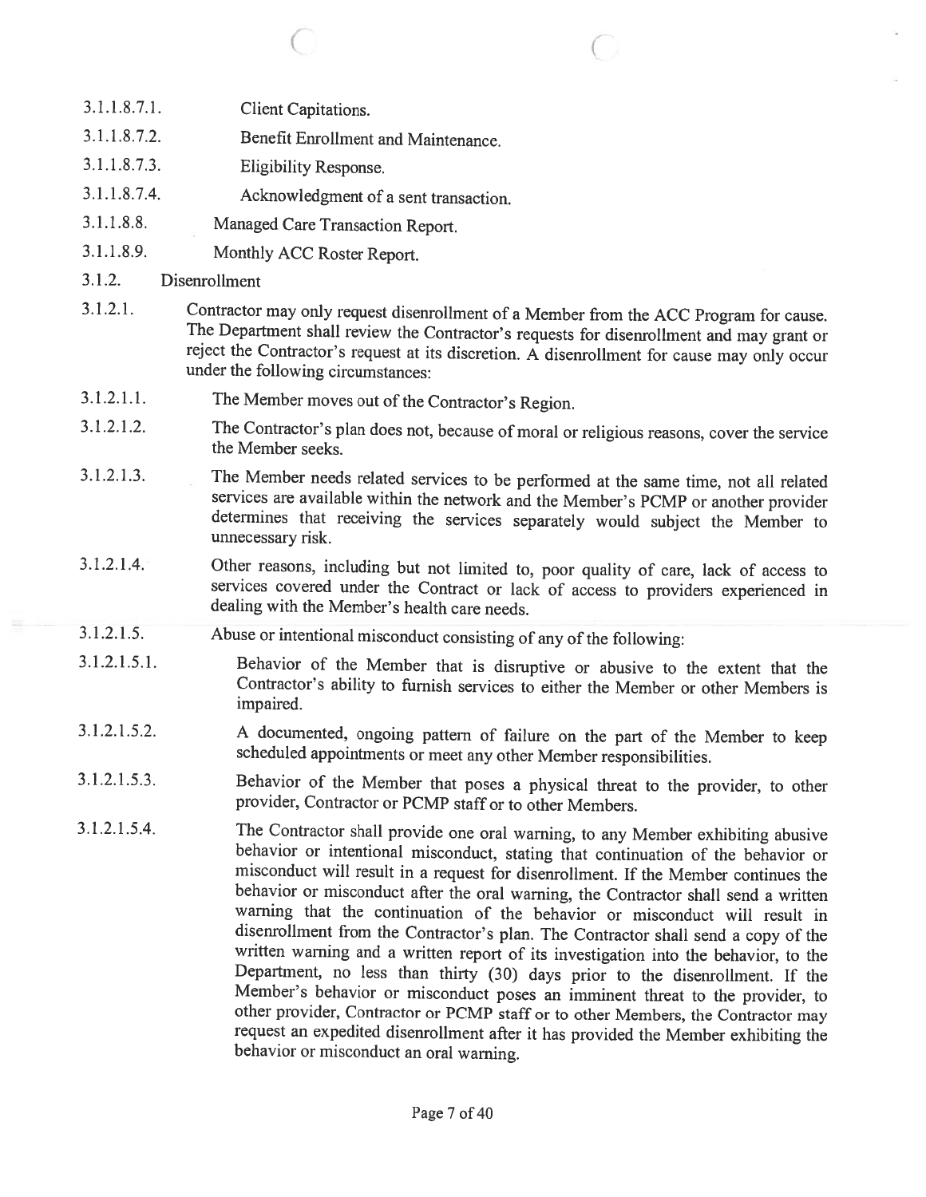3.1.1.8.7.1. Client Capitations.

3.1.1.8.7.2. Benefit Enrollment and Maintenance.

3.1.1.8.7.3. Eligibility Response.

3.1.1.8.7.4. Acknowledgment of a sent transaction.

3.1.1.8.8. Managed Care Transaction Report.

3.1.1.8.9. Monthly ACC Roster Report.

3.1.2. Disenrollment

3.1.2.1. Contractor may only request disenrollment of a Member from the ACC Program for cause. The Department shall review the Contractor's requests for disenrollment and may grant or reject the Contractor's request at its discretion. A disenrollment for cause may only occur under the following circumstances:

3.1.2.1.1. The Member moves out of the Contractor's Region.

3.1.2.1.2. The Contractor's plan does not, because of moral or religious reasons, cover the service the Member seeks.

3.1.2.1.3. The Member needs related services to be performed at the same time, not all related services are available within the network and the Member's PCMP or another provider determines that receiving the services separately would subject the Member to unnecessary risk.

3.1.2.1.4. Other reasons, including but not limited to, poor quality of care, lack of access to services covered under the Contract or lack of access to providers experienced in dealing with the Member's health care needs.

3.1.2.1.5. Abuse or intentional misconduct consisting of any of the following:

3.1.2.1.5.1. Behavior of the Member that is disruptive or abusive to the extent that the Contractor's ability to furnish services to either the Member or other Members is impaired.

3.1.2.1.5.2. A documented, ongoing pattern of failure on the part of the Member to keep scheduled appointments or meet any other Member responsibilities.

3.1.2.1.5.3. Behavior of the Member that poses a physical threat to the provider, to other provider, Contractor or PCMP staff or to other Members.

3.1.2.1.5.4. The Contractor shall provide one oral warning, to any Member exhibiting abusive behavior or intentional misconduct, stating that continuation of the behavior or misconduct will result in a request for disenrollment. If the Member continues the behavior or misconduct after the oral warning, the Contractor shall send a written warning that the continuation of the behavior or misconduct will result in disenrollment from the Contractor's plan. The Contractor shall send a copy of the written warning and a written report of its investigation into the behavior, to the Department, no less than thirty (30) days prior to the disenrollment. If the Member's behavior or misconduct poses an imminent threat to the provider, to other provider, Contractor or PCMP staff or to other Members, the Contractor may request an expedited disenrollment after it has provided the Member exhibiting the behavior or misconduct an oral warning.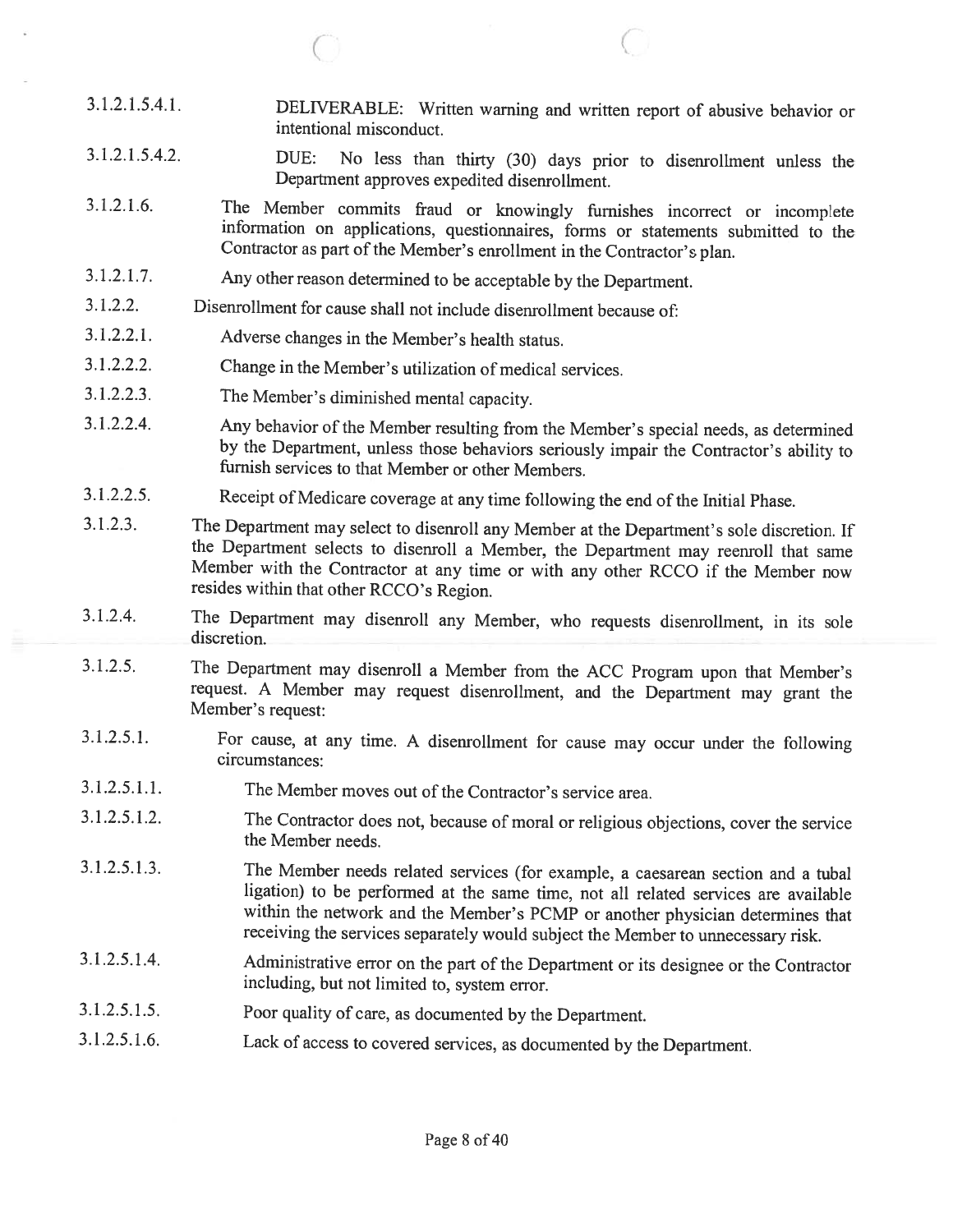3.1.2.1.5.4.1. DELIVERABLE: Written warning and written report of abusive behavior or intentional misconduct.

3.1.2.1.5.4.2. DUE: No less than thirty (30) days prior to disenrollment unless the Department approves expedited disenrollment.

3.1.2.1.6. The Member commits fraud or knowingly furnishes incorrect or incomplete information on applications, questionnaires, forms or statements submitted to the Contractor as part of the Member's enrollment in the Contractor's plan.

3.1.2.1.7. Any other reason determined to be acceptable by the Department.

3.1.2.2. Disenrollment for cause shall not include disenrollment because of:

3.1.2.2.1. Adverse changes in the Member's health status.

3.1.2.2.2. Change in the Member's utilization of medical services.

3.1.2.2.3. The Member's diminished mental capacity.

3.1.2.2.4. Any behavior of the Member resulting from the Member's special needs, as determined by the Department, unless those behaviors seriously impair the Contractor's ability to furnish services to that Member or other Members.

3.1.2.2.5. Receipt of Medicare coverage at any time following the end of the Initial Phase.

3.1.2.3. The Department may select to disenroll any Member at the Department's sole discretion. If the Department selects to disenroll a Member, the Department may reenroll that same Member with the Contractor at any time or with any other RCCO if the Member now resides within that other RCCO's Region.

3.1.2.4. The Department may disenroll any Member, who requests disenrollment, in its sole discretion.

3.1.2.5. The Department may disenroll a Member from the ACC Program upon that Member's request. A Member may request disenrollment, and the Department may grant the Member's request:

3.1.2.5.1. For cause, at any time. A disenrollment for cause may occur under the following circumstances:

3.1.2.5.1.1. The Member moves out of the Contractor's service area.

3.1.2.5.1.2. The Contractor does not, because of moral or religious objections, cover the service the Member needs.

3.1.2.5.1.3. The Member needs related services (for example, a caesarean section and a tubal ligation) to be performed at the same time, not all related services are available within the network and the Member's PCMP or another physician determines that receiving the services separately would subject the Member to unnecessary risk.

3.1.2.5.1.4. Administrative error on the part of the Department or its designee or the Contractor including, but not limited to, system error.

3.1.2.5.1.5. Poor quality of care, as documented by the Department.

3.1.2.5.1.6. Lack of access to covered services, as documented by the Department.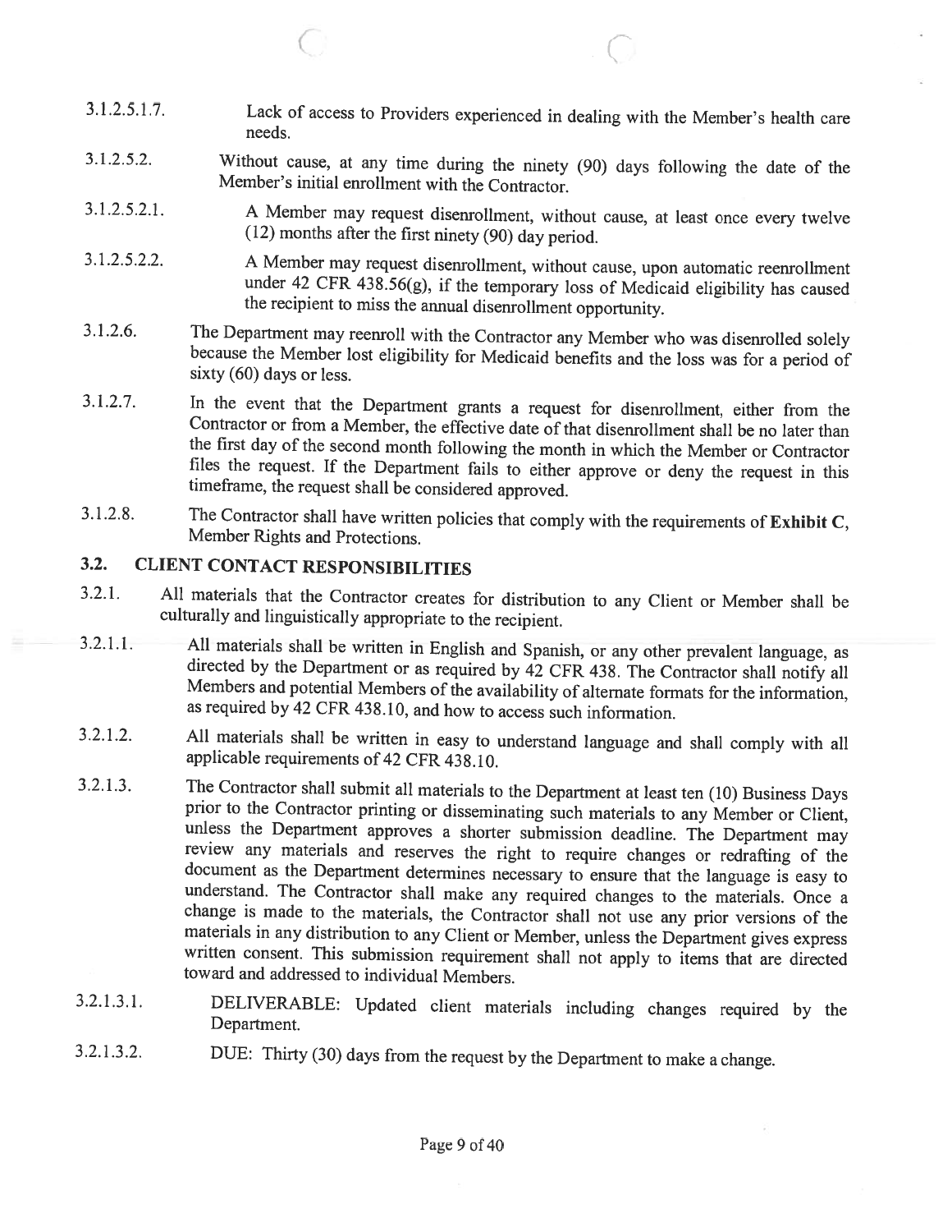3.1.2.5.1.7. Lack of access to Providers experienced in dealing with the Member's health care needs.

3.1.2.5.2. Without cause, at any time during the ninety (90) days following the date of the Member's initial enrollment with the Contractor.

3.1.2.5.2.1. A Member may request disenrollment, without cause, at least once every twelve (12) months after the first ninety (90) day period.

3.1.2.5.2.2. A Member may request disenrollment, without cause, upon automatic reenrollment under 42 CFR 438.56(g), if the temporary loss of Medicaid eligibility has caused the recipient to miss the annual disenrollment opportunity.

3.1.2.6. The Department may reenroll with the Contractor any Member who was disenrolled solely because the Member lost eligibility for Medicaid benefits and the loss was for a period of sixty (60) days or less.

3.1.2.7. In the event that the Department grants a request for disenrollment, either from the Contractor or from a Member, the effective date of that disenrollment shall be no later than the first day of the second month following the month in which the Member or Contractor files the request. If the Department fails to either approve or deny the request in this timeframe, the request shall be considered approved.

3.1.2.8. The Contractor shall have written policies that comply with the requirements of **Exhibit C**, Member Rights and Protections.

## 3.2. CLIENT CONTACT RESPONSIBILITIES

3.2.1. All materials that the Contractor creates for distribution to any Client or Member shall be culturally and linguistically appropriate to the recipient.

3.2.1.1. All materials shall be written in English and Spanish, or any other prevalent language, as directed by the Department or as required by 42 CFR 438. The Contractor shall notify all Members and potential Members of the availability of alternate formats for the information, as required by 42 CFR 438.10, and how to access such information.

3.2.1.2. All materials shall be written in easy to understand language and shall comply with all applicable requirements of 42 CFR 438.10.

3.2.1.3. The Contractor shall submit all materials to the Department at least ten (10) Business Days prior to the Contractor printing or disseminating such materials to any Member or Client, unless the Department approves a shorter submission deadline. The Department may review any materials and reserves the right to require changes or redrafting of the document as the Department determines necessary to ensure that the language is easy to understand. The Contractor shall make any required changes to the materials. Once a change is made to the materials, the Contractor shall not use any prior versions of the materials in any distribution to any Client or Member, unless the Department gives express written consent. This submission requirement shall not apply to items that are directed toward and addressed to individual Members.

3.2.1.3.1. DELIVERABLE: Updated client materials including changes required by the Department.

3.2.1.3.2. DUE: Thirty (30) days from the request by the Department to make a change.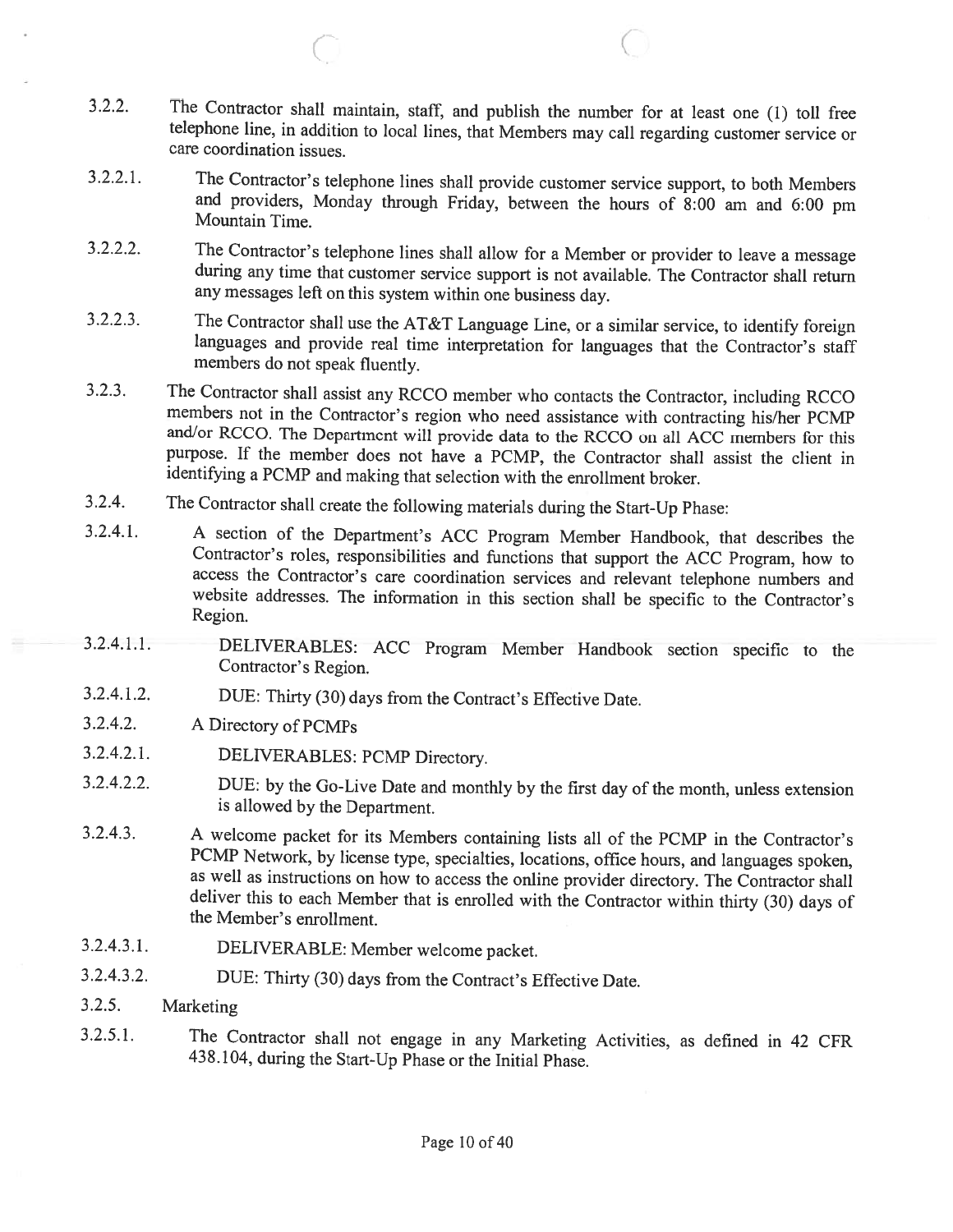3.2.2. The Contractor shall maintain, staff, and publish the number for at least one (1) toll free telephone line, in addition to local lines, that Members may call regarding customer service or care coordination issues.

3.2.2.1. The Contractor's telephone lines shall provide customer service support, to both Members and providers, Monday through Friday, between the hours of 8:00 am and 6:00 pm Mountain Time.

3.2.2.2. The Contractor's telephone lines shall allow for a Member or provider to leave a message during any time that customer service support is not available. The Contractor shall return any messages left on this system within one business day.

3.2.2.3. The Contractor shall use the AT&T Language Line, or a similar service, to identify foreign languages and provide real time interpretation for languages that the Contractor's staff members do not speak fluently.

3.2.3. The Contractor shall assist any RCCO member who contacts the Contractor, including RCCO members not in the Contractor's region who need assistance with contracting his/her PCMP and/or RCCO. The Department will provide data to the RCCO on all ACC members for this purpose. If the member does not have a PCMP, the Contractor shall assist the client in identifying a PCMP and making that selection with the enrollment broker.

3.2.4. The Contractor shall create the following materials during the Start-Up Phase:

3.2.4.1. A section of the Department's ACC Program Member Handbook, that describes the Contractor's roles, responsibilities and functions that support the ACC Program, how to access the Contractor's care coordination services and relevant telephone numbers and website addresses. The information in this section shall be specific to the Contractor's Region.

3.2.4.1.1. DELIVERABLES: ACC Program Member Handbook section specific to the Contractor's Region.

3.2.4.1.2. DUE: Thirty (30) days from the Contract's Effective Date.

3.2.4.2. A Directory of PCMPs

3.2.4.2.1. DELIVERABLES: PCMP Directory.

3.2.4.2.2. DUE: by the Go-Live Date and monthly by the first day of the month, unless extension is allowed by the Department.

3.2.4.3. A welcome packet for its Members containing lists all of the PCMP in the Contractor's PCMP Network, by license type, specialties, locations, office hours, and languages spoken, as well as instructions on how to access the online provider directory. The Contractor shall deliver this to each Member that is enrolled with the Contractor within thirty (30) days of the Member's enrollment.

3.2.4.3.1. DELIVERABLE: Member welcome packet.

3.2.4.3.2. DUE: Thirty (30) days from the Contract's Effective Date.

3.2.5. Marketing

3.2.5.1. The Contractor shall not engage in any Marketing Activities, as defined in 42 CFR 438.104, during the Start-Up Phase or the Initial Phase.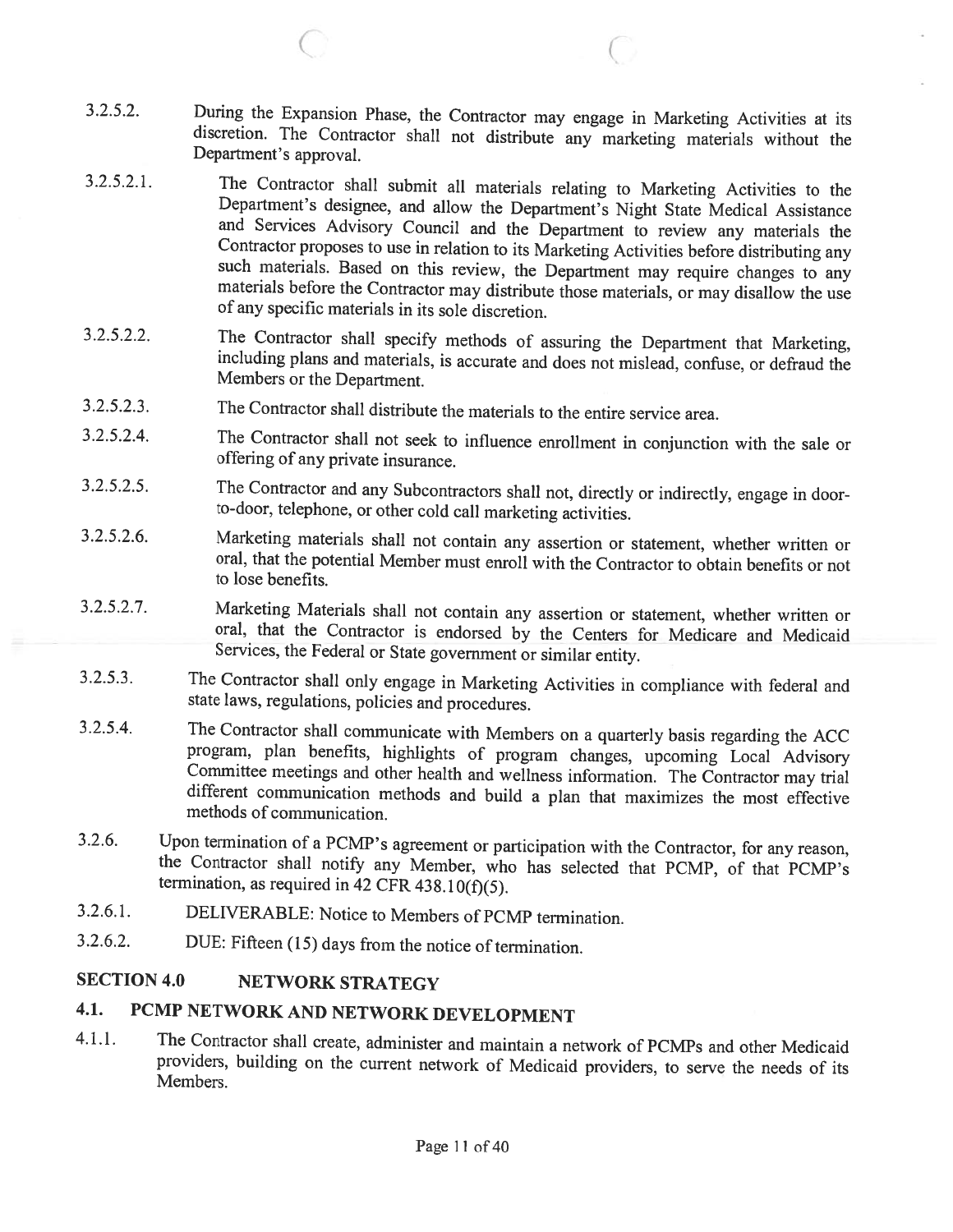3.2.5.2. During the Expansion Phase, the Contractor may engage in Marketing Activities at its discretion. The Contractor shall not distribute any marketing materials without the Department's approval.

3.2.5.2.1. The Contractor shall submit all materials relating to Marketing Activities to the Department's designee, and allow the Department's Night State Medical Assistance and Services Advisory Council and the Department to review any materials the Contractor proposes to use in relation to its Marketing Activities before distributing any such materials. Based on this review, the Department may require changes to any materials before the Contractor may distribute those materials, or may disallow the use of any specific materials in its sole discretion.

3.2.5.2.2. The Contractor shall specify methods of assuring the Department that Marketing, including plans and materials, is accurate and does not mislead, confuse, or defraud the Members or the Department.

3.2.5.2.3. The Contractor shall distribute the materials to the entire service area.

3.2.5.2.4. The Contractor shall not seek to influence enrollment in conjunction with the sale or offering of any private insurance.

3.2.5.2.5. The Contractor and any Subcontractors shall not, directly or indirectly, engage in door-to-door, telephone, or other cold call marketing activities.

3.2.5.2.6. Marketing materials shall not contain any assertion or statement, whether written or oral, that the potential Member must enroll with the Contractor to obtain benefits or not to lose benefits.

3.2.5.2.7. Marketing Materials shall not contain any assertion or statement, whether written or oral, that the Contractor is endorsed by the Centers for Medicare and Medicaid Services, the Federal or State government or similar entity.

3.2.5.3. The Contractor shall only engage in Marketing Activities in compliance with federal and state laws, regulations, policies and procedures.

3.2.5.4. The Contractor shall communicate with Members on a quarterly basis regarding the ACC program, plan benefits, highlights of program changes, upcoming Local Advisory Committee meetings and other health and wellness information. The Contractor may trial different communication methods and build a plan that maximizes the most effective methods of communication.

3.2.6. Upon termination of a PCMP's agreement or participation with the Contractor, for any reason, the Contractor shall notify any Member, who has selected that PCMP, of that PCMP's termination, as required in 42 CFR 438.10(f)(5).

3.2.6.1. DELIVERABLE: Notice to Members of PCMP termination.

3.2.6.2. DUE: Fifteen (15) days from the notice of termination.

## SECTION 4.0 NETWORK STRATEGY

### 4.1. PCMP NETWORK AND NETWORK DEVELOPMENT

4.1.1. The Contractor shall create, administer and maintain a network of PCMPs and other Medicaid providers, building on the current network of Medicaid providers, to serve the needs of its Members.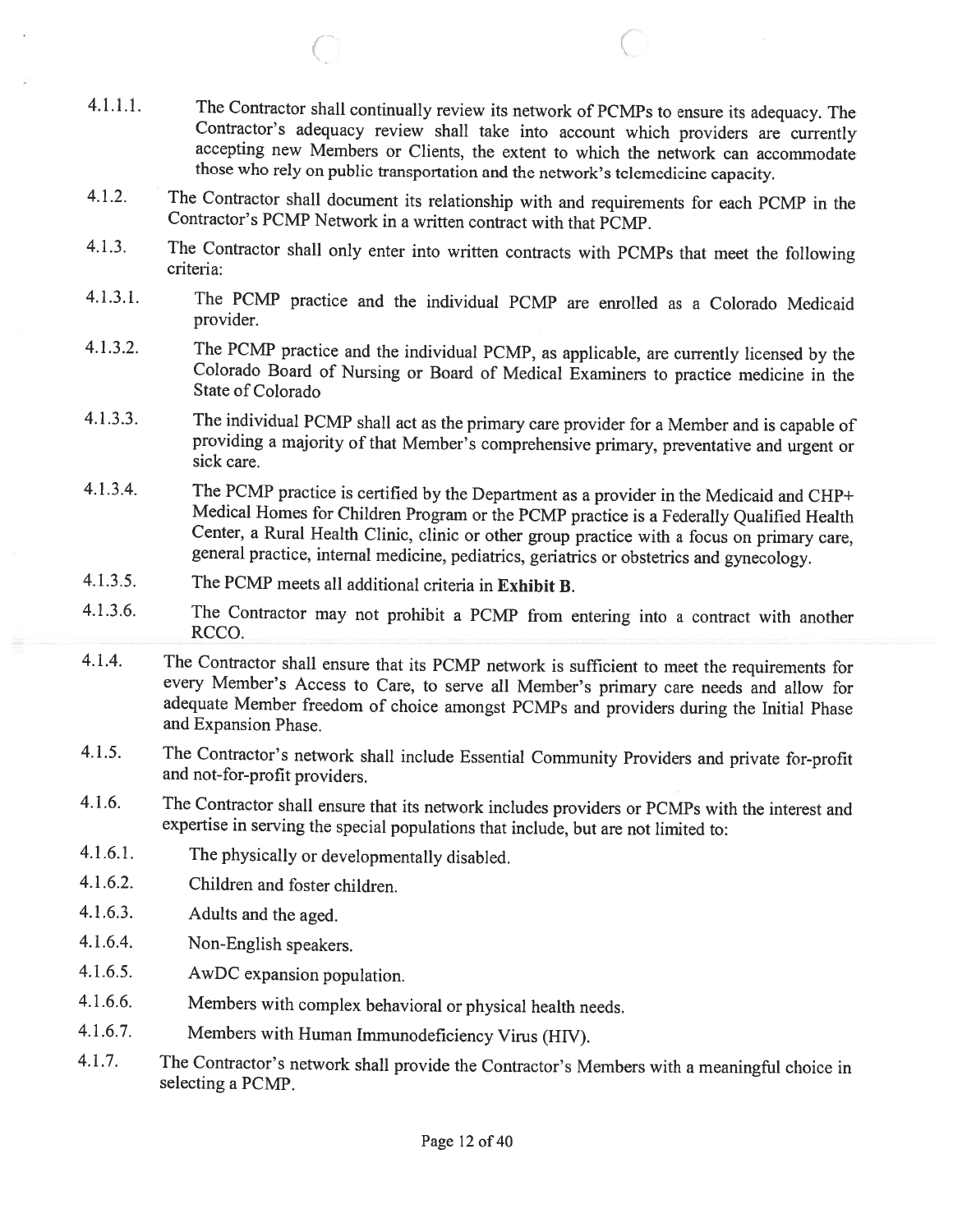4.1.1.1. The Contractor shall continually review its network of PCMPs to ensure its adequacy. The Contractor's adequacy review shall take into account which providers are currently accepting new Members or Clients, the extent to which the network can accommodate those who rely on public transportation and the network's telemedicine capacity.

4.1.2. The Contractor shall document its relationship with and requirements for each PCMP in the Contractor's PCMP Network in a written contract with that PCMP.

4.1.3. The Contractor shall only enter into written contracts with PCMPs that meet the following criteria:

4.1.3.1. The PCMP practice and the individual PCMP are enrolled as a Colorado Medicaid provider.

4.1.3.2. The PCMP practice and the individual PCMP, as applicable, are currently licensed by the Colorado Board of Nursing or Board of Medical Examiners to practice medicine in the State of Colorado

4.1.3.3. The individual PCMP shall act as the primary care provider for a Member and is capable of providing a majority of that Member's comprehensive primary, preventative and urgent or sick care.

4.1.3.4. The PCMP practice is certified by the Department as a provider in the Medicaid and CHP+ Medical Homes for Children Program or the PCMP practice is a Federally Qualified Health Center, a Rural Health Clinic, clinic or other group practice with a focus on primary care, general practice, internal medicine, pediatrics, geriatrics or obstetrics and gynecology.

4.1.3.5. The PCMP meets all additional criteria in **Exhibit B**.

4.1.3.6. The Contractor may not prohibit a PCMP from entering into a contract with another RCCO.

4.1.4. The Contractor shall ensure that its PCMP network is sufficient to meet the requirements for every Member's Access to Care, to serve all Member's primary care needs and allow for adequate Member freedom of choice amongst PCMPs and providers during the Initial Phase and Expansion Phase.

4.1.5. The Contractor's network shall include Essential Community Providers and private for-profit and not-for-profit providers.

4.1.6. The Contractor shall ensure that its network includes providers or PCMPs with the interest and expertise in serving the special populations that include, but are not limited to:

4.1.6.1. The physically or developmentally disabled.

4.1.6.2. Children and foster children.

4.1.6.3. Adults and the aged.

4.1.6.4. Non-English speakers.

4.1.6.5. AwDC expansion population.

4.1.6.6. Members with complex behavioral or physical health needs.

4.1.6.7. Members with Human Immunodeficiency Virus (HIV).

4.1.7. The Contractor's network shall provide the Contractor's Members with a meaningful choice in selecting a PCMP.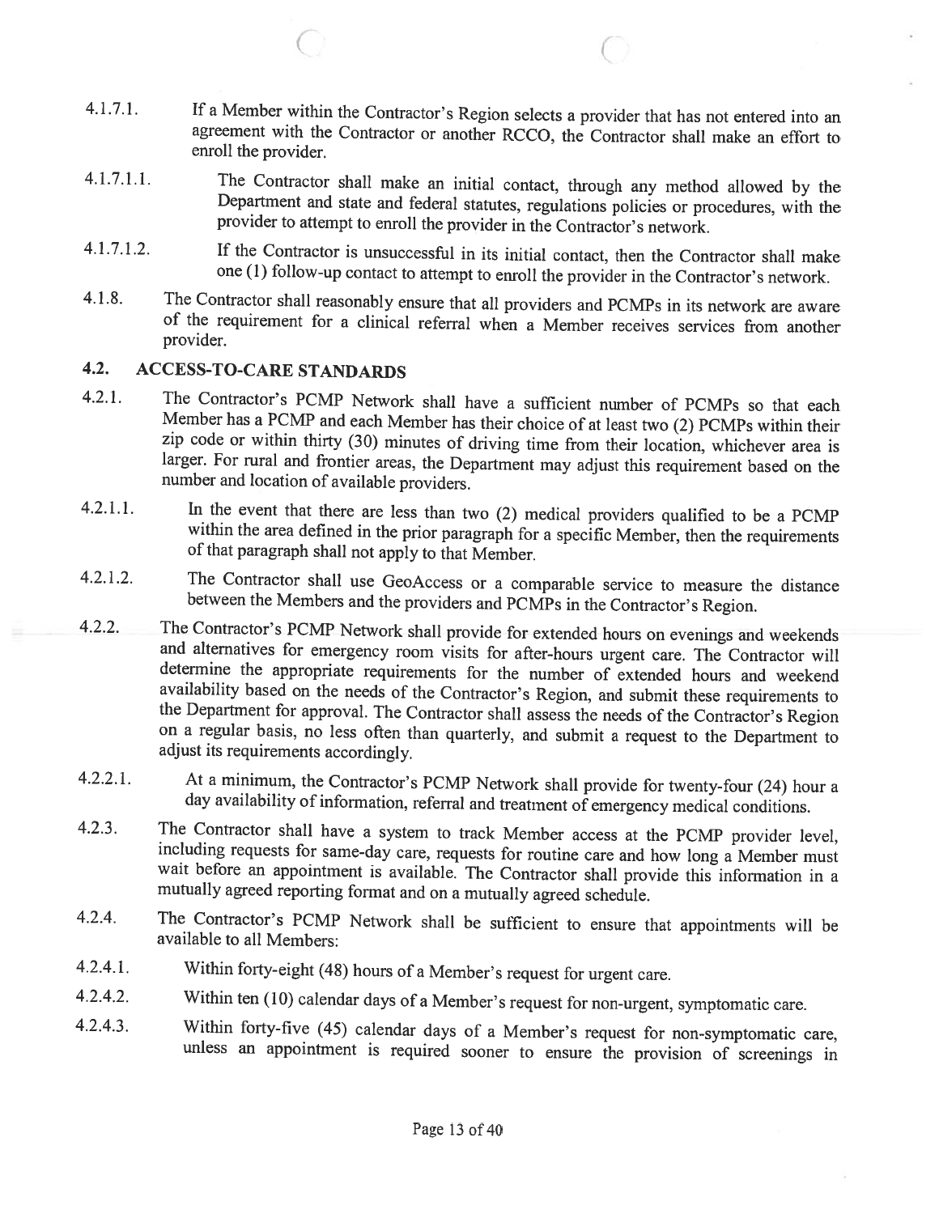4.1.7.1. If a Member within the Contractor's Region selects a provider that has not entered into an agreement with the Contractor or another RCCO, the Contractor shall make an effort to enroll the provider.

4.1.7.1.1. The Contractor shall make an initial contact, through any method allowed by the Department and state and federal statutes, regulations policies or procedures, with the provider to attempt to enroll the provider in the Contractor's network.

4.1.7.1.2. If the Contractor is unsuccessful in its initial contact, then the Contractor shall make one (1) follow-up contact to attempt to enroll the provider in the Contractor's network.

4.1.8. The Contractor shall reasonably ensure that all providers and PCMPs in its network are aware of the requirement for a clinical referral when a Member receives services from another provider.

## 4.2. ACCESS-TO-CARE STANDARDS

4.2.1. The Contractor's PCMP Network shall have a sufficient number of PCMPs so that each Member has a PCMP and each Member has their choice of at least two (2) PCMPs within their zip code or within thirty (30) minutes of driving time from their location, whichever area is larger. For rural and frontier areas, the Department may adjust this requirement based on the number and location of available providers.

4.2.1.1. In the event that there are less than two (2) medical providers qualified to be a PCMP within the area defined in the prior paragraph for a specific Member, then the requirements of that paragraph shall not apply to that Member.

4.2.1.2. The Contractor shall use GeoAccess or a comparable service to measure the distance between the Members and the providers and PCMPs in the Contractor's Region.

4.2.2. The Contractor's PCMP Network shall provide for extended hours on evenings and weekends and alternatives for emergency room visits for after-hours urgent care. The Contractor will determine the appropriate requirements for the number of extended hours and weekend availability based on the needs of the Contractor's Region, and submit these requirements to the Department for approval. The Contractor shall assess the needs of the Contractor's Region on a regular basis, no less often than quarterly, and submit a request to the Department to adjust its requirements accordingly.

4.2.2.1. At a minimum, the Contractor's PCMP Network shall provide for twenty-four (24) hour a day availability of information, referral and treatment of emergency medical conditions.

4.2.3. The Contractor shall have a system to track Member access at the PCMP provider level, including requests for same-day care, requests for routine care and how long a Member must wait before an appointment is available. The Contractor shall provide this information in a mutually agreed reporting format and on a mutually agreed schedule.

4.2.4. The Contractor's PCMP Network shall be sufficient to ensure that appointments will be available to all Members:

4.2.4.1. Within forty-eight (48) hours of a Member's request for urgent care.

4.2.4.2. Within ten (10) calendar days of a Member's request for non-urgent, symptomatic care.

4.2.4.3. Within forty-five (45) calendar days of a Member's request for non-symptomatic care, unless an appointment is required sooner to ensure the provision of screenings in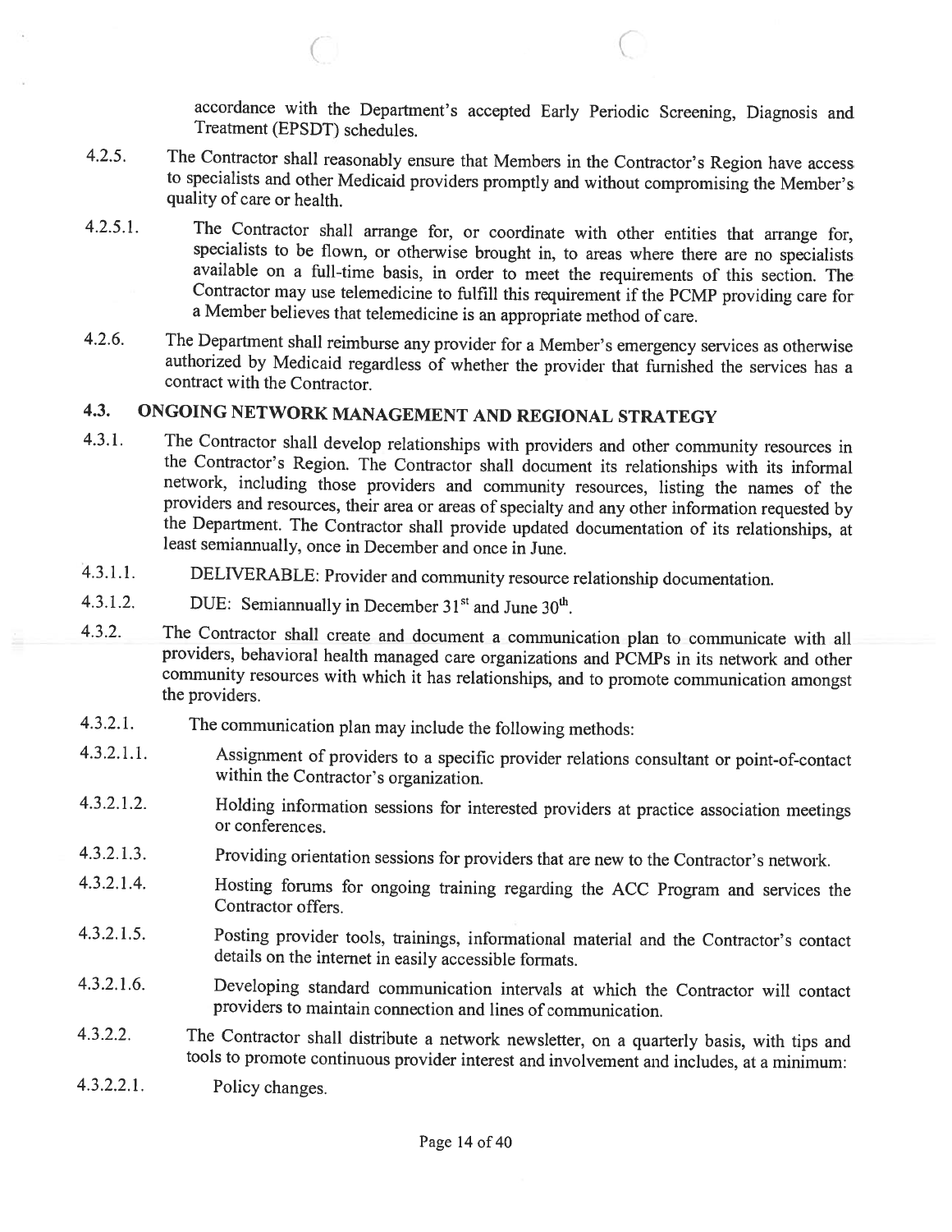accordance with the Department's accepted Early Periodic Screening, Diagnosis and Treatment (EPSDT) schedules.

4.2.5. The Contractor shall reasonably ensure that Members in the Contractor's Region have access to specialists and other Medicaid providers promptly and without compromising the Member's quality of care or health.

4.2.5.1. The Contractor shall arrange for, or coordinate with other entities that arrange for, specialists to be flown, or otherwise brought in, to areas where there are no specialists available on a full-time basis, in order to meet the requirements of this section. The Contractor may use telemedicine to fulfill this requirement if the PCMP providing care for a Member believes that telemedicine is an appropriate method of care.

4.2.6. The Department shall reimburse any provider for a Member's emergency services as otherwise authorized by Medicaid regardless of whether the provider that furnished the services has a contract with the Contractor.

## 4.3. ONGOING NETWORK MANAGEMENT AND REGIONAL STRATEGY

4.3.1. The Contractor shall develop relationships with providers and other community resources in the Contractor's Region. The Contractor shall document its relationships with its informal network, including those providers and community resources, listing the names of the providers and resources, their area or areas of specialty and any other information requested by the Department. The Contractor shall provide updated documentation of its relationships, at least semiannually, once in December and once in June.

4.3.1.1. DELIVERABLE: Provider and community resource relationship documentation.

4.3.1.2. DUE: Semiannually in December 31st and June 30th.

4.3.2. The Contractor shall create and document a communication plan to communicate with all providers, behavioral health managed care organizations and PCMPs in its network and other community resources with which it has relationships, and to promote communication amongst the providers.

4.3.2.1. The communication plan may include the following methods:

4.3.2.1.1. Assignment of providers to a specific provider relations consultant or point-of-contact within the Contractor's organization.

4.3.2.1.2. Holding information sessions for interested providers at practice association meetings or conferences.

4.3.2.1.3. Providing orientation sessions for providers that are new to the Contractor's network.

4.3.2.1.4. Hosting forums for ongoing training regarding the ACC Program and services the Contractor offers.

4.3.2.1.5. Posting provider tools, trainings, informational material and the Contractor's contact details on the internet in easily accessible formats.

4.3.2.1.6. Developing standard communication intervals at which the Contractor will contact providers to maintain connection and lines of communication.

4.3.2.2. The Contractor shall distribute a network newsletter, on a quarterly basis, with tips and tools to promote continuous provider interest and involvement and includes, at a minimum:

4.3.2.2.1. Policy changes.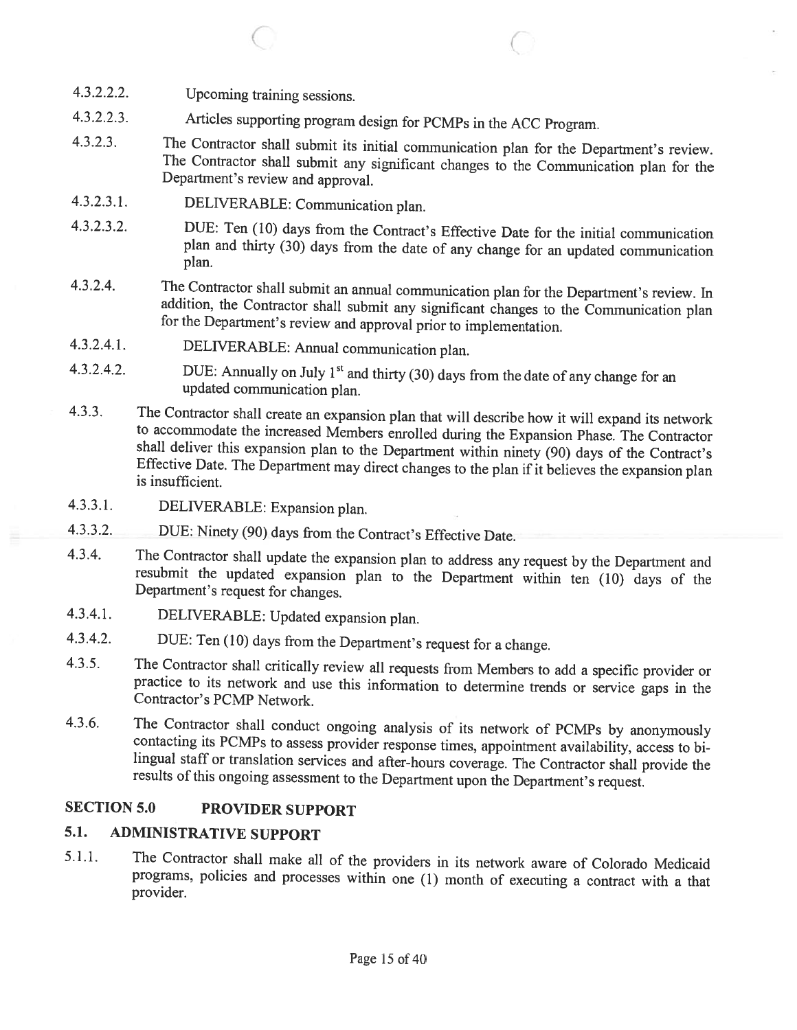4.3.2.2.2. Upcoming training sessions.

4.3.2.2.3. Articles supporting program design for PCMPs in the ACC Program.

4.3.2.3. The Contractor shall submit its initial communication plan for the Department's review. The Contractor shall submit any significant changes to the Communication plan for the Department's review and approval.

4.3.2.3.1. DELIVERABLE: Communication plan.

4.3.2.3.2. DUE: Ten (10) days from the Contract's Effective Date for the initial communication plan and thirty (30) days from the date of any change for an updated communication plan.

4.3.2.4. The Contractor shall submit an annual communication plan for the Department's review. In addition, the Contractor shall submit any significant changes to the Communication plan for the Department's review and approval prior to implementation.

4.3.2.4.1. DELIVERABLE: Annual communication plan.

4.3.2.4.2. DUE: Annually on July 1st and thirty (30) days from the date of any change for an updated communication plan.

4.3.3. The Contractor shall create an expansion plan that will describe how it will expand its network to accommodate the increased Members enrolled during the Expansion Phase. The Contractor shall deliver this expansion plan to the Department within ninety (90) days of the Contract's Effective Date. The Department may direct changes to the plan if it believes the expansion plan is insufficient.

4.3.3.1. DELIVERABLE: Expansion plan.

4.3.3.2. DUE: Ninety (90) days from the Contract's Effective Date.

4.3.4. The Contractor shall update the expansion plan to address any request by the Department and resubmit the updated expansion plan to the Department within ten (10) days of the Department's request for changes.

4.3.4.1. DELIVERABLE: Updated expansion plan.

4.3.4.2. DUE: Ten (10) days from the Department's request for a change.

4.3.5. The Contractor shall critically review all requests from Members to add a specific provider or practice to its network and use this information to determine trends or service gaps in the Contractor's PCMP Network.

4.3.6. The Contractor shall conduct ongoing analysis of its network of PCMPs by anonymously contacting its PCMPs to assess provider response times, appointment availability, access to bi-lingual staff or translation services and after-hours coverage. The Contractor shall provide the results of this ongoing assessment to the Department upon the Department's request.

## SECTION 5.0 PROVIDER SUPPORT

### 5.1. ADMINISTRATIVE SUPPORT

5.1.1. The Contractor shall make all of the providers in its network aware of Colorado Medicaid programs, policies and processes within one (1) month of executing a contract with a that provider.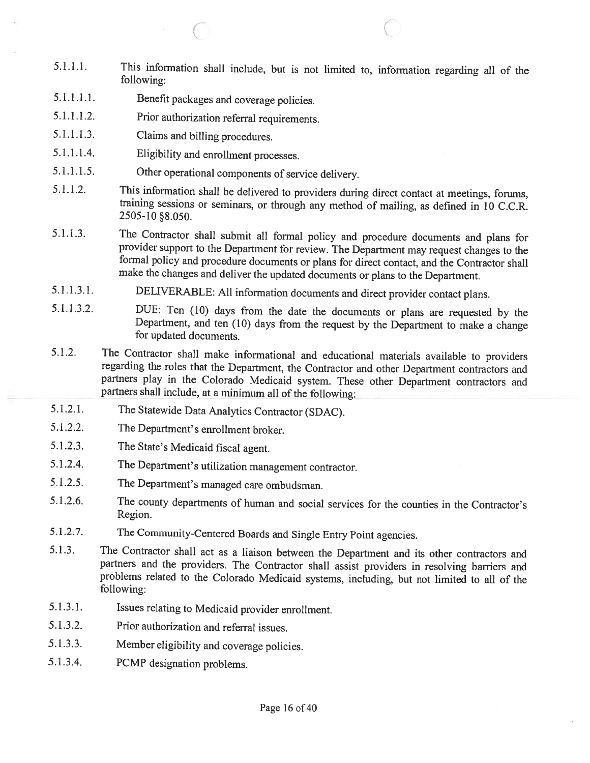5.1.1.1. This information shall include, but is not limited to, information regarding all of the following:

5.1.1.1.1. Benefit packages and coverage policies.

5.1.1.1.2. Prior authorization referral requirements.

5.1.1.1.3. Claims and billing procedures.

5.1.1.1.4. Eligibility and enrollment processes.

5.1.1.1.5. Other operational components of service delivery.

5.1.1.2. This information shall be delivered to providers during direct contact at meetings, forums, training sessions or seminars, or through any method of mailing, as defined in 10 C.C.R. 2505-10 §8.050.

5.1.1.3. The Contractor shall submit all formal policy and procedure documents and plans for provider support to the Department for review. The Department may request changes to the formal policy and procedure documents or plans for direct contact, and the Contractor shall make the changes and deliver the updated documents or plans to the Department.

5.1.1.3.1. DELIVERABLE: All information documents and direct provider contact plans.

5.1.1.3.2. DUE: Ten (10) days from the date the documents or plans are requested by the Department, and ten (10) days from the request by the Department to make a change for updated documents.

5.1.2. The Contractor shall make informational and educational materials available to providers regarding the roles that the Department, the Contractor and other Department contractors and partners play in the Colorado Medicaid system. These other Department contractors and partners shall include, at a minimum all of the following:

5.1.2.1. The Statewide Data Analytics Contractor (SDAC).

5.1.2.2. The Department's enrollment broker.

5.1.2.3. The State's Medicaid fiscal agent.

5.1.2.4. The Department's utilization management contractor.

5.1.2.5. The Department's managed care ombudsman.

5.1.2.6. The county departments of human and social services for the counties in the Contractor's Region.

5.1.2.7. The Community-Centered Boards and Single Entry Point agencies.

5.1.3. The Contractor shall act as a liaison between the Department and its other contractors and partners and the providers. The Contractor shall assist providers in resolving barriers and problems related to the Colorado Medicaid systems, including, but not limited to all of the following:

5.1.3.1. Issues relating to Medicaid provider enrollment.

5.1.3.2. Prior authorization and referral issues.

5.1.3.3. Member eligibility and coverage policies.

5.1.3.4. PCMP designation problems.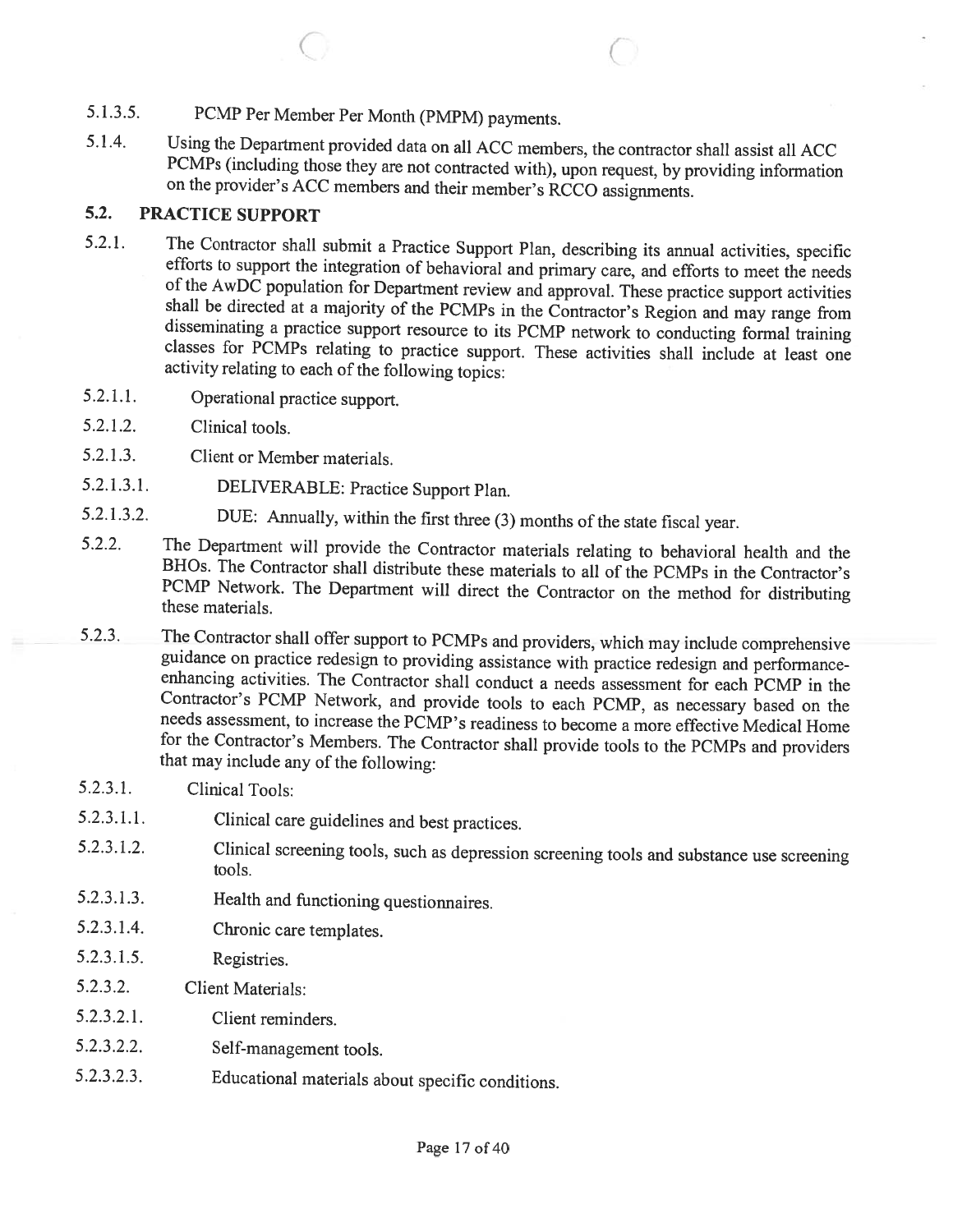5.1.3.5. PCMP Per Member Per Month (PMPM) payments.

5.1.4. Using the Department provided data on all ACC members, the contractor shall assist all ACC PCMPs (including those they are not contracted with), upon request, by providing information on the provider's ACC members and their member's RCCO assignments.

## 5.2. PRACTICE SUPPORT

5.2.1. The Contractor shall submit a Practice Support Plan, describing its annual activities, specific efforts to support the integration of behavioral and primary care, and efforts to meet the needs of the AwDC population for Department review and approval. These practice support activities shall be directed at a majority of the PCMPs in the Contractor's Region and may range from disseminating a practice support resource to its PCMP network to conducting formal training classes for PCMPs relating to practice support. These activities shall include at least one activity relating to each of the following topics:

5.2.1.1. Operational practice support.

5.2.1.2. Clinical tools.

5.2.1.3. Client or Member materials.

5.2.1.3.1. DELIVERABLE: Practice Support Plan.

5.2.1.3.2. DUE: Annually, within the first three (3) months of the state fiscal year.

5.2.2. The Department will provide the Contractor materials relating to behavioral health and the BHOs. The Contractor shall distribute these materials to all of the PCMPs in the Contractor's PCMP Network. The Department will direct the Contractor on the method for distributing these materials.

5.2.3. The Contractor shall offer support to PCMPs and providers, which may include comprehensive guidance on practice redesign to providing assistance with practice redesign and performance-enhancing activities. The Contractor shall conduct a needs assessment for each PCMP in the Contractor's PCMP Network, and provide tools to each PCMP, as necessary based on the needs assessment, to increase the PCMP's readiness to become a more effective Medical Home for the Contractor's Members. The Contractor shall provide tools to the PCMPs and providers that may include any of the following:

5.2.3.1. Clinical Tools:

5.2.3.1.1. Clinical care guidelines and best practices.

5.2.3.1.2. Clinical screening tools, such as depression screening tools and substance use screening tools.

5.2.3.1.3. Health and functioning questionnaires.

5.2.3.1.4. Chronic care templates.

5.2.3.1.5. Registries.

5.2.3.2. Client Materials:

5.2.3.2.1. Client reminders.

5.2.3.2.2. Self-management tools.

5.2.3.2.3. Educational materials about specific conditions.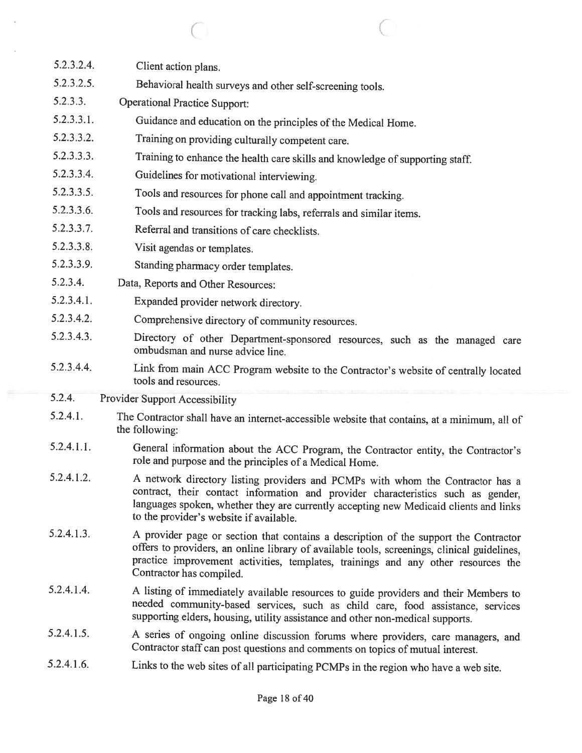5.2.3.2.4. Client action plans.

5.2.3.2.5. Behavioral health surveys and other self-screening tools.

5.2.3.3. Operational Practice Support:

5.2.3.3.1. Guidance and education on the principles of the Medical Home.

5.2.3.3.2. Training on providing culturally competent care.

5.2.3.3.3. Training to enhance the health care skills and knowledge of supporting staff.

5.2.3.3.4. Guidelines for motivational interviewing.

5.2.3.3.5. Tools and resources for phone call and appointment tracking.

5.2.3.3.6. Tools and resources for tracking labs, referrals and similar items.

5.2.3.3.7. Referral and transitions of care checklists.

5.2.3.3.8. Visit agendas or templates.

5.2.3.3.9. Standing pharmacy order templates.

5.2.3.4. Data, Reports and Other Resources:

5.2.3.4.1. Expanded provider network directory.

5.2.3.4.2. Comprehensive directory of community resources.

5.2.3.4.3. Directory of other Department-sponsored resources, such as the managed care ombudsman and nurse advice line.

5.2.3.4.4. Link from main ACC Program website to the Contractor's website of centrally located tools and resources.

5.2.4. Provider Support Accessibility

5.2.4.1. The Contractor shall have an internet-accessible website that contains, at a minimum, all of the following:

5.2.4.1.1. General information about the ACC Program, the Contractor entity, the Contractor's role and purpose and the principles of a Medical Home.

5.2.4.1.2. A network directory listing providers and PCMPs with whom the Contractor has a contract, their contact information and provider characteristics such as gender, languages spoken, whether they are currently accepting new Medicaid clients and links to the provider's website if available.

5.2.4.1.3. A provider page or section that contains a description of the support the Contractor offers to providers, an online library of available tools, screenings, clinical guidelines, practice improvement activities, templates, trainings and any other resources the Contractor has compiled.

5.2.4.1.4. A listing of immediately available resources to guide providers and their Members to needed community-based services, such as child care, food assistance, services supporting elders, housing, utility assistance and other non-medical supports.

5.2.4.1.5. A series of ongoing online discussion forums where providers, care managers, and Contractor staff can post questions and comments on topics of mutual interest.

5.2.4.1.6. Links to the web sites of all participating PCMPs in the region who have a web site.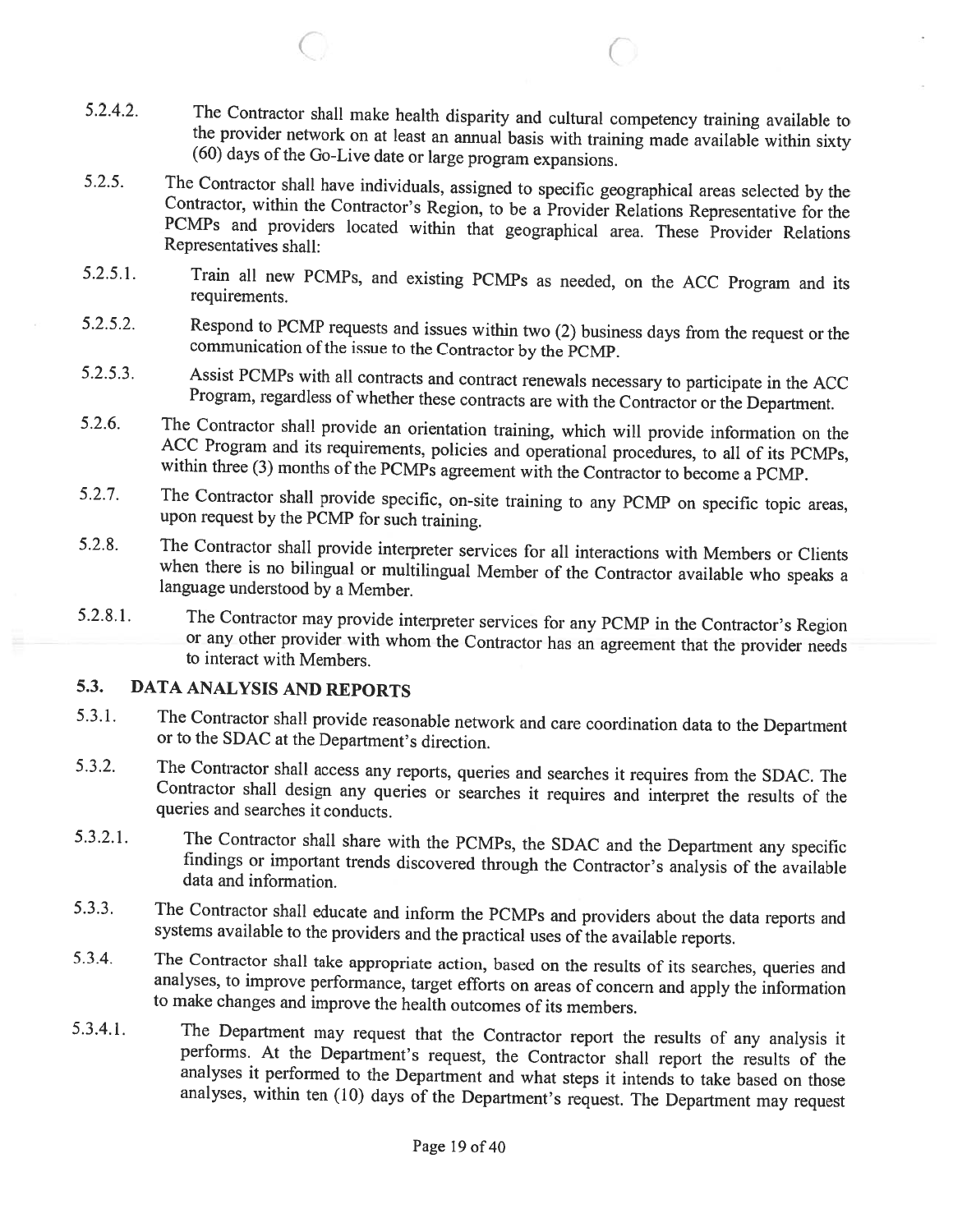5.2.4.2. The Contractor shall make health disparity and cultural competency training available to the provider network on at least an annual basis with training made available within sixty (60) days of the Go-Live date or large program expansions.

5.2.5. The Contractor shall have individuals, assigned to specific geographical areas selected by the Contractor, within the Contractor's Region, to be a Provider Relations Representative for the PCMPs and providers located within that geographical area. These Provider Relations Representatives shall:

5.2.5.1. Train all new PCMPs, and existing PCMPs as needed, on the ACC Program and its requirements.

5.2.5.2. Respond to PCMP requests and issues within two (2) business days from the request or the communication of the issue to the Contractor by the PCMP.

5.2.5.3. Assist PCMPs with all contracts and contract renewals necessary to participate in the ACC Program, regardless of whether these contracts are with the Contractor or the Department.

5.2.6. The Contractor shall provide an orientation training, which will provide information on the ACC Program and its requirements, policies and operational procedures, to all of its PCMPs, within three (3) months of the PCMPs agreement with the Contractor to become a PCMP.

5.2.7. The Contractor shall provide specific, on-site training to any PCMP on specific topic areas, upon request by the PCMP for such training.

5.2.8. The Contractor shall provide interpreter services for all interactions with Members or Clients when there is no bilingual or multilingual Member of the Contractor available who speaks a language understood by a Member.

5.2.8.1. The Contractor may provide interpreter services for any PCMP in the Contractor's Region or any other provider with whom the Contractor has an agreement that the provider needs to interact with Members.

## 5.3. DATA ANALYSIS AND REPORTS

5.3.1. The Contractor shall provide reasonable network and care coordination data to the Department or to the SDAC at the Department's direction.

5.3.2. The Contractor shall access any reports, queries and searches it requires from the SDAC. The Contractor shall design any queries or searches it requires and interpret the results of the queries and searches it conducts.

5.3.2.1. The Contractor shall share with the PCMPs, the SDAC and the Department any specific findings or important trends discovered through the Contractor's analysis of the available data and information.

5.3.3. The Contractor shall educate and inform the PCMPs and providers about the data reports and systems available to the providers and the practical uses of the available reports.

5.3.4. The Contractor shall take appropriate action, based on the results of its searches, queries and analyses, to improve performance, target efforts on areas of concern and apply the information to make changes and improve the health outcomes of its members.

5.3.4.1. The Department may request that the Contractor report the results of any analysis it performs. At the Department's request, the Contractor shall report the results of the analyses it performed to the Department and what steps it intends to take based on those analyses, within ten (10) days of the Department's request. The Department may request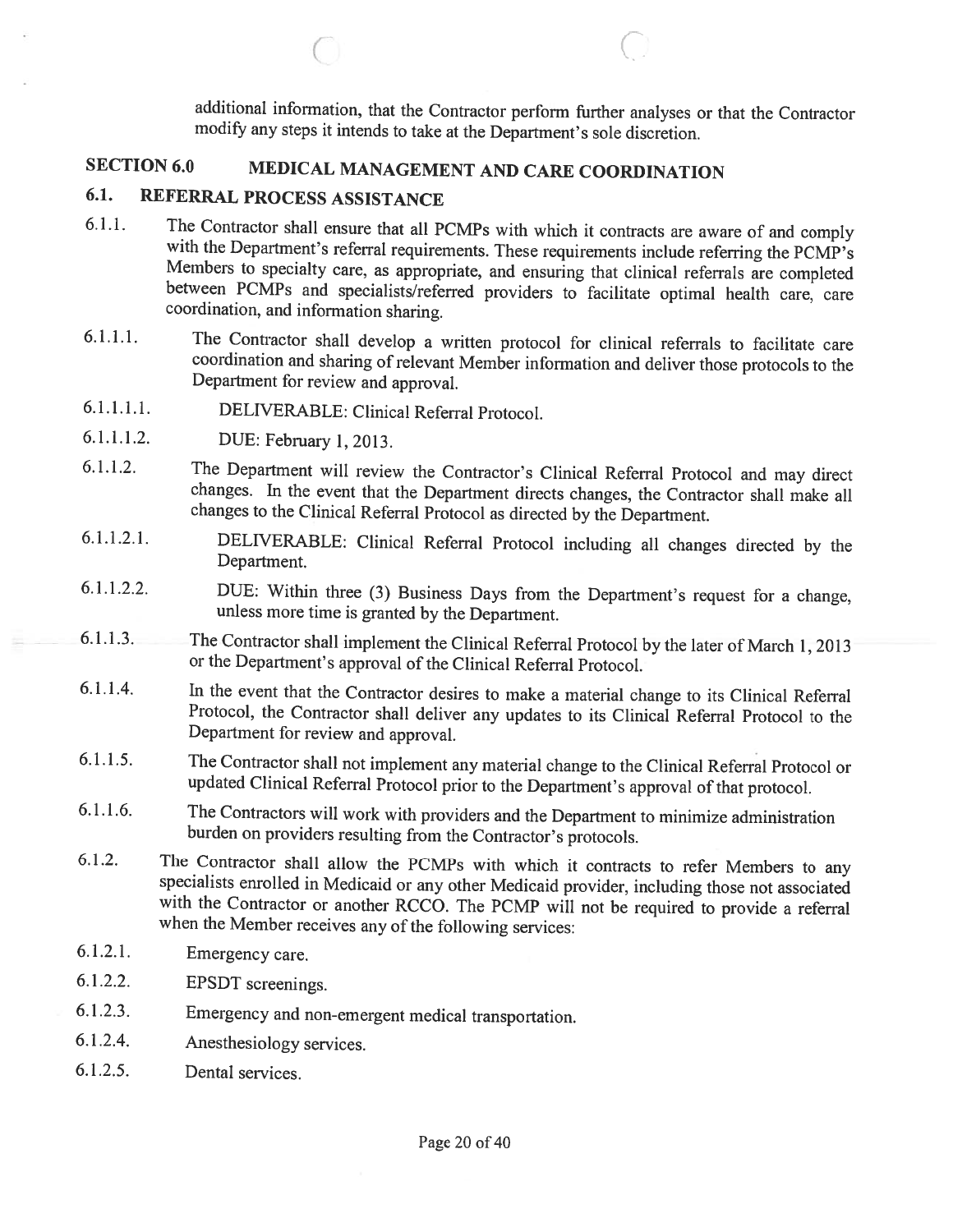additional information, that the Contractor perform further analyses or that the Contractor modify any steps it intends to take at the Department's sole discretion.

# SECTION 6.0 MEDICAL MANAGEMENT AND CARE COORDINATION

## 6.1. REFERRAL PROCESS ASSISTANCE

6.1.1. The Contractor shall ensure that all PCMPs with which it contracts are aware of and comply with the Department's referral requirements. These requirements include referring the PCMP's Members to specialty care, as appropriate, and ensuring that clinical referrals are completed between PCMPs and specialists/referred providers to facilitate optimal health care, care coordination, and information sharing.

6.1.1.1. The Contractor shall develop a written protocol for clinical referrals to facilitate care coordination and sharing of relevant Member information and deliver those protocols to the Department for review and approval.

6.1.1.1.1. DELIVERABLE: Clinical Referral Protocol.

6.1.1.1.2. DUE: February 1, 2013.

6.1.1.2. The Department will review the Contractor's Clinical Referral Protocol and may direct changes. In the event that the Department directs changes, the Contractor shall make all changes to the Clinical Referral Protocol as directed by the Department.

6.1.1.2.1. DELIVERABLE: Clinical Referral Protocol including all changes directed by the Department.

6.1.1.2.2. DUE: Within three (3) Business Days from the Department's request for a change, unless more time is granted by the Department.

6.1.1.3. The Contractor shall implement the Clinical Referral Protocol by the later of March 1, 2013 or the Department's approval of the Clinical Referral Protocol.

6.1.1.4. In the event that the Contractor desires to make a material change to its Clinical Referral Protocol, the Contractor shall deliver any updates to its Clinical Referral Protocol to the Department for review and approval.

6.1.1.5. The Contractor shall not implement any material change to the Clinical Referral Protocol or updated Clinical Referral Protocol prior to the Department's approval of that protocol.

6.1.1.6. The Contractors will work with providers and the Department to minimize administration burden on providers resulting from the Contractor's protocols.

6.1.2. The Contractor shall allow the PCMPs with which it contracts to refer Members to any specialists enrolled in Medicaid or any other Medicaid provider, including those not associated with the Contractor or another RCCO. The PCMP will not be required to provide a referral when the Member receives any of the following services:

6.1.2.1. Emergency care.

6.1.2.2. EPSDT screenings.

6.1.2.3. Emergency and non-emergent medical transportation.

6.1.2.4. Anesthesiology services.

6.1.2.5. Dental services.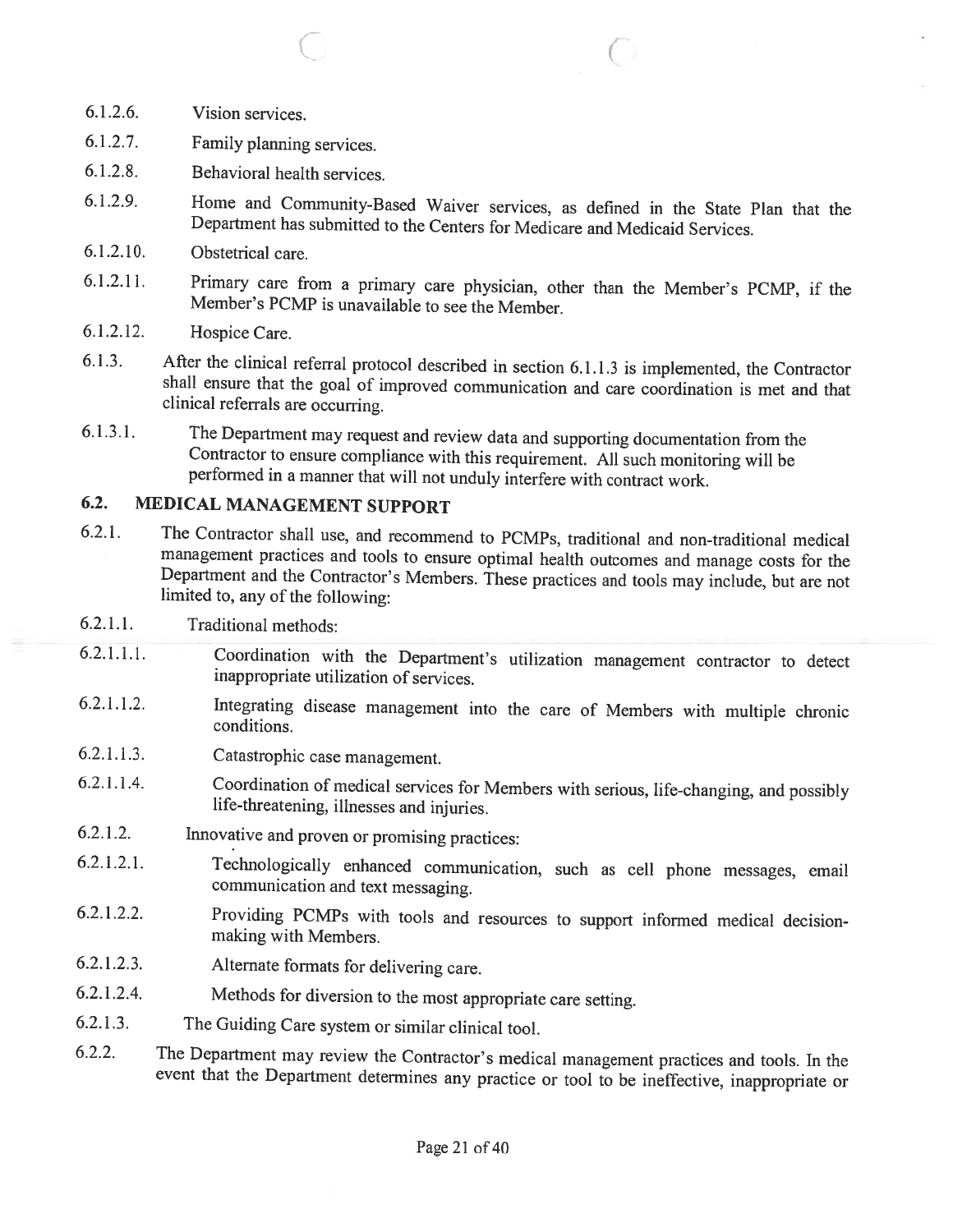6.1.2.6. Vision services.

6.1.2.7. Family planning services.

6.1.2.8. Behavioral health services.

6.1.2.9. Home and Community-Based Waiver services, as defined in the State Plan that the Department has submitted to the Centers for Medicare and Medicaid Services.

6.1.2.10. Obstetrical care.

6.1.2.11. Primary care from a primary care physician, other than the Member's PCMP, if the Member's PCMP is unavailable to see the Member.

6.1.2.12. Hospice Care.

6.1.3. After the clinical referral protocol described in section 6.1.1.3 is implemented, the Contractor shall ensure that the goal of improved communication and care coordination is met and that clinical referrals are occurring.

6.1.3.1. The Department may request and review data and supporting documentation from the Contractor to ensure compliance with this requirement. All such monitoring will be performed in a manner that will not unduly interfere with contract work.

## 6.2. MEDICAL MANAGEMENT SUPPORT

6.2.1. The Contractor shall use, and recommend to PCMPs, traditional and non-traditional medical management practices and tools to ensure optimal health outcomes and manage costs for the Department and the Contractor's Members. These practices and tools may include, but are not limited to, any of the following:

6.2.1.1. Traditional methods:

6.2.1.1.1. Coordination with the Department's utilization management contractor to detect inappropriate utilization of services.

6.2.1.1.2. Integrating disease management into the care of Members with multiple chronic conditions.

6.2.1.1.3. Catastrophic case management.

6.2.1.1.4. Coordination of medical services for Members with serious, life-changing, and possibly life-threatening, illnesses and injuries.

6.2.1.2. Innovative and proven or promising practices:

6.2.1.2.1. Technologically enhanced communication, such as cell phone messages, email communication and text messaging.

6.2.1.2.2. Providing PCMPs with tools and resources to support informed medical decision-making with Members.

6.2.1.2.3. Alternate formats for delivering care.

6.2.1.2.4. Methods for diversion to the most appropriate care setting.

6.2.1.3. The Guiding Care system or similar clinical tool.

6.2.2. The Department may review the Contractor's medical management practices and tools. In the event that the Department determines any practice or tool to be ineffective, inappropriate or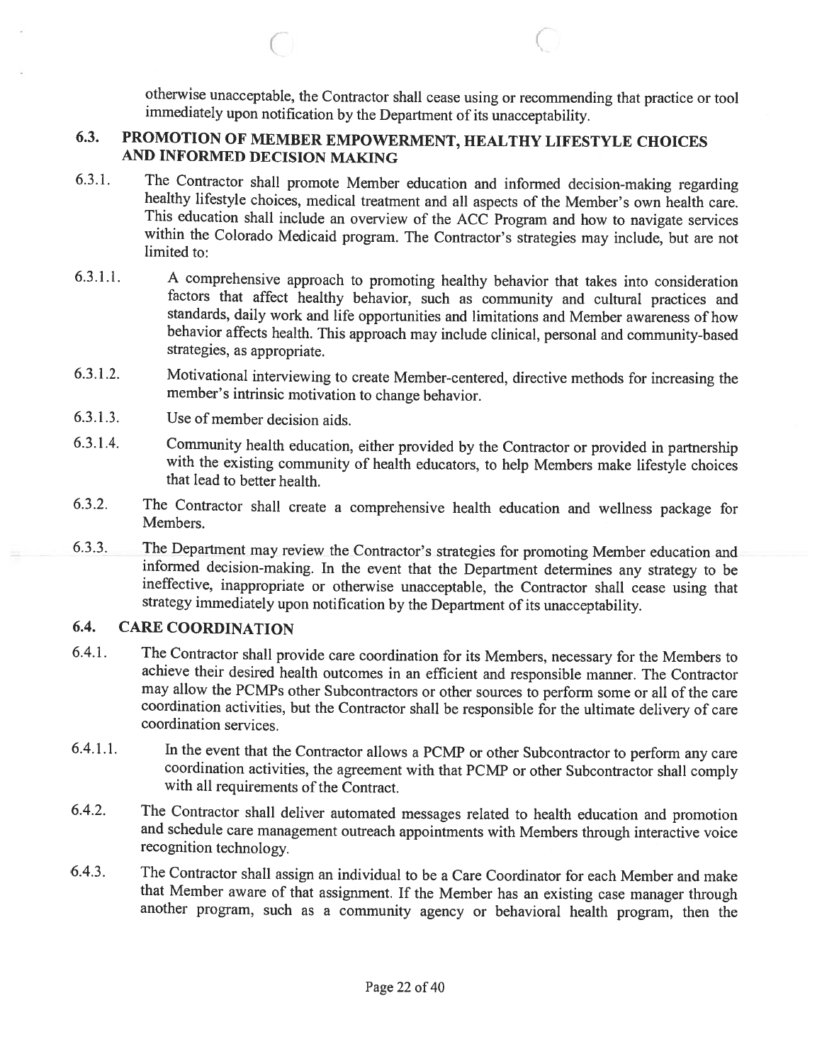otherwise unacceptable, the Contractor shall cease using or recommending that practice or tool immediately upon notification by the Department of its unacceptability.

## 6.3. PROMOTION OF MEMBER EMPOWERMENT, HEALTHY LIFESTYLE CHOICES AND INFORMED DECISION MAKING

6.3.1. The Contractor shall promote Member education and informed decision-making regarding healthy lifestyle choices, medical treatment and all aspects of the Member's own health care. This education shall include an overview of the ACC Program and how to navigate services within the Colorado Medicaid program. The Contractor's strategies may include, but are not limited to:

6.3.1.1. A comprehensive approach to promoting healthy behavior that takes into consideration factors that affect healthy behavior, such as community and cultural practices and standards, daily work and life opportunities and limitations and Member awareness of how behavior affects health. This approach may include clinical, personal and community-based strategies, as appropriate.

6.3.1.2. Motivational interviewing to create Member-centered, directive methods for increasing the member's intrinsic motivation to change behavior.

6.3.1.3. Use of member decision aids.

6.3.1.4. Community health education, either provided by the Contractor or provided in partnership with the existing community of health educators, to help Members make lifestyle choices that lead to better health.

6.3.2. The Contractor shall create a comprehensive health education and wellness package for Members.

6.3.3. The Department may review the Contractor's strategies for promoting Member education and informed decision-making. In the event that the Department determines any strategy to be ineffective, inappropriate or otherwise unacceptable, the Contractor shall cease using that strategy immediately upon notification by the Department of its unacceptability.

## 6.4. CARE COORDINATION

6.4.1. The Contractor shall provide care coordination for its Members, necessary for the Members to achieve their desired health outcomes in an efficient and responsible manner. The Contractor may allow the PCMPs other Subcontractors or other sources to perform some or all of the care coordination activities, but the Contractor shall be responsible for the ultimate delivery of care coordination services.

6.4.1.1. In the event that the Contractor allows a PCMP or other Subcontractor to perform any care coordination activities, the agreement with that PCMP or other Subcontractor shall comply with all requirements of the Contract.

6.4.2. The Contractor shall deliver automated messages related to health education and promotion and schedule care management outreach appointments with Members through interactive voice recognition technology.

6.4.3. The Contractor shall assign an individual to be a Care Coordinator for each Member and make that Member aware of that assignment. If the Member has an existing case manager through another program, such as a community agency or behavioral health program, then the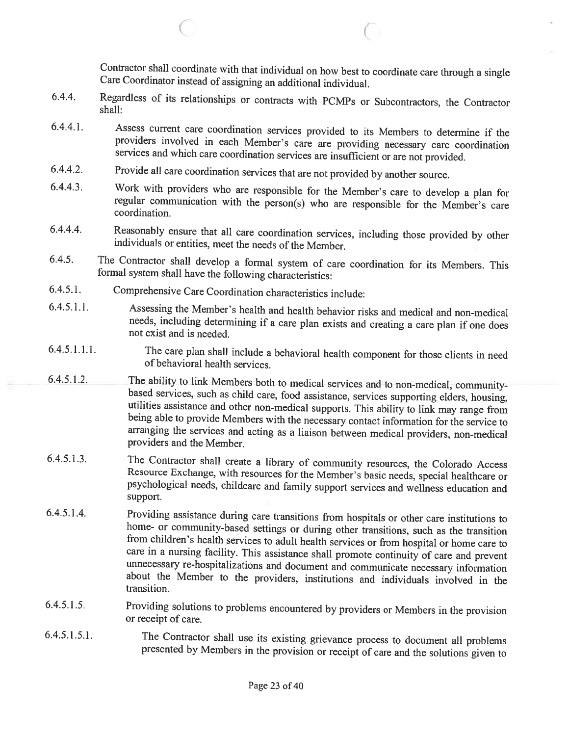Contractor shall coordinate with that individual on how best to coordinate care through a single Care Coordinator instead of assigning an additional individual.

6.4.4. Regardless of its relationships or contracts with PCMPs or Subcontractors, the Contractor shall:

6.4.4.1. Assess current care coordination services provided to its Members to determine if the providers involved in each Member's care are providing necessary care coordination services and which care coordination services are insufficient or are not provided.

6.4.4.2. Provide all care coordination services that are not provided by another source.

6.4.4.3. Work with providers who are responsible for the Member's care to develop a plan for regular communication with the person(s) who are responsible for the Member's care coordination.

6.4.4.4. Reasonably ensure that all care coordination services, including those provided by other individuals or entities, meet the needs of the Member.

6.4.5. The Contractor shall develop a formal system of care coordination for its Members. This formal system shall have the following characteristics:

6.4.5.1. Comprehensive Care Coordination characteristics include:

6.4.5.1.1. Assessing the Member's health and health behavior risks and medical and non-medical needs, including determining if a care plan exists and creating a care plan if one does not exist and is needed.

6.4.5.1.1.1. The care plan shall include a behavioral health component for those clients in need of behavioral health services.

6.4.5.1.2. The ability to link Members both to medical services and to non-medical, community-based services, such as child care, food assistance, services supporting elders, housing, utilities assistance and other non-medical supports. This ability to link may range from being able to provide Members with the necessary contact information for the service to arranging the services and acting as a liaison between medical providers, non-medical providers and the Member.

6.4.5.1.3. The Contractor shall create a library of community resources, the Colorado Access Resource Exchange, with resources for the Member's basic needs, special healthcare or psychological needs, childcare and family support services and wellness education and support.

6.4.5.1.4. Providing assistance during care transitions from hospitals or other care institutions to home- or community-based settings or during other transitions, such as the transition from children's health services to adult health services or from hospital or home care to care in a nursing facility. This assistance shall promote continuity of care and prevent unnecessary re-hospitalizations and document and communicate necessary information about the Member to the providers, institutions and individuals involved in the transition.

6.4.5.1.5. Providing solutions to problems encountered by providers or Members in the provision or receipt of care.

6.4.5.1.5.1. The Contractor shall use its existing grievance process to document all problems presented by Members in the provision or receipt of care and the solutions given to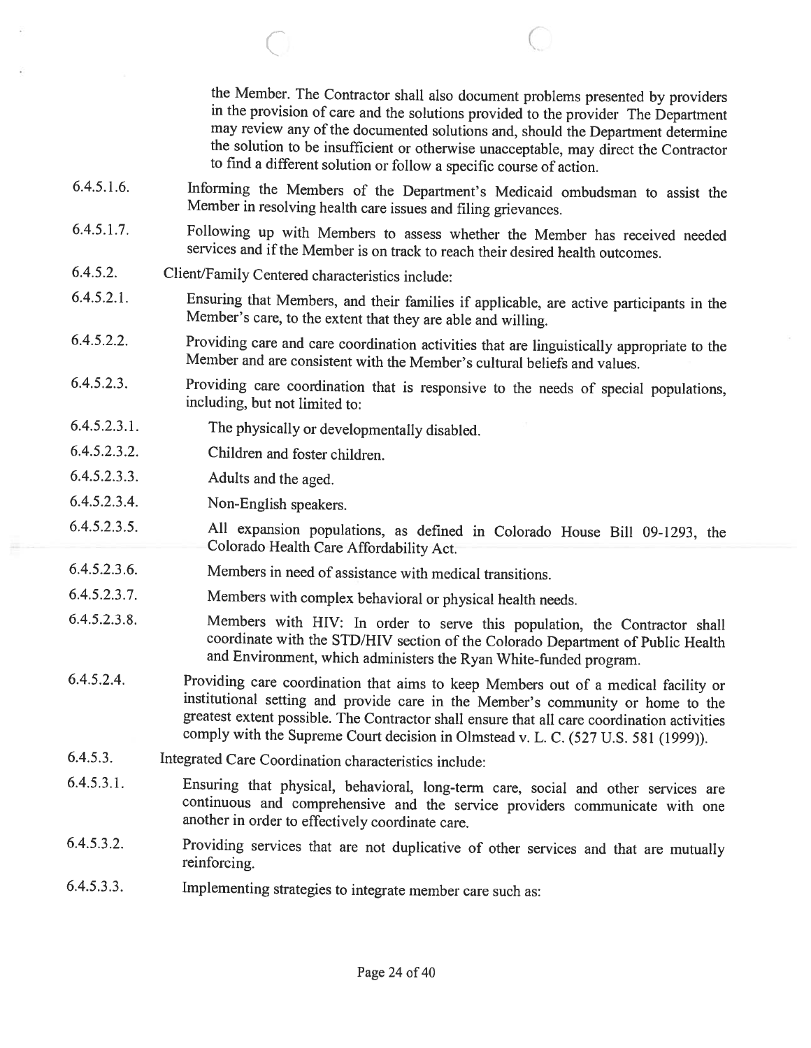the Member. The Contractor shall also document problems presented by providers in the provision of care and the solutions provided to the provider The Department may review any of the documented solutions and, should the Department determine the solution to be insufficient or otherwise unacceptable, may direct the Contractor to find a different solution or follow a specific course of action.

6.4.5.1.6. Informing the Members of the Department's Medicaid ombudsman to assist the Member in resolving health care issues and filing grievances.

6.4.5.1.7. Following up with Members to assess whether the Member has received needed services and if the Member is on track to reach their desired health outcomes.

6.4.5.2. Client/Family Centered characteristics include:

6.4.5.2.1. Ensuring that Members, and their families if applicable, are active participants in the Member's care, to the extent that they are able and willing.

6.4.5.2.2. Providing care and care coordination activities that are linguistically appropriate to the Member and are consistent with the Member's cultural beliefs and values.

6.4.5.2.3. Providing care coordination that is responsive to the needs of special populations, including, but not limited to:

6.4.5.2.3.1. The physically or developmentally disabled.

6.4.5.2.3.2. Children and foster children.

6.4.5.2.3.3. Adults and the aged.

6.4.5.2.3.4. Non-English speakers.

6.4.5.2.3.5. All expansion populations, as defined in Colorado House Bill 09-1293, the Colorado Health Care Affordability Act.

6.4.5.2.3.6. Members in need of assistance with medical transitions.

6.4.5.2.3.7. Members with complex behavioral or physical health needs.

6.4.5.2.3.8. Members with HIV: In order to serve this population, the Contractor shall coordinate with the STD/HIV section of the Colorado Department of Public Health and Environment, which administers the Ryan White-funded program.

6.4.5.2.4. Providing care coordination that aims to keep Members out of a medical facility or institutional setting and provide care in the Member's community or home to the greatest extent possible. The Contractor shall ensure that all care coordination activities comply with the Supreme Court decision in Olmstead v. L. C. (527 U.S. 581 (1999)).

6.4.5.3. Integrated Care Coordination characteristics include:

6.4.5.3.1. Ensuring that physical, behavioral, long-term care, social and other services are continuous and comprehensive and the service providers communicate with one another in order to effectively coordinate care.

6.4.5.3.2. Providing services that are not duplicative of other services and that are mutually reinforcing.

6.4.5.3.3. Implementing strategies to integrate member care such as: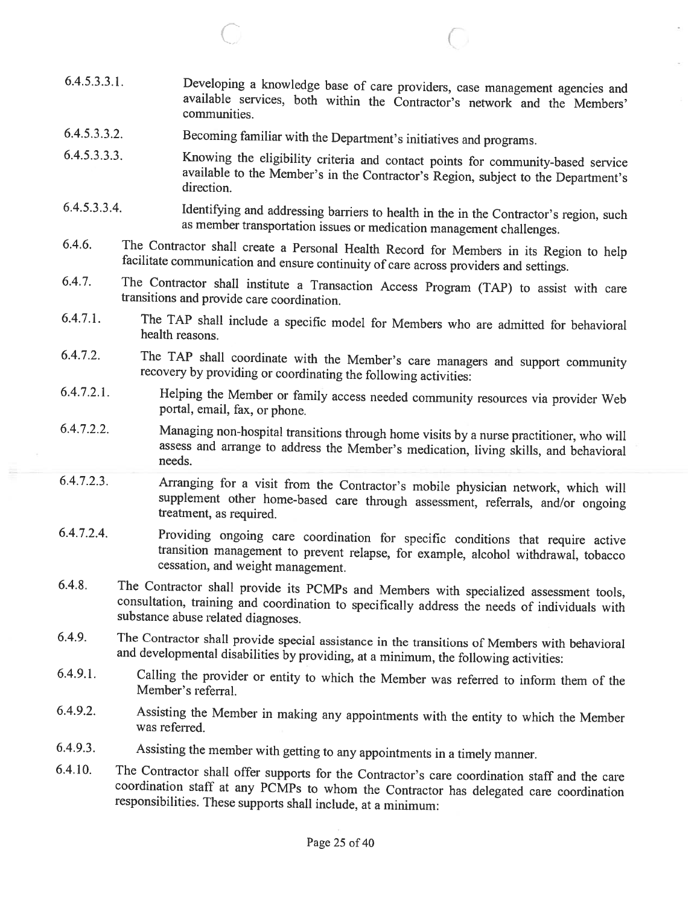6.4.5.3.3.1. Developing a knowledge base of care providers, case management agencies and available services, both within the Contractor's network and the Members' communities.

6.4.5.3.3.2. Becoming familiar with the Department's initiatives and programs.

6.4.5.3.3.3. Knowing the eligibility criteria and contact points for community-based service available to the Member's in the Contractor's Region, subject to the Department's direction.

6.4.5.3.3.4. Identifying and addressing barriers to health in the in the Contractor's region, such as member transportation issues or medication management challenges.

6.4.6. The Contractor shall create a Personal Health Record for Members in its Region to help facilitate communication and ensure continuity of care across providers and settings.

6.4.7. The Contractor shall institute a Transaction Access Program (TAP) to assist with care transitions and provide care coordination.

6.4.7.1. The TAP shall include a specific model for Members who are admitted for behavioral health reasons.

6.4.7.2. The TAP shall coordinate with the Member's care managers and support community recovery by providing or coordinating the following activities:

6.4.7.2.1. Helping the Member or family access needed community resources via provider Web portal, email, fax, or phone.

6.4.7.2.2. Managing non-hospital transitions through home visits by a nurse practitioner, who will assess and arrange to address the Member's medication, living skills, and behavioral needs.

6.4.7.2.3. Arranging for a visit from the Contractor's mobile physician network, which will supplement other home-based care through assessment, referrals, and/or ongoing treatment, as required.

6.4.7.2.4. Providing ongoing care coordination for specific conditions that require active transition management to prevent relapse, for example, alcohol withdrawal, tobacco cessation, and weight management.

6.4.8. The Contractor shall provide its PCMPs and Members with specialized assessment tools, consultation, training and coordination to specifically address the needs of individuals with substance abuse related diagnoses.

6.4.9. The Contractor shall provide special assistance in the transitions of Members with behavioral and developmental disabilities by providing, at a minimum, the following activities:

6.4.9.1. Calling the provider or entity to which the Member was referred to inform them of the Member's referral.

6.4.9.2. Assisting the Member in making any appointments with the entity to which the Member was referred.

6.4.9.3. Assisting the member with getting to any appointments in a timely manner.

6.4.10. The Contractor shall offer supports for the Contractor's care coordination staff and the care coordination staff at any PCMPs to whom the Contractor has delegated care coordination responsibilities. These supports shall include, at a minimum: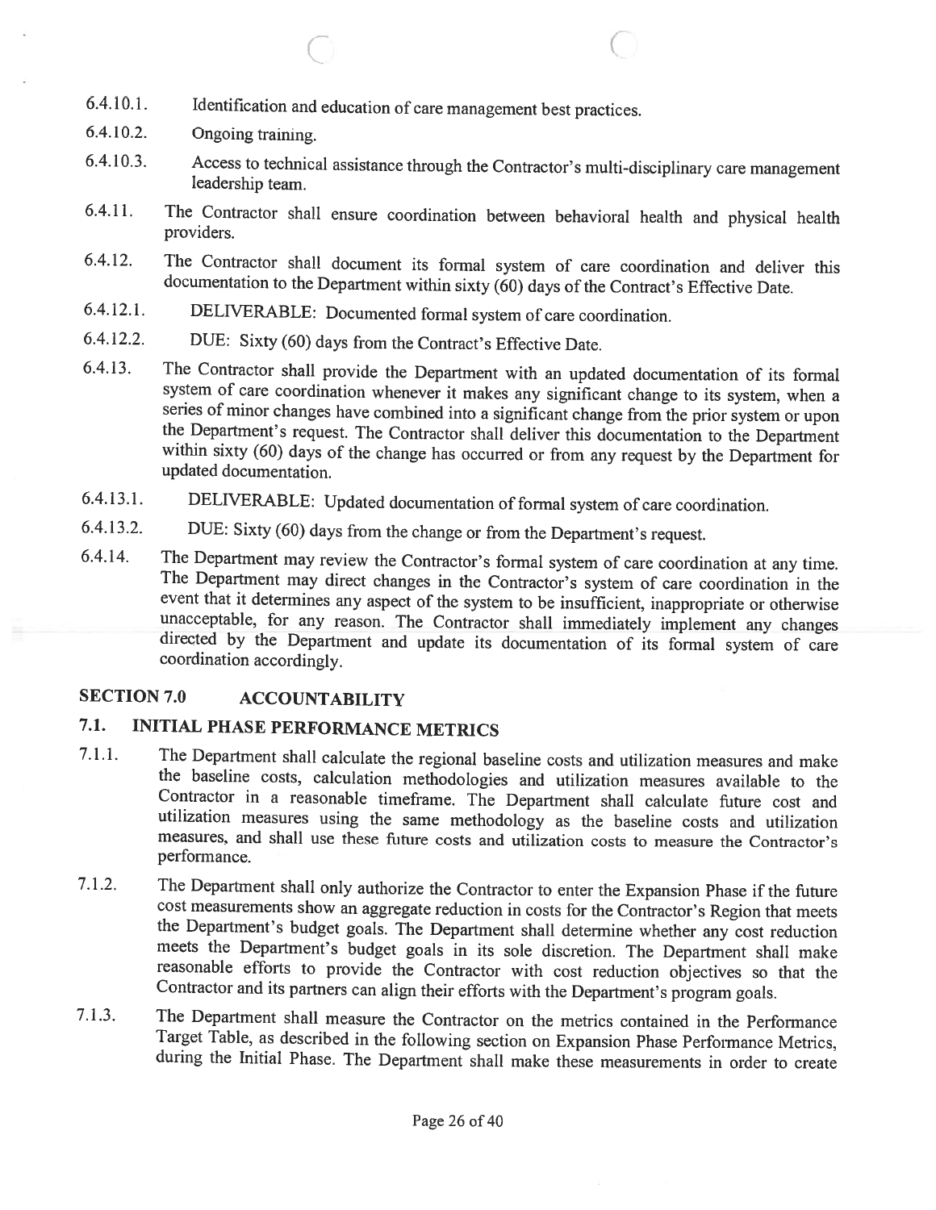6.4.10.1. Identification and education of care management best practices.

6.4.10.2. Ongoing training.

6.4.10.3. Access to technical assistance through the Contractor's multi-disciplinary care management leadership team.

6.4.11. The Contractor shall ensure coordination between behavioral health and physical health providers.

6.4.12. The Contractor shall document its formal system of care coordination and deliver this documentation to the Department within sixty (60) days of the Contract's Effective Date.

6.4.12.1. DELIVERABLE: Documented formal system of care coordination.

6.4.12.2. DUE: Sixty (60) days from the Contract's Effective Date.

6.4.13. The Contractor shall provide the Department with an updated documentation of its formal system of care coordination whenever it makes any significant change to its system, when a series of minor changes have combined into a significant change from the prior system or upon the Department's request. The Contractor shall deliver this documentation to the Department within sixty (60) days of the change has occurred or from any request by the Department for updated documentation.

6.4.13.1. DELIVERABLE: Updated documentation of formal system of care coordination.

6.4.13.2. DUE: Sixty (60) days from the change or from the Department's request.

6.4.14. The Department may review the Contractor's formal system of care coordination at any time. The Department may direct changes in the Contractor's system of care coordination in the event that it determines any aspect of the system to be insufficient, inappropriate or otherwise unacceptable, for any reason. The Contractor shall immediately implement any changes directed by the Department and update its documentation of its formal system of care coordination accordingly.

## SECTION 7.0 ACCOUNTABILITY

### 7.1. INITIAL PHASE PERFORMANCE METRICS

7.1.1. The Department shall calculate the regional baseline costs and utilization measures and make the baseline costs, calculation methodologies and utilization measures available to the Contractor in a reasonable timeframe. The Department shall calculate future cost and utilization measures using the same methodology as the baseline costs and utilization measures, and shall use these future costs and utilization costs to measure the Contractor's performance.

7.1.2. The Department shall only authorize the Contractor to enter the Expansion Phase if the future cost measurements show an aggregate reduction in costs for the Contractor's Region that meets the Department's budget goals. The Department shall determine whether any cost reduction meets the Department's budget goals in its sole discretion. The Department shall make reasonable efforts to provide the Contractor with cost reduction objectives so that the Contractor and its partners can align their efforts with the Department's program goals.

7.1.3. The Department shall measure the Contractor on the metrics contained in the Performance Target Table, as described in the following section on Expansion Phase Performance Metrics, during the Initial Phase. The Department shall make these measurements in order to create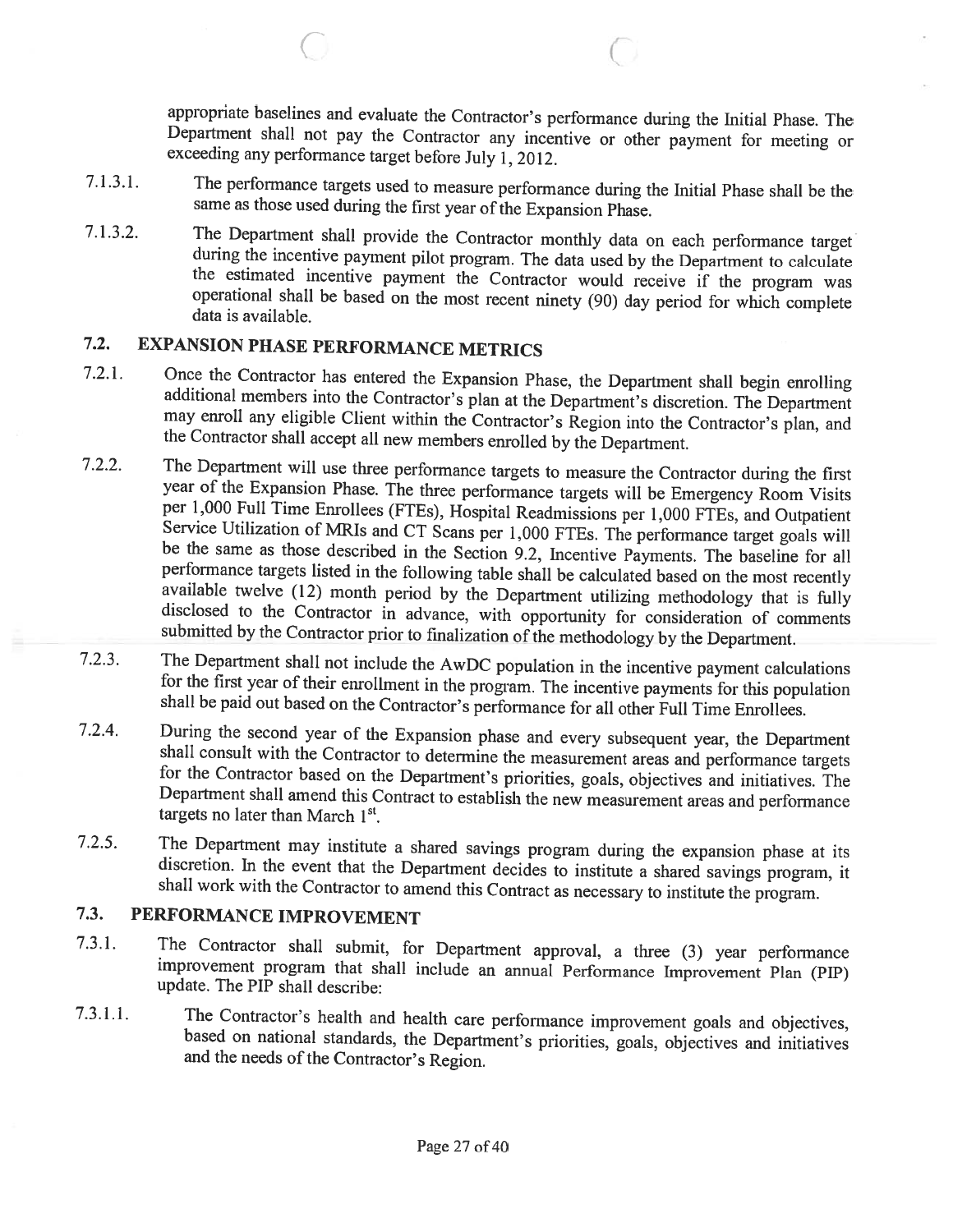appropriate baselines and evaluate the Contractor's performance during the Initial Phase. The Department shall not pay the Contractor any incentive or other payment for meeting or exceeding any performance target before July 1, 2012.

7.1.3.1. The performance targets used to measure performance during the Initial Phase shall be the same as those used during the first year of the Expansion Phase.

7.1.3.2. The Department shall provide the Contractor monthly data on each performance target during the incentive payment pilot program. The data used by the Department to calculate the estimated incentive payment the Contractor would receive if the program was operational shall be based on the most recent ninety (90) day period for which complete data is available.

## 7.2. EXPANSION PHASE PERFORMANCE METRICS

7.2.1. Once the Contractor has entered the Expansion Phase, the Department shall begin enrolling additional members into the Contractor's plan at the Department's discretion. The Department may enroll any eligible Client within the Contractor's Region into the Contractor's plan, and the Contractor shall accept all new members enrolled by the Department.

7.2.2. The Department will use three performance targets to measure the Contractor during the first year of the Expansion Phase. The three performance targets will be Emergency Room Visits per 1,000 Full Time Enrollees (FTEs), Hospital Readmissions per 1,000 FTEs, and Outpatient Service Utilization of MRIs and CT Scans per 1,000 FTEs. The performance target goals will be the same as those described in the Section 9.2, Incentive Payments. The baseline for all performance targets listed in the following table shall be calculated based on the most recently available twelve (12) month period by the Department utilizing methodology that is fully disclosed to the Contractor in advance, with opportunity for consideration of comments submitted by the Contractor prior to finalization of the methodology by the Department.

7.2.3. The Department shall not include the AwDC population in the incentive payment calculations for the first year of their enrollment in the program. The incentive payments for this population shall be paid out based on the Contractor's performance for all other Full Time Enrollees.

7.2.4. During the second year of the Expansion phase and every subsequent year, the Department shall consult with the Contractor to determine the measurement areas and performance targets for the Contractor based on the Department's priorities, goals, objectives and initiatives. The Department shall amend this Contract to establish the new measurement areas and performance targets no later than March 1st.

7.2.5. The Department may institute a shared savings program during the expansion phase at its discretion. In the event that the Department decides to institute a shared savings program, it shall work with the Contractor to amend this Contract as necessary to institute the program.

## 7.3. PERFORMANCE IMPROVEMENT

7.3.1. The Contractor shall submit, for Department approval, a three (3) year performance improvement program that shall include an annual Performance Improvement Plan (PIP) update. The PIP shall describe:

7.3.1.1. The Contractor's health and health care performance improvement goals and objectives, based on national standards, the Department's priorities, goals, objectives and initiatives and the needs of the Contractor's Region.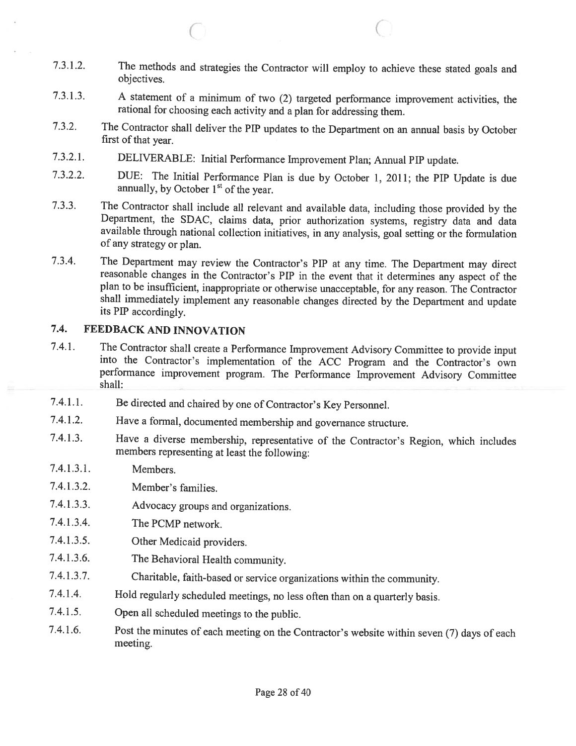7.3.1.2. The methods and strategies the Contractor will employ to achieve these stated goals and objectives.

7.3.1.3. A statement of a minimum of two (2) targeted performance improvement activities, the rational for choosing each activity and a plan for addressing them.

7.3.2. The Contractor shall deliver the PIP updates to the Department on an annual basis by October first of that year.

7.3.2.1. DELIVERABLE: Initial Performance Improvement Plan; Annual PIP update.

7.3.2.2. DUE: The Initial Performance Plan is due by October 1, 2011; the PIP Update is due annually, by October 1st of the year.

7.3.3. The Contractor shall include all relevant and available data, including those provided by the Department, the SDAC, claims data, prior authorization systems, registry data and data available through national collection initiatives, in any analysis, goal setting or the formulation of any strategy or plan.

7.3.4. The Department may review the Contractor's PIP at any time. The Department may direct reasonable changes in the Contractor's PIP in the event that it determines any aspect of the plan to be insufficient, inappropriate or otherwise unacceptable, for any reason. The Contractor shall immediately implement any reasonable changes directed by the Department and update its PIP accordingly.

## 7.4. FEEDBACK AND INNOVATION

7.4.1. The Contractor shall create a Performance Improvement Advisory Committee to provide input into the Contractor's implementation of the ACC Program and the Contractor's own performance improvement program. The Performance Improvement Advisory Committee shall:

7.4.1.1. Be directed and chaired by one of Contractor's Key Personnel.

7.4.1.2. Have a formal, documented membership and governance structure.

7.4.1.3. Have a diverse membership, representative of the Contractor's Region, which includes members representing at least the following:

7.4.1.3.1. Members.

7.4.1.3.2. Member's families.

7.4.1.3.3. Advocacy groups and organizations.

7.4.1.3.4. The PCMP network.

7.4.1.3.5. Other Medicaid providers.

7.4.1.3.6. The Behavioral Health community.

7.4.1.3.7. Charitable, faith-based or service organizations within the community.

7.4.1.4. Hold regularly scheduled meetings, no less often than on a quarterly basis.

7.4.1.5. Open all scheduled meetings to the public.

7.4.1.6. Post the minutes of each meeting on the Contractor's website within seven (7) days of each meeting.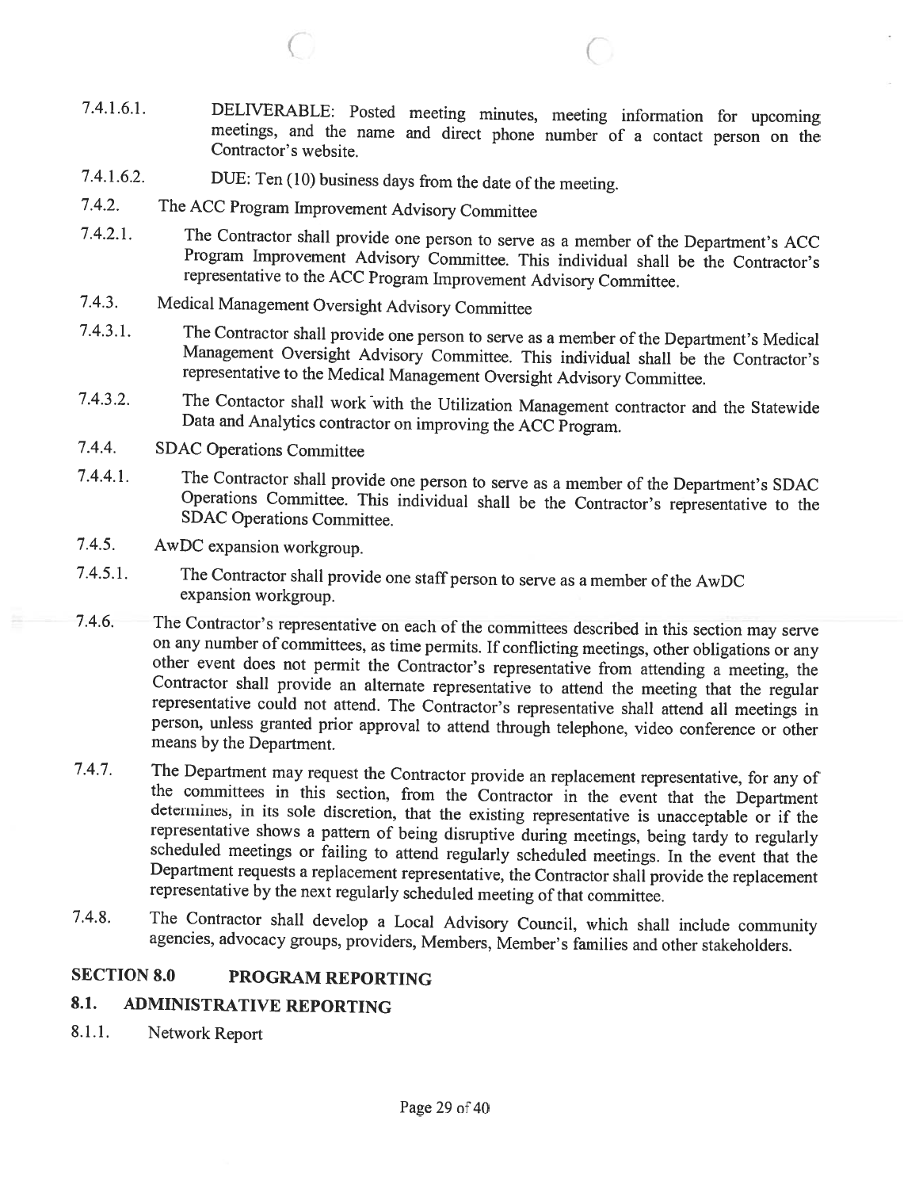7.4.1.6.1. DELIVERABLE: Posted meeting minutes, meeting information for upcoming meetings, and the name and direct phone number of a contact person on the Contractor's website.

7.4.1.6.2. DUE: Ten (10) business days from the date of the meeting.

7.4.2. The ACC Program Improvement Advisory Committee

7.4.2.1. The Contractor shall provide one person to serve as a member of the Department's ACC Program Improvement Advisory Committee. This individual shall be the Contractor's representative to the ACC Program Improvement Advisory Committee.

7.4.3. Medical Management Oversight Advisory Committee

7.4.3.1. The Contractor shall provide one person to serve as a member of the Department's Medical Management Oversight Advisory Committee. This individual shall be the Contractor's representative to the Medical Management Oversight Advisory Committee.

7.4.3.2. The Contactor shall work with the Utilization Management contractor and the Statewide Data and Analytics contractor on improving the ACC Program.

7.4.4. SDAC Operations Committee

7.4.4.1. The Contractor shall provide one person to serve as a member of the Department's SDAC Operations Committee. This individual shall be the Contractor's representative to the SDAC Operations Committee.

7.4.5. AwDC expansion workgroup.

7.4.5.1. The Contractor shall provide one staff person to serve as a member of the AwDC expansion workgroup.

7.4.6. The Contractor's representative on each of the committees described in this section may serve on any number of committees, as time permits. If conflicting meetings, other obligations or any other event does not permit the Contractor's representative from attending a meeting, the Contractor shall provide an alternate representative to attend the meeting that the regular representative could not attend. The Contractor's representative shall attend all meetings in person, unless granted prior approval to attend through telephone, video conference or other means by the Department.

7.4.7. The Department may request the Contractor provide an replacement representative, for any of the committees in this section, from the Contractor in the event that the Department determines, in its sole discretion, that the existing representative is unacceptable or if the representative shows a pattern of being disruptive during meetings, being tardy to regularly scheduled meetings or failing to attend regularly scheduled meetings. In the event that the Department requests a replacement representative, the Contractor shall provide the replacement representative by the next regularly scheduled meeting of that committee.

7.4.8. The Contractor shall develop a Local Advisory Council, which shall include community agencies, advocacy groups, providers, Members, Member's families and other stakeholders.

# SECTION 8.0 PROGRAM REPORTING

## 8.1. ADMINISTRATIVE REPORTING

8.1.1. Network Report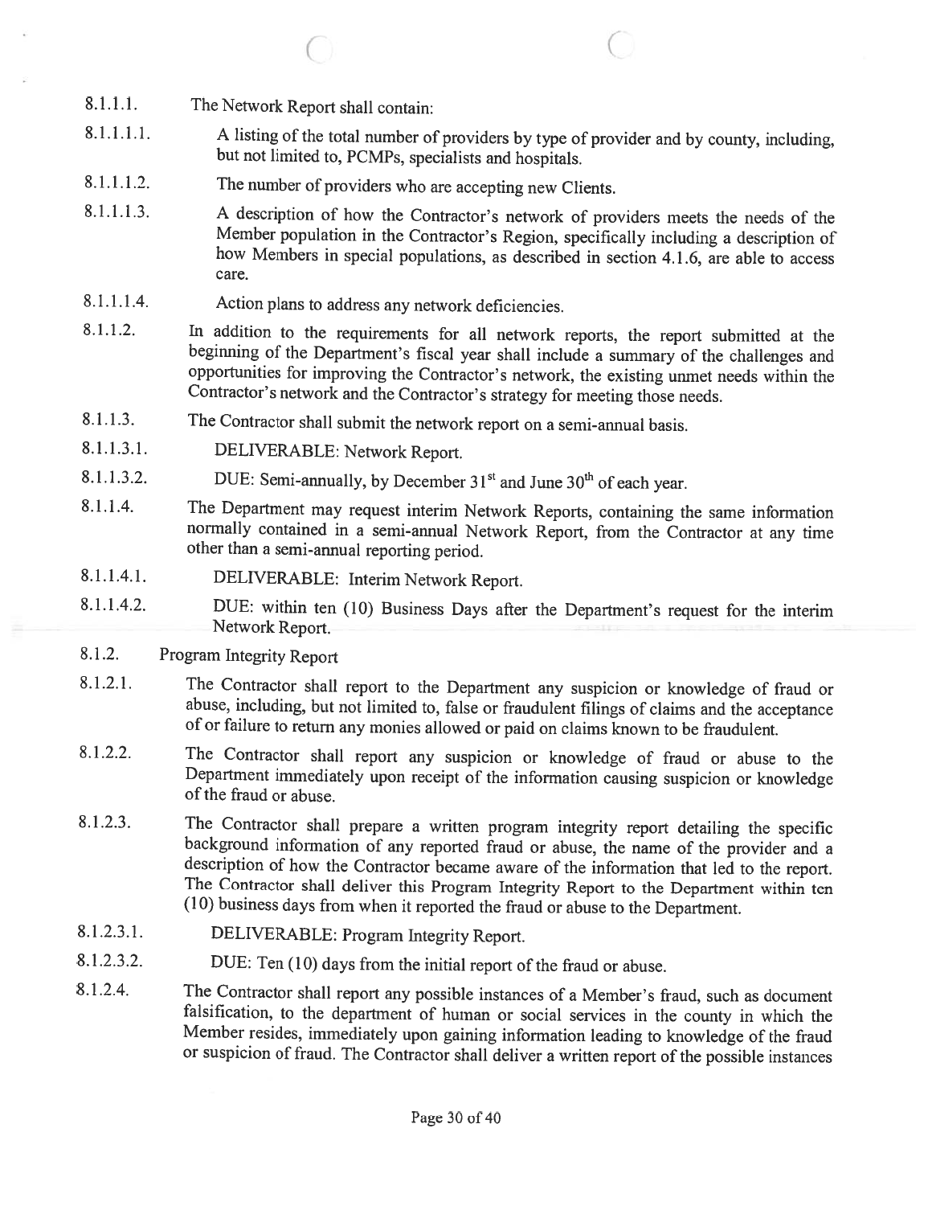8.1.1.1. The Network Report shall contain:

8.1.1.1.1. A listing of the total number of providers by type of provider and by county, including, but not limited to, PCMPs, specialists and hospitals.

8.1.1.1.2. The number of providers who are accepting new Clients.

8.1.1.1.3. A description of how the Contractor's network of providers meets the needs of the Member population in the Contractor's Region, specifically including a description of how Members in special populations, as described in section 4.1.6, are able to access care.

8.1.1.1.4. Action plans to address any network deficiencies.

8.1.1.2. In addition to the requirements for all network reports, the report submitted at the beginning of the Department's fiscal year shall include a summary of the challenges and opportunities for improving the Contractor's network, the existing unmet needs within the Contractor's network and the Contractor's strategy for meeting those needs.

8.1.1.3. The Contractor shall submit the network report on a semi-annual basis.

8.1.1.3.1. DELIVERABLE: Network Report.

8.1.1.3.2. DUE: Semi-annually, by December 31st and June 30th of each year.

8.1.1.4. The Department may request interim Network Reports, containing the same information normally contained in a semi-annual Network Report, from the Contractor at any time other than a semi-annual reporting period.

8.1.1.4.1. DELIVERABLE: Interim Network Report.

8.1.1.4.2. DUE: within ten (10) Business Days after the Department's request for the interim Network Report.

8.1.2. Program Integrity Report

8.1.2.1. The Contractor shall report to the Department any suspicion or knowledge of fraud or abuse, including, but not limited to, false or fraudulent filings of claims and the acceptance of or failure to return any monies allowed or paid on claims known to be fraudulent.

8.1.2.2. The Contractor shall report any suspicion or knowledge of fraud or abuse to the Department immediately upon receipt of the information causing suspicion or knowledge of the fraud or abuse.

8.1.2.3. The Contractor shall prepare a written program integrity report detailing the specific background information of any reported fraud or abuse, the name of the provider and a description of how the Contractor became aware of the information that led to the report. The Contractor shall deliver this Program Integrity Report to the Department within ten (10) business days from when it reported the fraud or abuse to the Department.

8.1.2.3.1. DELIVERABLE: Program Integrity Report.

8.1.2.3.2. DUE: Ten (10) days from the initial report of the fraud or abuse.

8.1.2.4. The Contractor shall report any possible instances of a Member's fraud, such as document falsification, to the department of human or social services in the county in which the Member resides, immediately upon gaining information leading to knowledge of the fraud or suspicion of fraud. The Contractor shall deliver a written report of the possible instances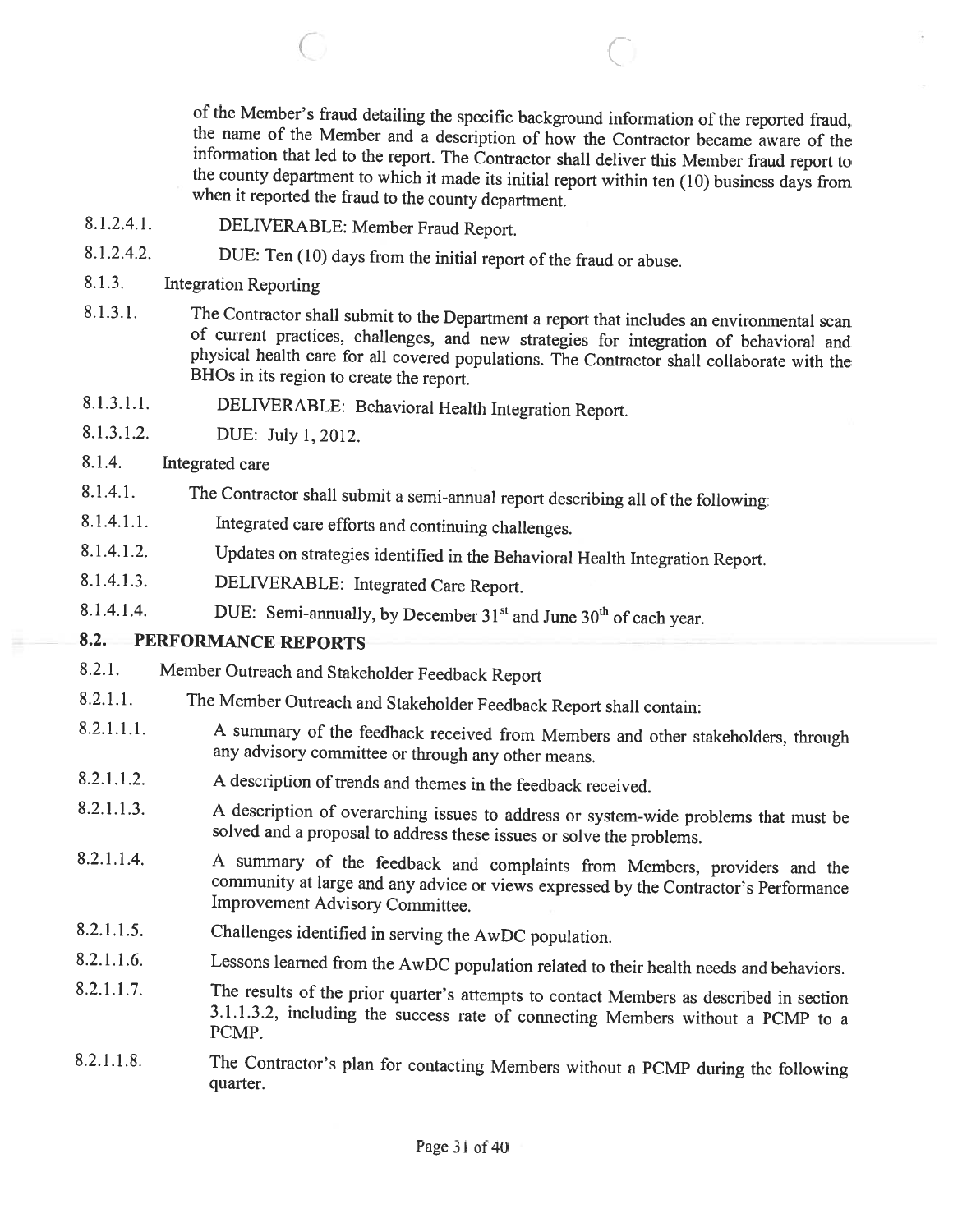of the Member's fraud detailing the specific background information of the reported fraud, the name of the Member and a description of how the Contractor became aware of the information that led to the report. The Contractor shall deliver this Member fraud report to the county department to which it made its initial report within ten (10) business days from when it reported the fraud to the county department.

8.1.2.4.1. DELIVERABLE: Member Fraud Report.

8.1.2.4.2. DUE: Ten (10) days from the initial report of the fraud or abuse.

8.1.3. Integration Reporting

8.1.3.1. The Contractor shall submit to the Department a report that includes an environmental scan of current practices, challenges, and new strategies for integration of behavioral and physical health care for all covered populations. The Contractor shall collaborate with the BHOs in its region to create the report.

8.1.3.1.1. DELIVERABLE: Behavioral Health Integration Report.

8.1.3.1.2. DUE: July 1, 2012.

8.1.4. Integrated care

8.1.4.1. The Contractor shall submit a semi-annual report describing all of the following:

8.1.4.1.1. Integrated care efforts and continuing challenges.

8.1.4.1.2. Updates on strategies identified in the Behavioral Health Integration Report.

8.1.4.1.3. DELIVERABLE: Integrated Care Report.

8.1.4.1.4. DUE: Semi-annually, by December 31st and June 30th of each year.

## 8.2. PERFORMANCE REPORTS

8.2.1. Member Outreach and Stakeholder Feedback Report

8.2.1.1. The Member Outreach and Stakeholder Feedback Report shall contain:

8.2.1.1.1. A summary of the feedback received from Members and other stakeholders, through any advisory committee or through any other means.

8.2.1.1.2. A description of trends and themes in the feedback received.

8.2.1.1.3. A description of overarching issues to address or system-wide problems that must be solved and a proposal to address these issues or solve the problems.

8.2.1.1.4. A summary of the feedback and complaints from Members, providers and the community at large and any advice or views expressed by the Contractor's Performance Improvement Advisory Committee.

8.2.1.1.5. Challenges identified in serving the AwDC population.

8.2.1.1.6. Lessons learned from the AwDC population related to their health needs and behaviors.

8.2.1.1.7. The results of the prior quarter's attempts to contact Members as described in section 3.1.1.3.2, including the success rate of connecting Members without a PCMP to a PCMP.

8.2.1.1.8. The Contractor's plan for contacting Members without a PCMP during the following quarter.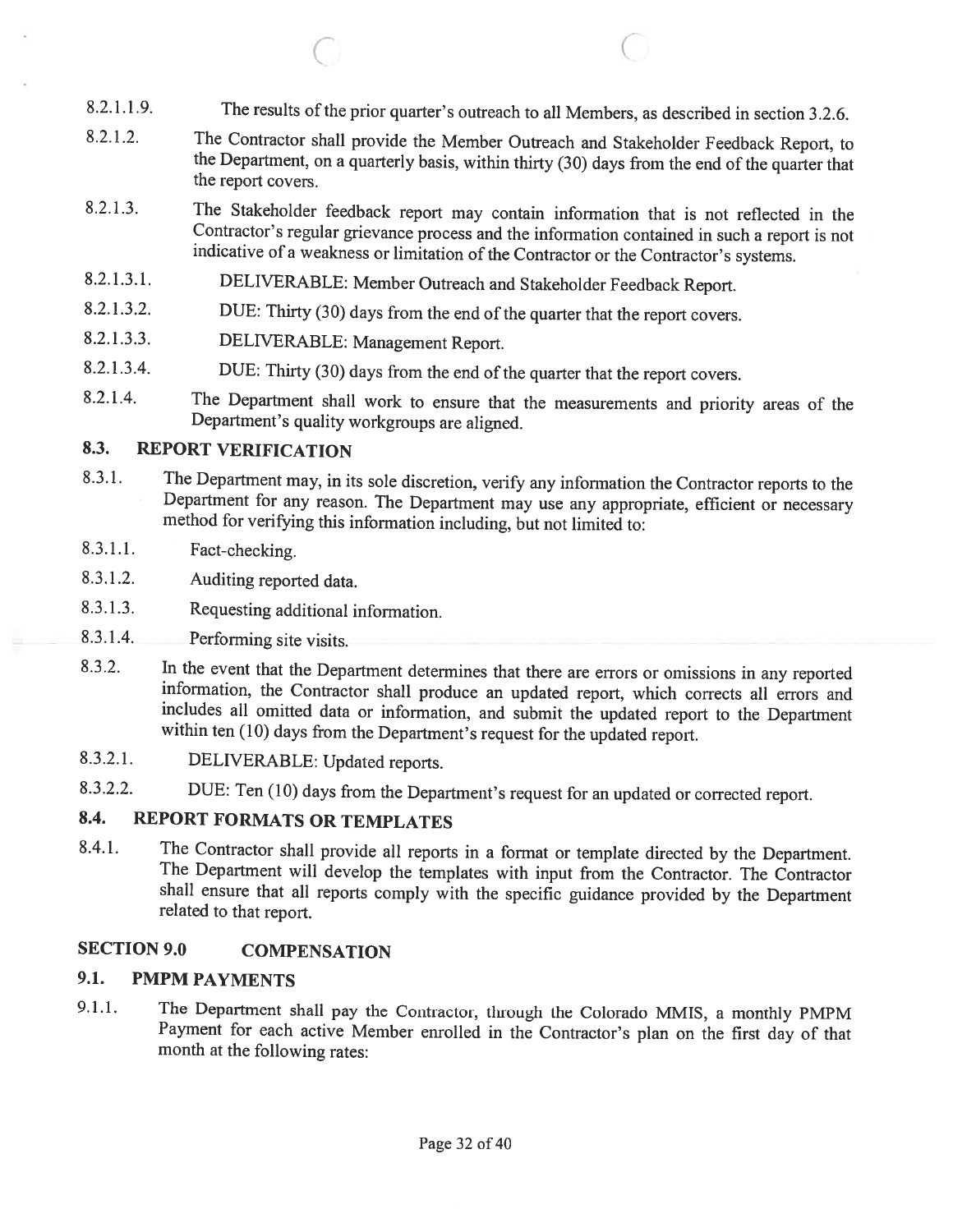8.2.1.1.9. The results of the prior quarter's outreach to all Members, as described in section 3.2.6.

8.2.1.2. The Contractor shall provide the Member Outreach and Stakeholder Feedback Report, to the Department, on a quarterly basis, within thirty (30) days from the end of the quarter that the report covers.

8.2.1.3. The Stakeholder feedback report may contain information that is not reflected in the Contractor's regular grievance process and the information contained in such a report is not indicative of a weakness or limitation of the Contractor or the Contractor's systems.

8.2.1.3.1. DELIVERABLE: Member Outreach and Stakeholder Feedback Report.

8.2.1.3.2. DUE: Thirty (30) days from the end of the quarter that the report covers.

8.2.1.3.3. DELIVERABLE: Management Report.

8.2.1.3.4. DUE: Thirty (30) days from the end of the quarter that the report covers.

8.2.1.4. The Department shall work to ensure that the measurements and priority areas of the Department's quality workgroups are aligned.

## 8.3. REPORT VERIFICATION

8.3.1. The Department may, in its sole discretion, verify any information the Contractor reports to the Department for any reason. The Department may use any appropriate, efficient or necessary method for verifying this information including, but not limited to:

8.3.1.1. Fact-checking.

8.3.1.2. Auditing reported data.

8.3.1.3. Requesting additional information.

8.3.1.4. Performing site visits.

8.3.2. In the event that the Department determines that there are errors or omissions in any reported information, the Contractor shall produce an updated report, which corrects all errors and includes all omitted data or information, and submit the updated report to the Department within ten (10) days from the Department's request for the updated report.

8.3.2.1. DELIVERABLE: Updated reports.

8.3.2.2. DUE: Ten (10) days from the Department's request for an updated or corrected report.

## 8.4. REPORT FORMATS OR TEMPLATES

8.4.1. The Contractor shall provide all reports in a format or template directed by the Department. The Department will develop the templates with input from the Contractor. The Contractor shall ensure that all reports comply with the specific guidance provided by the Department related to that report.

# SECTION 9.0 COMPENSATION

## 9.1. PMPM PAYMENTS

9.1.1. The Department shall pay the Contractor, through the Colorado MMIS, a monthly PMPM Payment for each active Member enrolled in the Contractor's plan on the first day of that month at the following rates: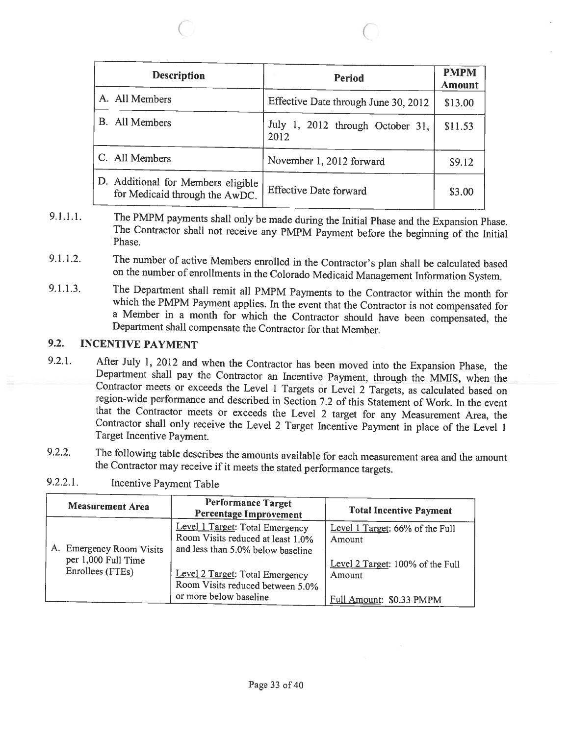| Description | Period | PMPM Amount |
|---|---|---|
| A. All Members | Effective Date through June 30, 2012 | $13.00 |
| B. All Members | July 1, 2012 through October 31, 2012 | $11.53 |
| C. All Members | November 1, 2012 forward | $9.12 |
| D. Additional for Members eligible for Medicaid through the AwDC. | Effective Date forward | $3.00 |

9.1.1.1. The PMPM payments shall only be made during the Initial Phase and the Expansion Phase. The Contractor shall not receive any PMPM Payment before the beginning of the Initial Phase.

9.1.1.2. The number of active Members enrolled in the Contractor's plan shall be calculated based on the number of enrollments in the Colorado Medicaid Management Information System.

9.1.1.3. The Department shall remit all PMPM Payments to the Contractor within the month for which the PMPM Payment applies. In the event that the Contractor is not compensated for a Member in a month for which the Contractor should have been compensated, the Department shall compensate the Contractor for that Member.

## 9.2. INCENTIVE PAYMENT

9.2.1. After July 1, 2012 and when the Contractor has been moved into the Expansion Phase, the Department shall pay the Contractor an Incentive Payment, through the MMIS, when the Contractor meets or exceeds the Level 1 Targets or Level 2 Targets, as calculated based on region-wide performance and described in Section 7.2 of this Statement of Work. In the event that the Contractor meets or exceeds the Level 2 target for any Measurement Area, the Contractor shall only receive the Level 2 Target Incentive Payment in place of the Level 1 Target Incentive Payment.

9.2.2. The following table describes the amounts available for each measurement area and the amount the Contractor may receive if it meets the stated performance targets.

9.2.2.1. Incentive Payment Table

| Measurement Area | Performance Target Percentage Improvement | Total Incentive Payment |
|---|---|---|
| A. Emergency Room Visits per 1,000 Full Time Enrollees (FTEs) | Level 1 Target: Total Emergency Room Visits reduced at least 1.0% and less than 5.0% below baseline<br><br>Level 2 Target: Total Emergency Room Visits reduced between 5.0% or more below baseline | Level 1 Target: 66% of the Full Amount<br><br>Level 2 Target: 100% of the Full Amount<br><br>Full Amount: $0.33 PMPM |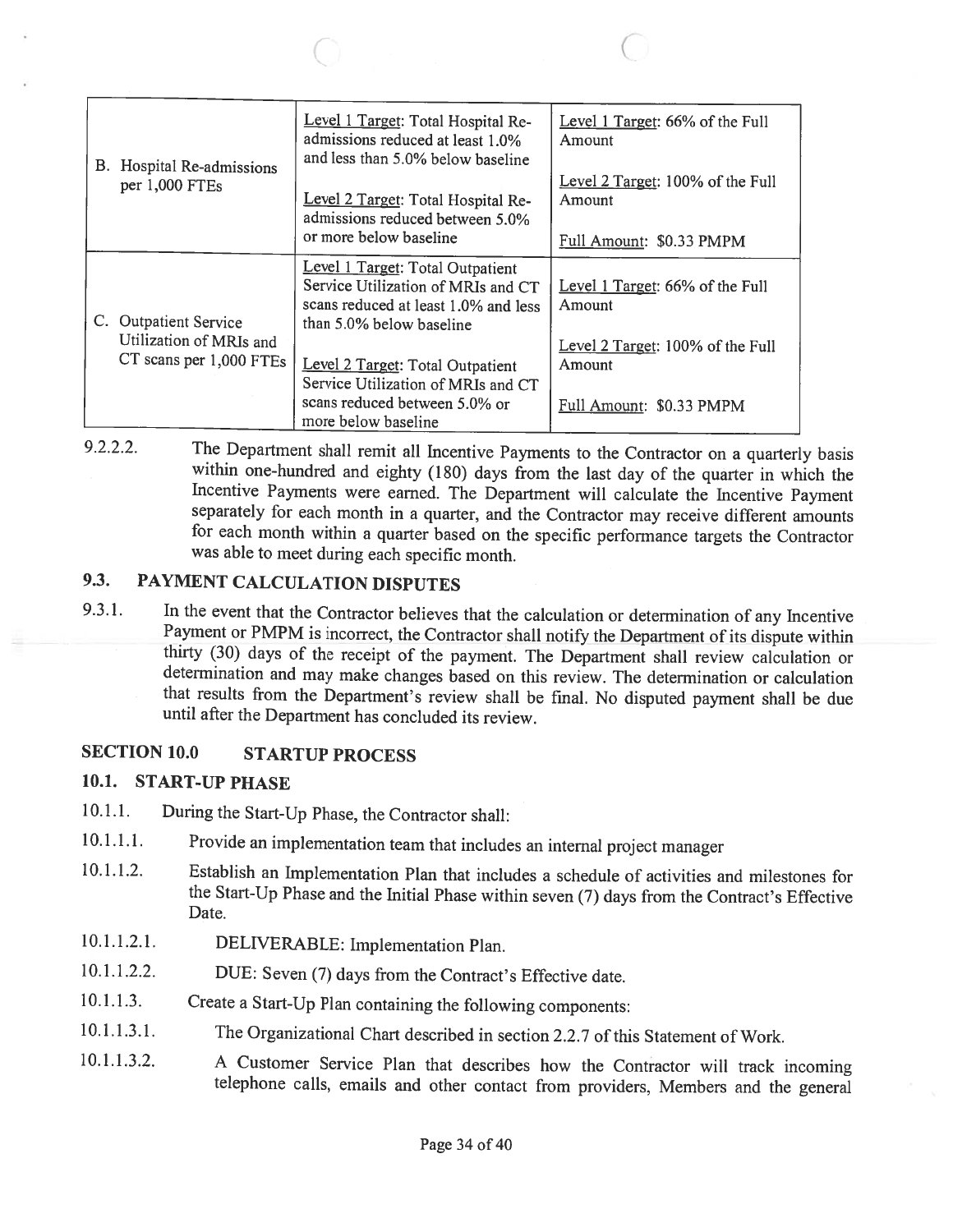| | | |
|---|---|---|
| B. Hospital Re-admissions per 1,000 FTEs | Level 1 Target: Total Hospital Re-admissions reduced at least 1.0% and less than 5.0% below baseline<br><br>Level 2 Target: Total Hospital Re-admissions reduced between 5.0% or more below baseline | Level 1 Target: 66% of the Full Amount<br><br>Level 2 Target: 100% of the Full Amount<br><br>Full Amount: $0.33 PMPM |
| C. Outpatient Service Utilization of MRIs and CT scans per 1,000 FTEs | Level 1 Target: Total Outpatient Service Utilization of MRIs and CT scans reduced at least 1.0% and less than 5.0% below baseline<br><br>Level 2 Target: Total Outpatient Service Utilization of MRIs and CT scans reduced between 5.0% or more below baseline | Level 1 Target: 66% of the Full Amount<br><br>Level 2 Target: 100% of the Full Amount<br><br>Full Amount: $0.33 PMPM |

9.2.2.2. The Department shall remit all Incentive Payments to the Contractor on a quarterly basis within one-hundred and eighty (180) days from the last day of the quarter in which the Incentive Payments were earned. The Department will calculate the Incentive Payment separately for each month in a quarter, and the Contractor may receive different amounts for each month within a quarter based on the specific performance targets the Contractor was able to meet during each specific month.

## 9.3. PAYMENT CALCULATION DISPUTES

9.3.1. In the event that the Contractor believes that the calculation or determination of any Incentive Payment or PMPM is incorrect, the Contractor shall notify the Department of its dispute within thirty (30) days of the receipt of the payment. The Department shall review calculation or determination and may make changes based on this review. The determination or calculation that results from the Department's review shall be final. No disputed payment shall be due until after the Department has concluded its review.

# SECTION 10.0 STARTUP PROCESS

## 10.1. START-UP PHASE

10.1.1. During the Start-Up Phase, the Contractor shall:

10.1.1.1. Provide an implementation team that includes an internal project manager

10.1.1.2. Establish an Implementation Plan that includes a schedule of activities and milestones for the Start-Up Phase and the Initial Phase within seven (7) days from the Contract's Effective Date.

10.1.1.2.1. DELIVERABLE: Implementation Plan.

10.1.1.2.2. DUE: Seven (7) days from the Contract's Effective date.

10.1.1.3. Create a Start-Up Plan containing the following components:

10.1.1.3.1. The Organizational Chart described in section 2.2.7 of this Statement of Work.

10.1.1.3.2. A Customer Service Plan that describes how the Contractor will track incoming telephone calls, emails and other contact from providers, Members and the general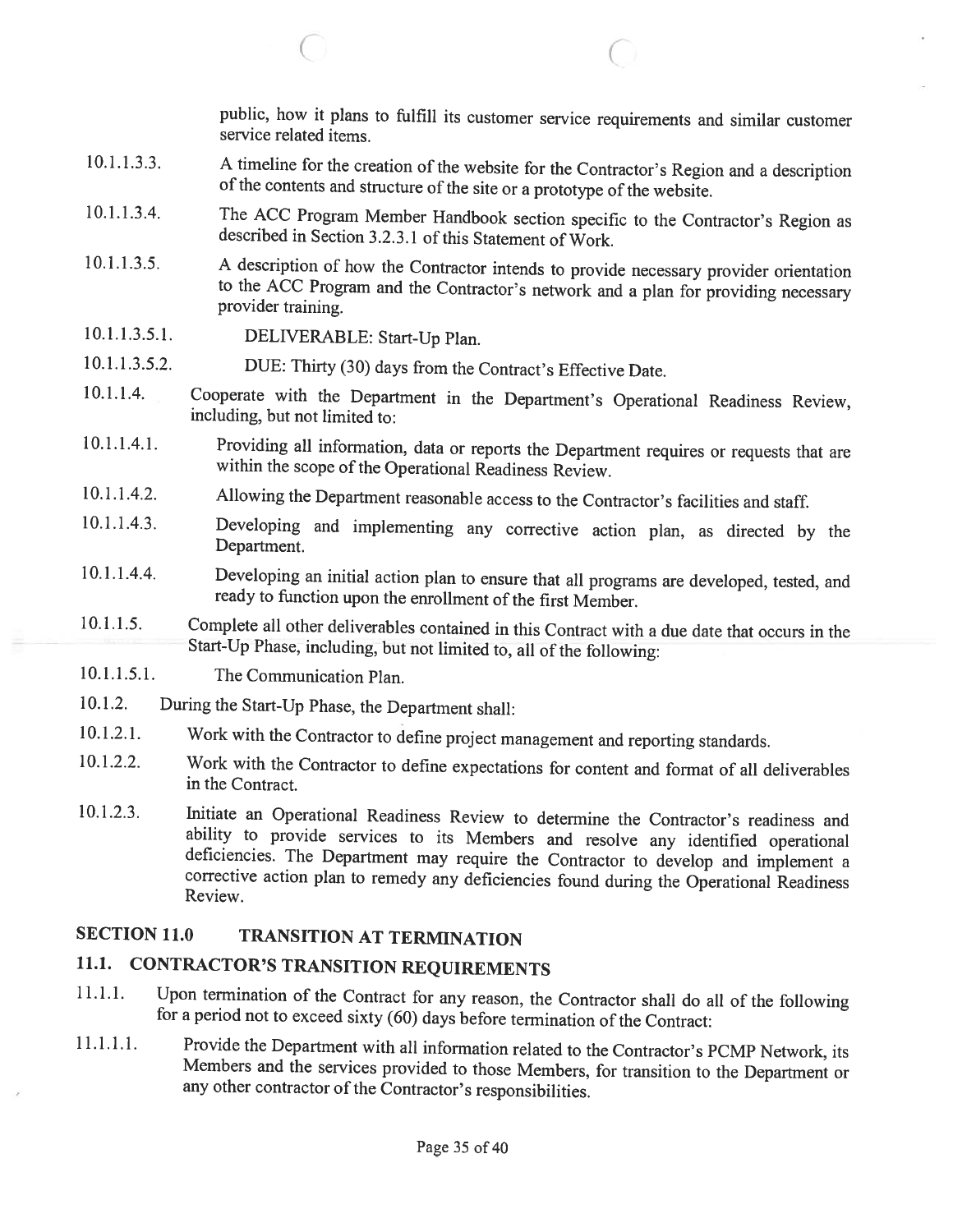public, how it plans to fulfill its customer service requirements and similar customer service related items.

10.1.1.3.3. A timeline for the creation of the website for the Contractor's Region and a description of the contents and structure of the site or a prototype of the website.

10.1.1.3.4. The ACC Program Member Handbook section specific to the Contractor's Region as described in Section 3.2.3.1 of this Statement of Work.

10.1.1.3.5. A description of how the Contractor intends to provide necessary provider orientation to the ACC Program and the Contractor's network and a plan for providing necessary provider training.

10.1.1.3.5.1. DELIVERABLE: Start-Up Plan.

10.1.1.3.5.2. DUE: Thirty (30) days from the Contract's Effective Date.

10.1.1.4. Cooperate with the Department in the Department's Operational Readiness Review, including, but not limited to:

10.1.1.4.1. Providing all information, data or reports the Department requires or requests that are within the scope of the Operational Readiness Review.

10.1.1.4.2. Allowing the Department reasonable access to the Contractor's facilities and staff.

10.1.1.4.3. Developing and implementing any corrective action plan, as directed by the Department.

10.1.1.4.4. Developing an initial action plan to ensure that all programs are developed, tested, and ready to function upon the enrollment of the first Member.

10.1.1.5. Complete all other deliverables contained in this Contract with a due date that occurs in the Start-Up Phase, including, but not limited to, all of the following:

10.1.1.5.1. The Communication Plan.

10.1.2. During the Start-Up Phase, the Department shall:

10.1.2.1. Work with the Contractor to define project management and reporting standards.

10.1.2.2. Work with the Contractor to define expectations for content and format of all deliverables in the Contract.

10.1.2.3. Initiate an Operational Readiness Review to determine the Contractor's readiness and ability to provide services to its Members and resolve any identified operational deficiencies. The Department may require the Contractor to develop and implement a corrective action plan to remedy any deficiencies found during the Operational Readiness Review.

## SECTION 11.0 TRANSITION AT TERMINATION

### 11.1. CONTRACTOR'S TRANSITION REQUIREMENTS

11.1.1. Upon termination of the Contract for any reason, the Contractor shall do all of the following for a period not to exceed sixty (60) days before termination of the Contract:

11.1.1.1. Provide the Department with all information related to the Contractor's PCMP Network, its Members and the services provided to those Members, for transition to the Department or any other contractor of the Contractor's responsibilities.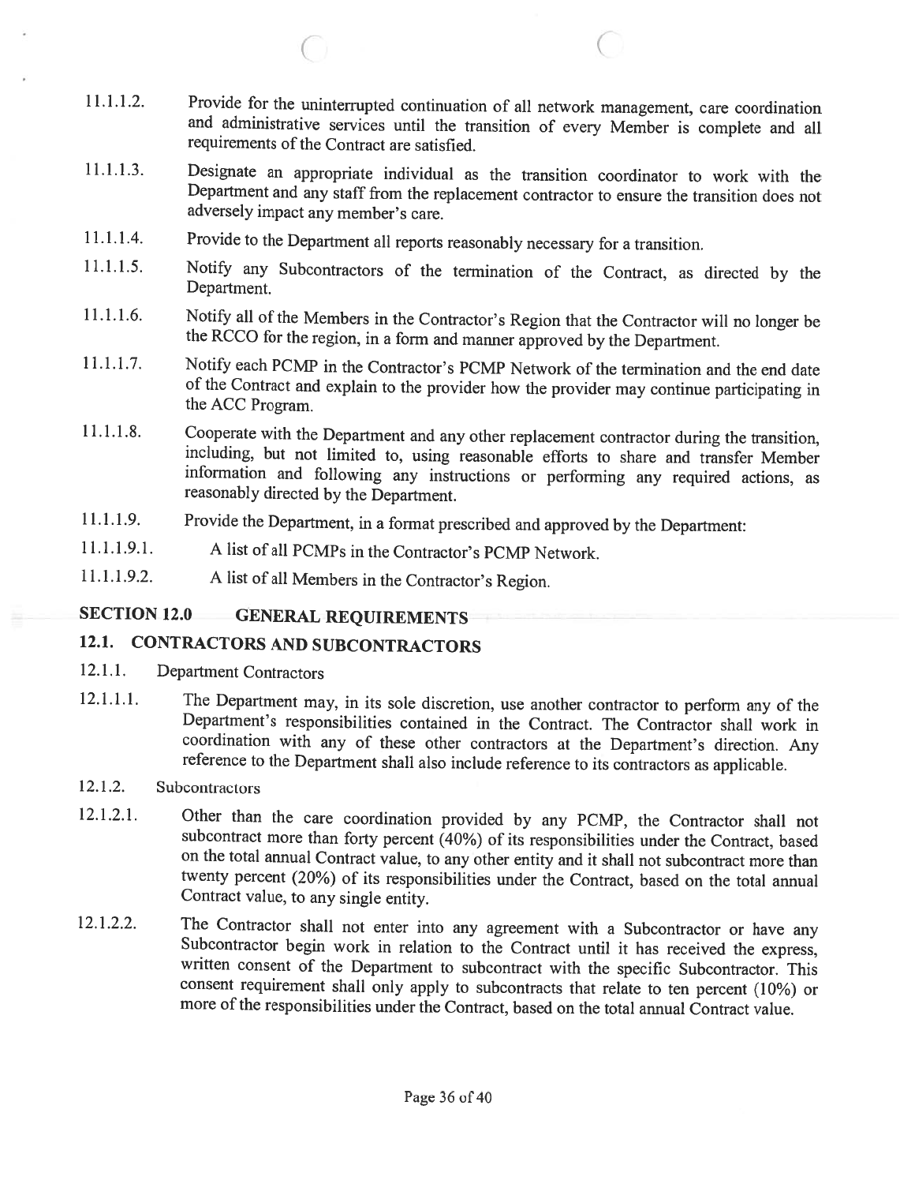11.1.1.2. Provide for the uninterrupted continuation of all network management, care coordination and administrative services until the transition of every Member is complete and all requirements of the Contract are satisfied.

11.1.1.3. Designate an appropriate individual as the transition coordinator to work with the Department and any staff from the replacement contractor to ensure the transition does not adversely impact any member's care.

11.1.1.4. Provide to the Department all reports reasonably necessary for a transition.

11.1.1.5. Notify any Subcontractors of the termination of the Contract, as directed by the Department.

11.1.1.6. Notify all of the Members in the Contractor's Region that the Contractor will no longer be the RCCO for the region, in a form and manner approved by the Department.

11.1.1.7. Notify each PCMP in the Contractor's PCMP Network of the termination and the end date of the Contract and explain to the provider how the provider may continue participating in the ACC Program.

11.1.1.8. Cooperate with the Department and any other replacement contractor during the transition, including, but not limited to, using reasonable efforts to share and transfer Member information and following any instructions or performing any required actions, as reasonably directed by the Department.

11.1.1.9. Provide the Department, in a format prescribed and approved by the Department:

11.1.1.9.1. A list of all PCMPs in the Contractor's PCMP Network.

11.1.1.9.2. A list of all Members in the Contractor's Region.

## SECTION 12.0 GENERAL REQUIREMENTS

### 12.1. CONTRACTORS AND SUBCONTRACTORS

12.1.1. Department Contractors

12.1.1.1. The Department may, in its sole discretion, use another contractor to perform any of the Department's responsibilities contained in the Contract. The Contractor shall work in coordination with any of these other contractors at the Department's direction. Any reference to the Department shall also include reference to its contractors as applicable.

12.1.2. Subcontractors

12.1.2.1. Other than the care coordination provided by any PCMP, the Contractor shall not subcontract more than forty percent (40%) of its responsibilities under the Contract, based on the total annual Contract value, to any other entity and it shall not subcontract more than twenty percent (20%) of its responsibilities under the Contract, based on the total annual Contract value, to any single entity.

12.1.2.2. The Contractor shall not enter into any agreement with a Subcontractor or have any Subcontractor begin work in relation to the Contract until it has received the express, written consent of the Department to subcontract with the specific Subcontractor. This consent requirement shall only apply to subcontracts that relate to ten percent (10%) or more of the responsibilities under the Contract, based on the total annual Contract value.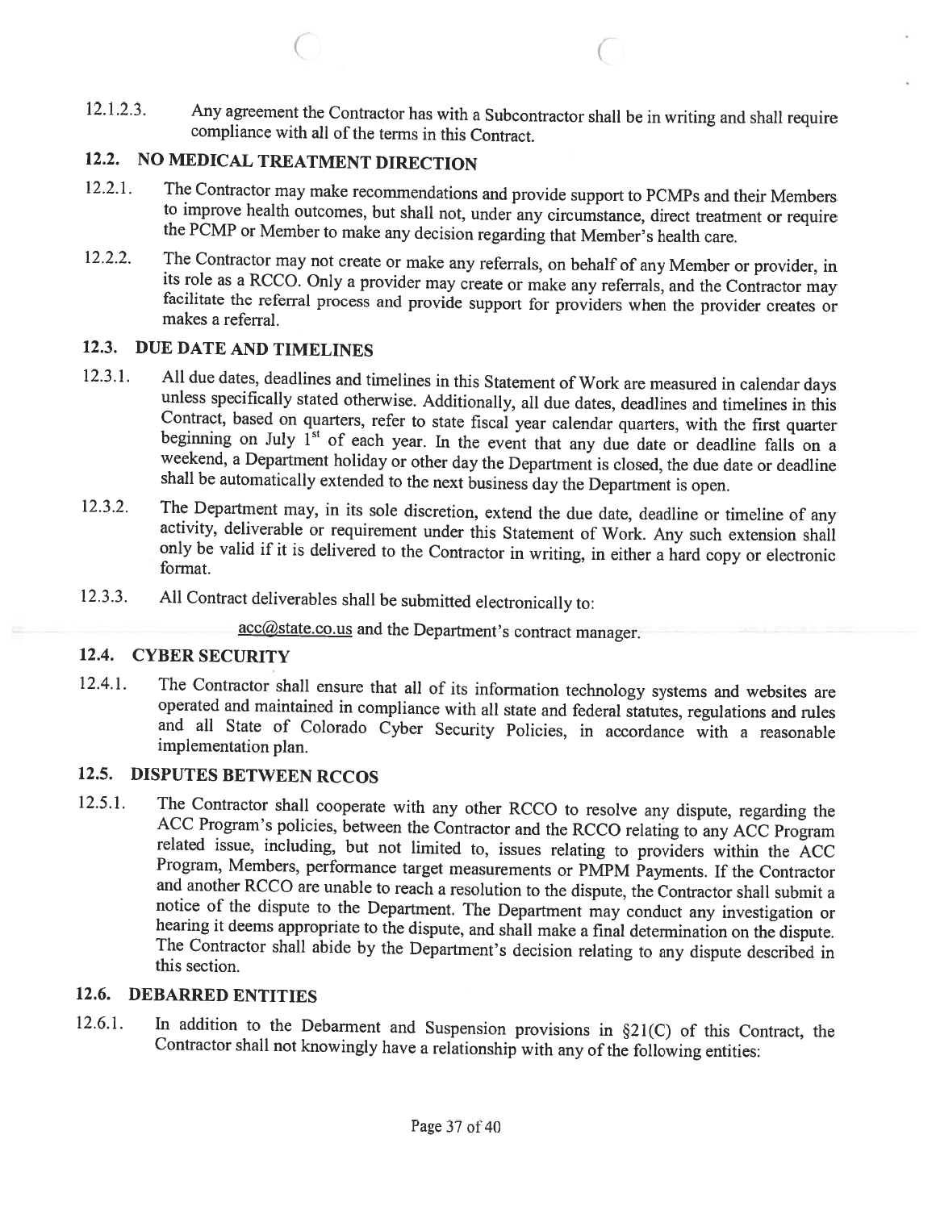12.1.2.3. Any agreement the Contractor has with a Subcontractor shall be in writing and shall require compliance with all of the terms in this Contract.

## 12.2. NO MEDICAL TREATMENT DIRECTION

12.2.1. The Contractor may make recommendations and provide support to PCMPs and their Members to improve health outcomes, but shall not, under any circumstance, direct treatment or require the PCMP or Member to make any decision regarding that Member's health care.

12.2.2. The Contractor may not create or make any referrals, on behalf of any Member or provider, in its role as a RCCO. Only a provider may create or make any referrals, and the Contractor may facilitate the referral process and provide support for providers when the provider creates or makes a referral.

## 12.3. DUE DATE AND TIMELINES

12.3.1. All due dates, deadlines and timelines in this Statement of Work are measured in calendar days unless specifically stated otherwise. Additionally, all due dates, deadlines and timelines in this Contract, based on quarters, refer to state fiscal year calendar quarters, with the first quarter beginning on July 1st of each year. In the event that any due date or deadline falls on a weekend, a Department holiday or other day the Department is closed, the due date or deadline shall be automatically extended to the next business day the Department is open.

12.3.2. The Department may, in its sole discretion, extend the due date, deadline or timeline of any activity, deliverable or requirement under this Statement of Work. Any such extension shall only be valid if it is delivered to the Contractor in writing, in either a hard copy or electronic format.

12.3.3. All Contract deliverables shall be submitted electronically to:

acc@state.co.us and the Department's contract manager.

## 12.4. CYBER SECURITY

12.4.1. The Contractor shall ensure that all of its information technology systems and websites are operated and maintained in compliance with all state and federal statutes, regulations and rules and all State of Colorado Cyber Security Policies, in accordance with a reasonable implementation plan.

## 12.5. DISPUTES BETWEEN RCCOS

12.5.1. The Contractor shall cooperate with any other RCCO to resolve any dispute, regarding the ACC Program's policies, between the Contractor and the RCCO relating to any ACC Program related issue, including, but not limited to, issues relating to providers within the ACC Program, Members, performance target measurements or PMPM Payments. If the Contractor and another RCCO are unable to reach a resolution to the dispute, the Contractor shall submit a notice of the dispute to the Department. The Department may conduct any investigation or hearing it deems appropriate to the dispute, and shall make a final determination on the dispute. The Contractor shall abide by the Department's decision relating to any dispute described in this section.

## 12.6. DEBARRED ENTITIES

12.6.1. In addition to the Debarment and Suspension provisions in §21(C) of this Contract, the Contractor shall not knowingly have a relationship with any of the following entities: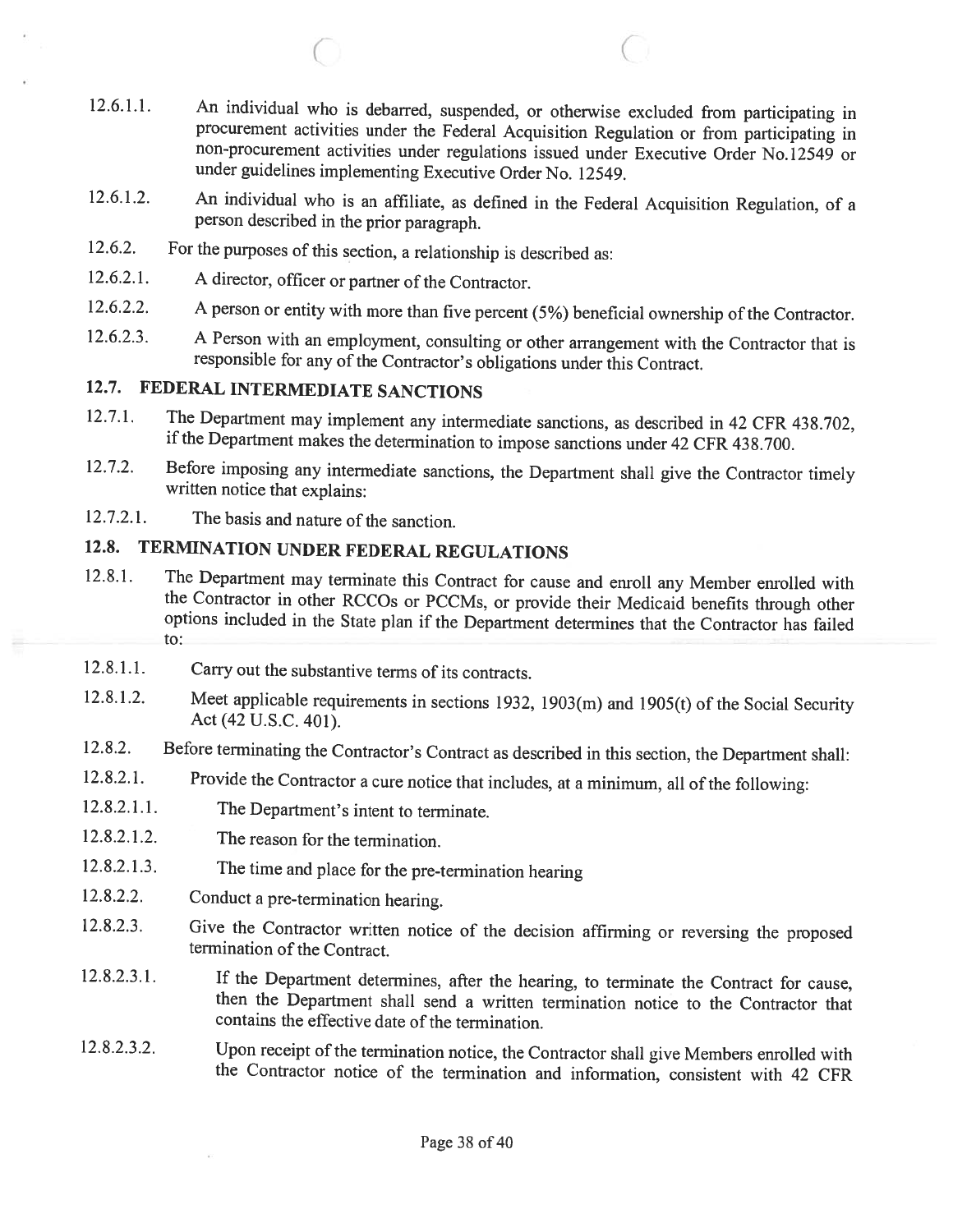12.6.1.1. An individual who is debarred, suspended, or otherwise excluded from participating in procurement activities under the Federal Acquisition Regulation or from participating in non-procurement activities under regulations issued under Executive Order No.12549 or under guidelines implementing Executive Order No. 12549.

12.6.1.2. An individual who is an affiliate, as defined in the Federal Acquisition Regulation, of a person described in the prior paragraph.

12.6.2. For the purposes of this section, a relationship is described as:

12.6.2.1. A director, officer or partner of the Contractor.

12.6.2.2. A person or entity with more than five percent (5%) beneficial ownership of the Contractor.

12.6.2.3. A Person with an employment, consulting or other arrangement with the Contractor that is responsible for any of the Contractor's obligations under this Contract.

## 12.7. FEDERAL INTERMEDIATE SANCTIONS

12.7.1. The Department may implement any intermediate sanctions, as described in 42 CFR 438.702, if the Department makes the determination to impose sanctions under 42 CFR 438.700.

12.7.2. Before imposing any intermediate sanctions, the Department shall give the Contractor timely written notice that explains:

12.7.2.1. The basis and nature of the sanction.

## 12.8. TERMINATION UNDER FEDERAL REGULATIONS

12.8.1. The Department may terminate this Contract for cause and enroll any Member enrolled with the Contractor in other RCCOs or PCCMs, or provide their Medicaid benefits through other options included in the State plan if the Department determines that the Contractor has failed to:

12.8.1.1. Carry out the substantive terms of its contracts.

12.8.1.2. Meet applicable requirements in sections 1932, 1903(m) and 1905(t) of the Social Security Act (42 U.S.C. 401).

12.8.2. Before terminating the Contractor's Contract as described in this section, the Department shall:

12.8.2.1. Provide the Contractor a cure notice that includes, at a minimum, all of the following:

12.8.2.1.1. The Department's intent to terminate.

12.8.2.1.2. The reason for the termination.

12.8.2.1.3. The time and place for the pre-termination hearing

12.8.2.2. Conduct a pre-termination hearing.

12.8.2.3. Give the Contractor written notice of the decision affirming or reversing the proposed termination of the Contract.

12.8.2.3.1. If the Department determines, after the hearing, to terminate the Contract for cause, then the Department shall send a written termination notice to the Contractor that contains the effective date of the termination.

12.8.2.3.2. Upon receipt of the termination notice, the Contractor shall give Members enrolled with the Contractor notice of the termination and information, consistent with 42 CFR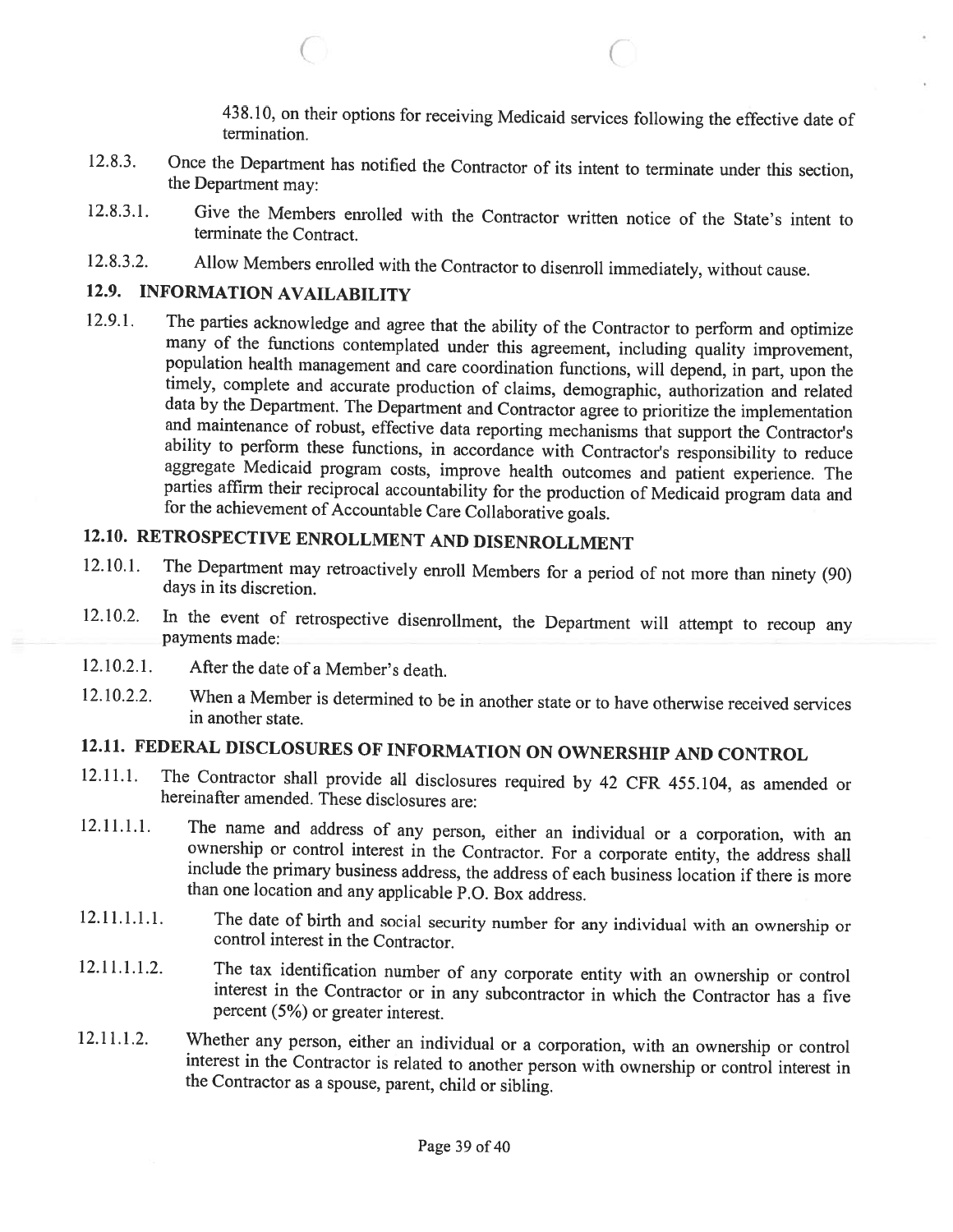438.10, on their options for receiving Medicaid services following the effective date of termination.

12.8.3. Once the Department has notified the Contractor of its intent to terminate under this section, the Department may:

12.8.3.1. Give the Members enrolled with the Contractor written notice of the State's intent to terminate the Contract.

12.8.3.2. Allow Members enrolled with the Contractor to disenroll immediately, without cause.

## 12.9. INFORMATION AVAILABILITY

12.9.1. The parties acknowledge and agree that the ability of the Contractor to perform and optimize many of the functions contemplated under this agreement, including quality improvement, population health management and care coordination functions, will depend, in part, upon the timely, complete and accurate production of claims, demographic, authorization and related data by the Department. The Department and Contractor agree to prioritize the implementation and maintenance of robust, effective data reporting mechanisms that support the Contractor's ability to perform these functions, in accordance with Contractor's responsibility to reduce aggregate Medicaid program costs, improve health outcomes and patient experience. The parties affirm their reciprocal accountability for the production of Medicaid program data and for the achievement of Accountable Care Collaborative goals.

## 12.10. RETROSPECTIVE ENROLLMENT AND DISENROLLMENT

12.10.1. The Department may retroactively enroll Members for a period of not more than ninety (90) days in its discretion.

12.10.2. In the event of retrospective disenrollment, the Department will attempt to recoup any payments made:

12.10.2.1. After the date of a Member's death.

12.10.2.2. When a Member is determined to be in another state or to have otherwise received services in another state.

## 12.11. FEDERAL DISCLOSURES OF INFORMATION ON OWNERSHIP AND CONTROL

12.11.1. The Contractor shall provide all disclosures required by 42 CFR 455.104, as amended or hereinafter amended. These disclosures are:

12.11.1.1. The name and address of any person, either an individual or a corporation, with an ownership or control interest in the Contractor. For a corporate entity, the address shall include the primary business address, the address of each business location if there is more than one location and any applicable P.O. Box address.

12.11.1.1.1. The date of birth and social security number for any individual with an ownership or control interest in the Contractor.

12.11.1.1.2. The tax identification number of any corporate entity with an ownership or control interest in the Contractor or in any subcontractor in which the Contractor has a five percent (5%) or greater interest.

12.11.1.2. Whether any person, either an individual or a corporation, with an ownership or control interest in the Contractor is related to another person with ownership or control interest in the Contractor as a spouse, parent, child or sibling.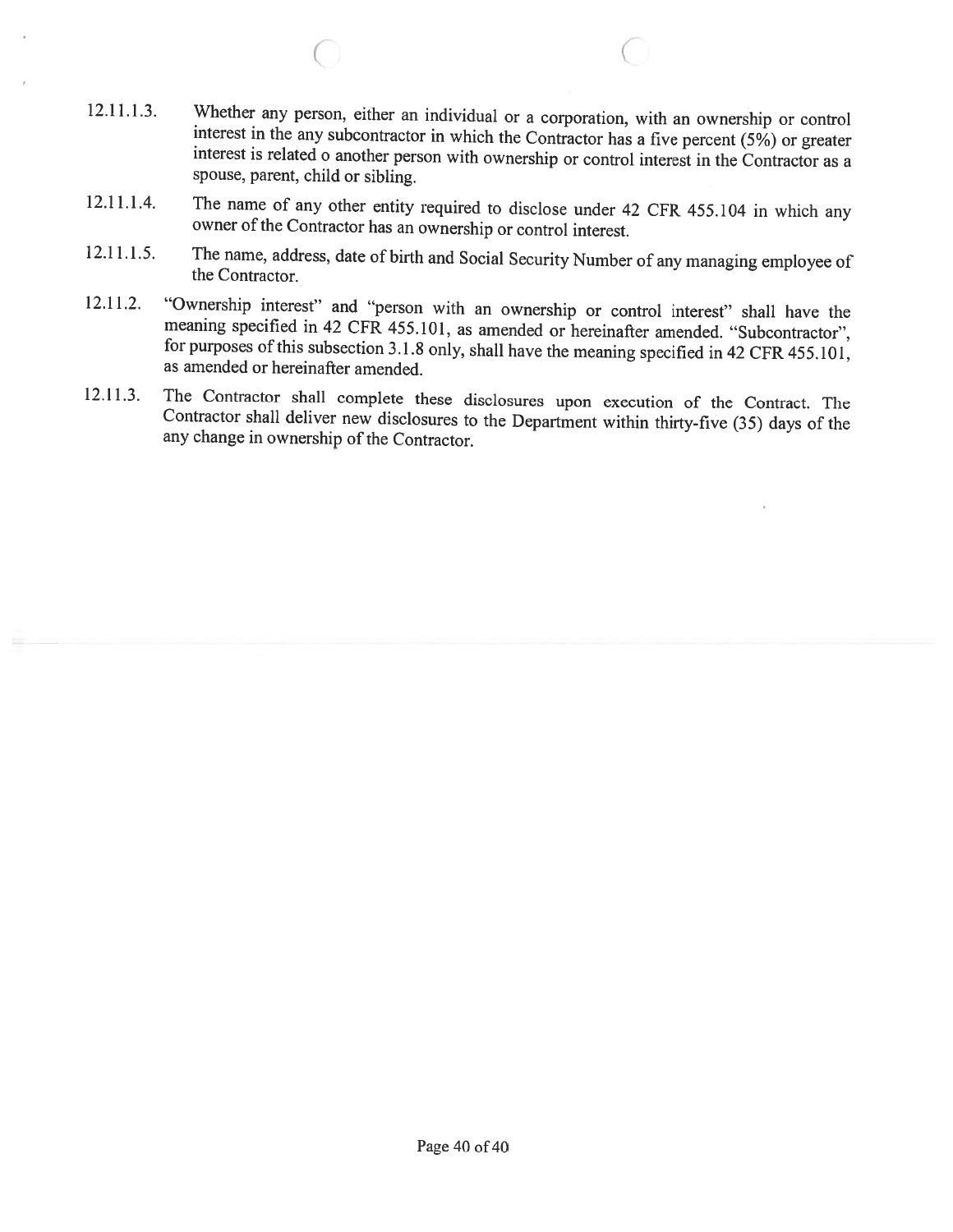12.11.1.3. Whether any person, either an individual or a corporation, with an ownership or control interest in the any subcontractor in which the Contractor has a five percent (5%) or greater interest is related o another person with ownership or control interest in the Contractor as a spouse, parent, child or sibling.

12.11.1.4. The name of any other entity required to disclose under 42 CFR 455.104 in which any owner of the Contractor has an ownership or control interest.

12.11.1.5. The name, address, date of birth and Social Security Number of any managing employee of the Contractor.

12.11.2. "Ownership interest" and "person with an ownership or control interest" shall have the meaning specified in 42 CFR 455.101, as amended or hereinafter amended. "Subcontractor", for purposes of this subsection 3.1.8 only, shall have the meaning specified in 42 CFR 455.101, as amended or hereinafter amended.

12.11.3. The Contractor shall complete these disclosures upon execution of the Contract. The Contractor shall deliver new disclosures to the Department within thirty-five (35) days of the any change in ownership of the Contractor.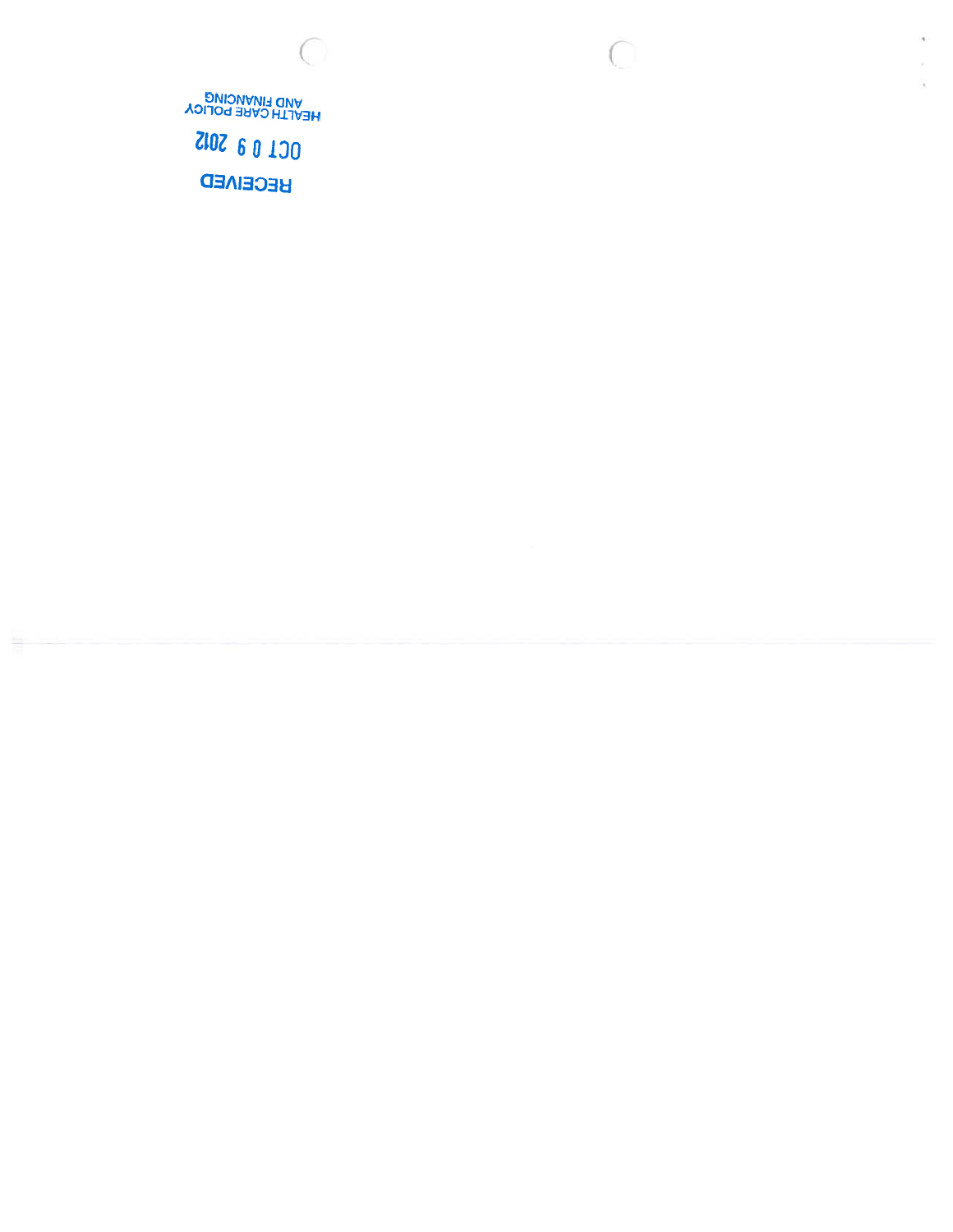RECEIVED

OCT 0 9 2012

HEALTH CARE POLICY
AND FINANCING